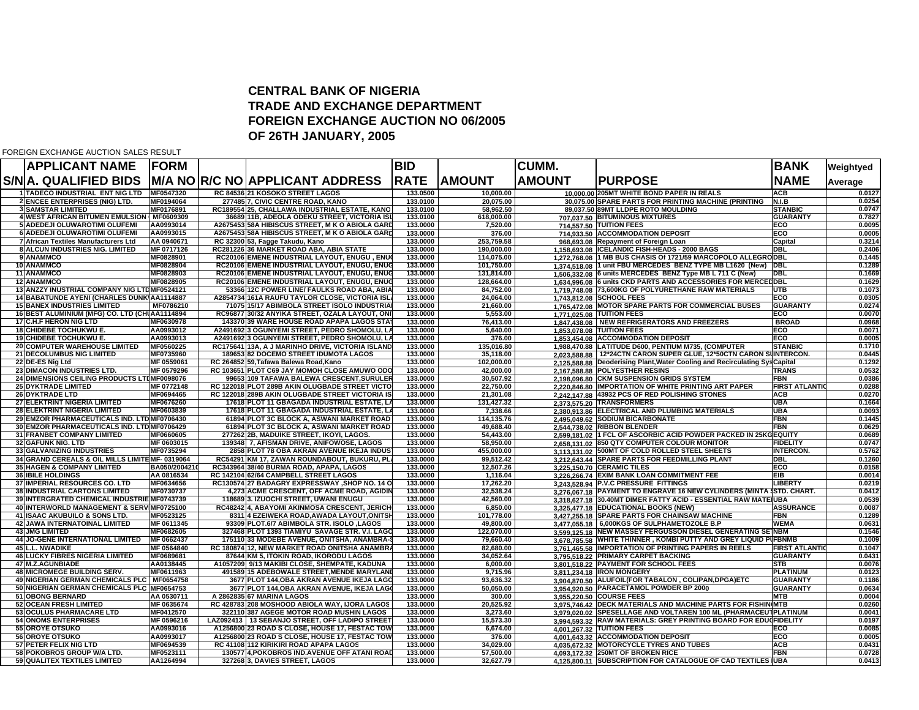# CENTRAL BANK OF NIGERIA
## TRADE AND EXCHANGE DEPARTMENT
## FOREIGN EXCHANGE AUCTION NO 06/2005
## OF 26TH JANUARY, 2005

FOREIGN EXCHANGE AUCTION SALES RESULT

| S/N | APPLICANT NAME A. QUALIFIED BIDS | FORM M/A NO | R/C NO | APPLICANT ADDRESS | BID RATE | AMOUNT | CUMM. AMOUNT | PURPOSE | BANK NAME | Weightyed Average |
|---|---|---|---|---|---|---|---|---|---|---|
| 1 | TADECO INDUSTRIAL ENT NIG LTD | MF0547320 | RC 84536 | 21 KOSOKO STREET LAGOS | 133.0500 | 10,000.00 | 10,000.00 | 205MT WHITE BOND PAPER IN REALS | ACB | 0.0127 |
| 2 | ENCEE ENTERPRISES (NIG) LTD. | MF0194064 | 277485 | 7, CIVIC CENTRE ROAD, KANO | 133.0100 | 20,075.00 | 30,075.00 | SPARE PARTS FOR PRINTING MACHINE (PRINTING | N.I.B | 0.0254 |
| 3 | SAMSTAR LIMITED | MF0176891 | RC189554 | 25, CHALLAWA INDUSTRIAL ESTATE, KANO | 133.0100 | 58,962.50 | 89,037.50 | 89MT LLDPE ROTO MOULDING | STANBIC | 0.0747 |
| 4 | WEST AFRICAN BITUMEN EMULSION | MF0609309 | 36689 | 11B, ADEOLA ODEKU STREET, VICTORIA ISL | 133.0100 | 618,000.00 | 707,037.50 | BITUMINOUS MIXTURES | GUARANTY | 0.7827 |
| 5 | ADEDEJI OLUWAROTIMI OLUFEMI | AA0993014 | A2675453 | 58A HIBISCUS STREET, M K O ABIOLA GARD | 133.0000 | 7,520.00 | 714,557.50 | TUITION FEES | ECO | 0.0095 |
| 6 | ADEDEJI OLUWAROTIMI OLUFEMI | AA0993015 | A2675453 | 58A HIBISCUS STREET, M K O ABIOLA GARD | 133.0000 | 376.00 | 714,933.50 | ACCOMMODATION DEPOSIT | ECO | 0.0005 |
| 7 | African Textiles Manufacturers Ltd | AA 0940671 | RC 32300 | 53, Fagge Takudu, Kano | 133.0000 | 253,759.58 | 968,693.08 | Repayment of Foreign Loan | Capital | 0.3214 |
| 8 | ALCUN INDUSTRIES NIG. LIMITED | MF 0717126 | RC281226 | 36 MARKET ROAD ABA, ABIA STATE | 133.0000 | 190,000.00 | 1,158,693.08 | ICELANDIC FISH-HEADS - 2000 BAGS | DBL | 0.2406 |
| 9 | ANAMMCO | MF0828901 | RC20106 | EMENE INDUSTRIAL LAYOUT, ENUGU , ENUG | 133.0000 | 114,075.00 | 1,272,768.08 | 1 MB BUS CHASIS Of 1721/59 MARCOPOLO ALLEGRO | DBL | 0.1445 |
| 10 | ANAMMCO | MF0828904 | RC20106 | EMENE INDUSTRIAL LAYOUT, ENUGU, ENUG | 133.0000 | 101,750.00 | 1,374,518.08 | 1 unit FBU MERCEDES BENZ TYPE MB L1620 (New) | DBL | 0.1289 |
| 11 | ANAMMCO | MF0828903 | RC20106 | EMENE INDUSTRIAL LAYOUT, ENUGU, ENUG | 133.0000 | 131,814.00 | 1,506,332.08 | 6 units MERCEDES BENZ Type MB L 711 C (New) | DBL | 0.1669 |
| 12 | ANAMMCO | MF0828905 | RC20106 | EMENE INDUSTRIAL LAYOUT, ENUGU, ENUG | 133.0000 | 128,664.00 | 1,634,996.08 | 6 units CKD PARTS AND ACCESSORIES FOR MERCED | DBL | 0.1629 |
| 13 | ANZZY INUSTRIAL COMPANY NIG LTD | MF0524121 | 53366 | 12C POWER LINE/ FAULKS ROAD ABA, ABIA | 133.0000 | 84,752.00 | 1,719,748.08 | 73,600KG OF POLYURETHANE RAW MATERIALS | UTB | 0.1073 |
| 14 | BABATUNDE AYENI (CHARLES DUNK | AA1114887 | A2854734 | 161A RAUFU TAYLOR CLOSE, VICTORIA ISL | 133.0000 | 24,064.00 | 1,743,812.08 | SCHOOL FEES | ECO | 0.0305 |
| 15 | BANEX INDUSTRIES LIMITED | MF0786210 | 71075 | 15/17 ABIMBOLA STREET ISOLO INDUSTRIAL | 133.0000 | 21,660.00 | 1,765,472.08 | MOTOR SPARE PARTS FOR COMMERCIAL BUSES | GUARANTY | 0.0274 |
| 16 | BEST ALUMINIUM (MFG) CO. LTD (CH | AA1114894 | RC96877 | 30/32 ANYIKA STREET, OZALA LAYOUT, ONI | 133.0000 | 5,553.00 | 1,771,025.08 | TUITION FEES | ECO | 0.0070 |
| 17 | C.H.F HERON NIG LTD | MF0630978 | 143370 | 39 WARE HOUSE ROAD APAPA LAGOS STA | 133.0000 | 76,413.00 | 1,847,438.08 | NEW REFRIGERATORS AND FREEZERS | BROAD | 0.0968 |
| 18 | CHIDEBE TOCHUKWU E. | AA0993012 | A2491692 | 3 OGUNYEMI STREET, PEDRO SHOMOLU, LA | 133.0000 | 5,640.00 | 1,853,078.08 | TUITION FEES | ECO | 0.0071 |
| 19 | CHIDEBE TOCHUKWU E. | AA0993013 | A2491692 | 3 OGUNYEMI STREET, PEDRO SHOMOLU, LA | 133.0000 | 376.00 | 1,853,454.08 | ACCOMMODATION DEPOSIT | ECO | 0.0005 |
| 20 | COMPUTER WAREHOUSE LIMITED | MF0560225 | RC175641 | 13A, A J MARINHO DRIVE, VICTORIA ISLAND | 133.0000 | 135,016.80 | 1,988,470.88 | LATITUDE D600, PENTIUM M735, (COMPUTER | STANBIC | 0.1710 |
| 21 | DECOLUMBUS NIG LIMITED | MF0735960 | 189653 | 82 DOCEMO STREET IDUMOTA LAGOS | 133.0000 | 35,118.00 | 2,023,588.88 | 12*24CTN CARON SUPER GLUE, 12*50CTN CARON SU | INTERCON. | 0.0445 |
| 22 | DE-ES Nig Ltd | MF 0559061 | RC 264852 | 59,Tafawa Balewa Road,Kano | 133.0000 | 102,000.00 | 2,125,588.88 | Deoderising Plant,Water Cooling and Recirculating Sys | Capital | 0.1292 |
| 23 | DIMACON INDUSTRIES LTD. | MF 0579296 | RC 103651 | PLOT C69 JAY MOMOH CLOSE AMUWO ODO | 133.0000 | 42,000.00 | 2,167,588.88 | POLYESTHER RESINS | TRANS | 0.0532 |
| 24 | DIMENSIONS CEILING PRODUCTS LTD | MF0098076 | 99653 | 109 TAFAWA BALEWA CRESCENT,SURULER | 133.0000 | 30,507.92 | 2,198,096.80 | CKM SUSPENSION GRIDS SYSTEM | FBN | 0.0386 |
| 25 | DYKTRADE LIMITED | MF 0772148 | RC 122018 | PLOT 289B AKIN OLUGBADE STREET VICTO | 133.0000 | 22,750.00 | 2,220,846.80 | IMPORTATION OF WHITE PRINTING ART PAPER | FIRST ATLANTIC | 0.0288 |
| 26 | DYKTRADE LTD | MF0694465 | RC 122018 | 289B AKIN OLUGBADE STREET VICTORIA IS | 133.0000 | 21,301.08 | 2,242,147.88 | 43932 PCS OF RED POLISHING STONES | ACB | 0.0270 |
| 27 | ELEKTRINT NIGERIA LIMITED | MF0676260 | 17618 | PLOT 11 GBAGADA INDUSTRIAL ESTATE, LA | 133.0000 | 131,427.32 | 2,373,575.20 | TRANSFORMERS | UBA | 0.1664 |
| 28 | ELEKTRINT NIGERIA LIMITED | MF0603839 | 17618 | PLOT 11 GBAGADA INDUSTRIAL ESTATE, LA | 133.0000 | 7,338.66 | 2,380,913.86 | ELECTRICAL AND PLUMBING MATERIALS | UBA | 0.0093 |
| 29 | EMZOR PHARMACEUTICALS IND. LTD | MF0706430 | 61894 | PLOT 3C BLOCK A, ASWANI MARKET ROAD | 133.0000 | 114,135.76 | 2,495,049.62 | SODIUM BICARBONATE | FBN | 0.1445 |
| 30 | EMZOR PHARMACEUTICALS IND. LTD | MF0706429 | 61894 | PLOT 3C BLOCK A, ASWANI MARKET ROAD | 133.0000 | 49,688.40 | 2,544,738.02 | RIBBON BLENDER | FBN | 0.0629 |
| 31 | FRANBET COMPANY LIMITED | MF0660605 | 277262 | 2B, MADUIKE STREET, IKOYI, LAGOS. | 133.0000 | 54,443.00 | 2,599,181.02 | 1 FCL OF ASCORBIC ACID POWDER PACKED IN 25KG | EQUITY | 0.0689 |
| 32 | GAFUNK NIG. LTD | MF 0603015 | 139348 | 7, AFISMAN DRIVE, ANIFOWOSE, LAGOS | 133.0000 | 58,950.00 | 2,658,131.02 | 850 QTY COMPUTER COLOUR MONITOR | FIDELITY | 0.0747 |
| 33 | GALVANIZING INDUSTRIES | MF0735294 | 2858 | PLOT 78 OBA AKRAN AVENUE IKEJA INDUS | 133.0000 | 455,000.00 | 3,113,131.02 | 500MT OF COLD ROLLED STEEL SHEETS | INTERCON. | 0.5762 |
| 34 | GRAND CEREALS & OIL MILLS LIMITE | MF- 0319064 | RC54291 | KM 17, ZAWAN ROUNDABOUT, BUKURU, PL | 133.0000 | 99,512.42 | 3,212,643.44 | SPARE PARTS FOR FEEDMILLING PLANT | DBL | 0.1260 |
| 35 | HAGEN & COMPANY LIMITED | BA050/200421 | RC343964 | 38/40 BURMA ROAD, APAPA, LAGOS | 133.0000 | 12,507.26 | 3,225,150.70 | CERAMIC TILES | ECO | 0.0158 |
| 36 | IBILE HOLDINGS | AA 0816534 | RC 142104 | 62/64 CAMPBELL STREET LAGOS | 133.0000 | 1,116.04 | 3,226,266.74 | EXIM BANK LOAN COMMITMENT FEE | EIB | 0.0014 |
| 37 | IMPERIAL RESOURCES CO. LTD | MF0634656 | RC130574 | 27 BADAGRY EXPRESSWAY ,SHOP NO. 14 O | 133.0000 | 17,262.20 | 3,243,528.94 | P.V.C PRESSURE FITTINGS | LIBERTY | 0.0219 |
| 38 | INDUSTRIAL CARTONS LIMITED | MF0730737 | 4,273 | ACME CRESCENT, OFF ACME ROAD, AGIDIN | 133.0000 | 32,538.24 | 3,276,067.18 | PAYMENT TO ENGRAVE 16 NEW CYLINDERS (MINTA | STD. CHART. | 0.0412 |
| 39 | INTERGRATED CHEMICAL INDUSTRIE | MF0743739 | 118689 | 3. IZUOCHI STREET, UWANI ENUGU | 133.0000 | 42,560.00 | 3,318,627.18 | 30.40MT DIMER FATTY ACID - ESSENTIAL RAW MATE | UBA | 0.0539 |
| 40 | INTERWORLD MANAGEMENT & SERV | MF0725100 | RC48242 | 4, ABAYOMI AKINMOSA CRESCENT, JERICH | 133.0000 | 6,850.00 | 3,325,477.18 | EDUCATIONAL BOOKS (NEW) | ASSURANCE | 0.0087 |
| 41 | ISAAC AKUBUILO & SONS LTD. | MF0523125 | 8311 | 4 EZEIWEKA ROAD,AWADA LAYOUT,ONITSH | 133.0000 | 101,778.00 | 3,427,255.18 | SPARE PARTS FOR CHAINSAW MACHINE | FBN | 0.1289 |
| 42 | JAWA INTERNATOINAL LIMITED | MF 0611345 | 93309 | PLOT.6/7 ABIMBOLA STR. ISOLO ,LAGOS | 133.0000 | 49,800.00 | 3,477,055.18 | 6,000KGS OF SULPHAMETOZOLE B.P | WEMA | 0.0631 |
| 43 | JMG LIMITED | MF0682605 | 327468 | PLOT 1393 TIAMIYU SAVAGE STR. V.I. LAG | 133.0000 | 122,070.00 | 3,599,125.18 | NEW MASSEY FERGUSSON DIESEL GENERATING SE | NBM | 0.1546 |
| 44 | JO-GENE INTERNATIONAL LIMITED | MF 0662437 | 175110 | 33 MODEBE AVENUE, ONITSHA, ANAMBRA- | 133.0000 | 79,660.40 | 3,678,785.58 | WHITE THINNER , KOMBI PUTTY AND GREY LIQUID PU | FBNMB | 0.1009 |
| 45 | L.L. NWADIKE | MF 0564840 | RC 180874 | 12, NEW MARKET ROAD ONITSHA ANAMBR | 133.0000 | 82,680.00 | 3,761,465.58 | IMPORTATION OF PRINTING PAPERS IN REELS | FIRST ATLANTIC | 0.1047 |
| 46 | LUCKY FIBRES NIGERIA LIMITED | MF0689681 | 87644 | KM 5, ITOKIN ROAD, IKORODU LAGOS | 133.0000 | 34,052.64 | 3,795,518.22 | PRIMARY CARPET BACKING | GUARANTY | 0.0431 |
| 47 | M.Z.AGUNBIADE | AA0138445 | A1057209 | 9/13 MAKIBI CLOSE, SHEMPATE, KADUNA | 133.0000 | 6,000.00 | 3,801,518.22 | PAYMENT FOR SCHOOL FEES | STB | 0.0076 |
| 48 | MICROMEGE BUILDING SERV. | MF0611963 | 491589 | 15 ADEBOWALE STREET,MENDE MARYLAN | 133.0000 | 9,715.96 | 3,811,234.18 | IRON MONGERY | PLATINUM | 0.0123 |
| 49 | NIGERIAN GERMAN CHEMICALS PLC | MF0654758 | 3677 | PLOT 144,OBA AKRAN AVENUE IKEJA LAGO | 133.0000 | 93,636.32 | 3,904,870.50 | ALUFOIL(FOR TABALON , COLIPAN,DPGA)ETC | GUARANTY | 0.1186 |
| 50 | NIGERIAN GERMAN CHEMICALS PLC | MF0654753 | 3677 | PLOT 144,OBA AKRAN AVENUE, IKEJA LAG | 133.0000 | 50,050.00 | 3,954,920.50 | PARACETAMOL POWDER BP 2000 | GUARANTY | 0.0634 |
| 51 | OBONG BERNARD | AA 0530711 | A 2862835 | 67 MARINA LAGOS | 133.0000 | 300.00 | 3,955,220.50 | COURSE FEES | MTB | 0.0004 |
| 52 | OCEAN FRESH LIMITED | MF 0635674 | RC 428783 | 208 MOSHOOD ABIOLA WAY, IJORA LAGOS | 133.0000 | 20,525.92 | 3,975,746.42 | DECK MATERIALS AND MACHINE PARTS FOR FISHIN | MTB | 0.0260 |
| 53 | OCULUS PHARMACARE LTD | MF0412570 | 322110 | 387 AGEGE MOTOR ROAD MUSHIN LAGOS | 133.0000 | 3,273.60 | 3,979,020.02 | SPESELLAGE AND VOLTAREN 100 ML (PHARMACEUT | PLATINUM | 0.0041 |
| 54 | ONOMS ENTERPRISES | MF 0596216 | LAZ092413 | 13 SEBANJO STREET, OFF LADIPO STREET | 133.0000 | 15,573.30 | 3,994,593.32 | RAW MATERIALS: GREY PRINTING BOARD FOR EDU | FIDELITY | 0.0197 |
| 55 | OROYE OTSUKO | AA0993016 | A1256800 | 23 ROAD S CLOSE, HOUSE 17, FESTAC TOW | 133.0000 | 6,674.00 | 4,001,267.32 | TUITION FEES | ECO | 0.0085 |
| 56 | OROYE OTSUKO | AA0993017 | A1256800 | 23 ROAD S CLOSE, HOUSE 17, FESTAC TOW | 133.0000 | 376.00 | 4,001,643.32 | ACCOMMODATION DEPOSIT | ECO | 0.0005 |
| 57 | PETER FELIX NIG LTD | MF0694539 | RC 41108 | 112 KIRIKIRI ROAD APAPA LAGOS | 133.0000 | 34,029.00 | 4,035,672.32 | MOTORCYCLE TYRES AND TUBES | ACB | 0.0431 |
| 58 | POKOBROS GROUP W/A LTD. | MF0523111 | 130577 | 4,POKOBROS IND.AVENUE OFF ATANI ROAD | 133.0000 | 57,500.00 | 4,093,172.32 | 250MT OF BROKEN RICE | FBN | 0.0728 |
| 59 | QUALITEX TEXTILES LIMITED | AA1264994 | 327268 | 3, DAVIES STREET, LAGOS | 133.0000 | 32,627.79 | 4,125,800.11 | SUBSCRIPTION FOR CATALOGUE OF CAD TEXTILES | UBA | 0.0413 |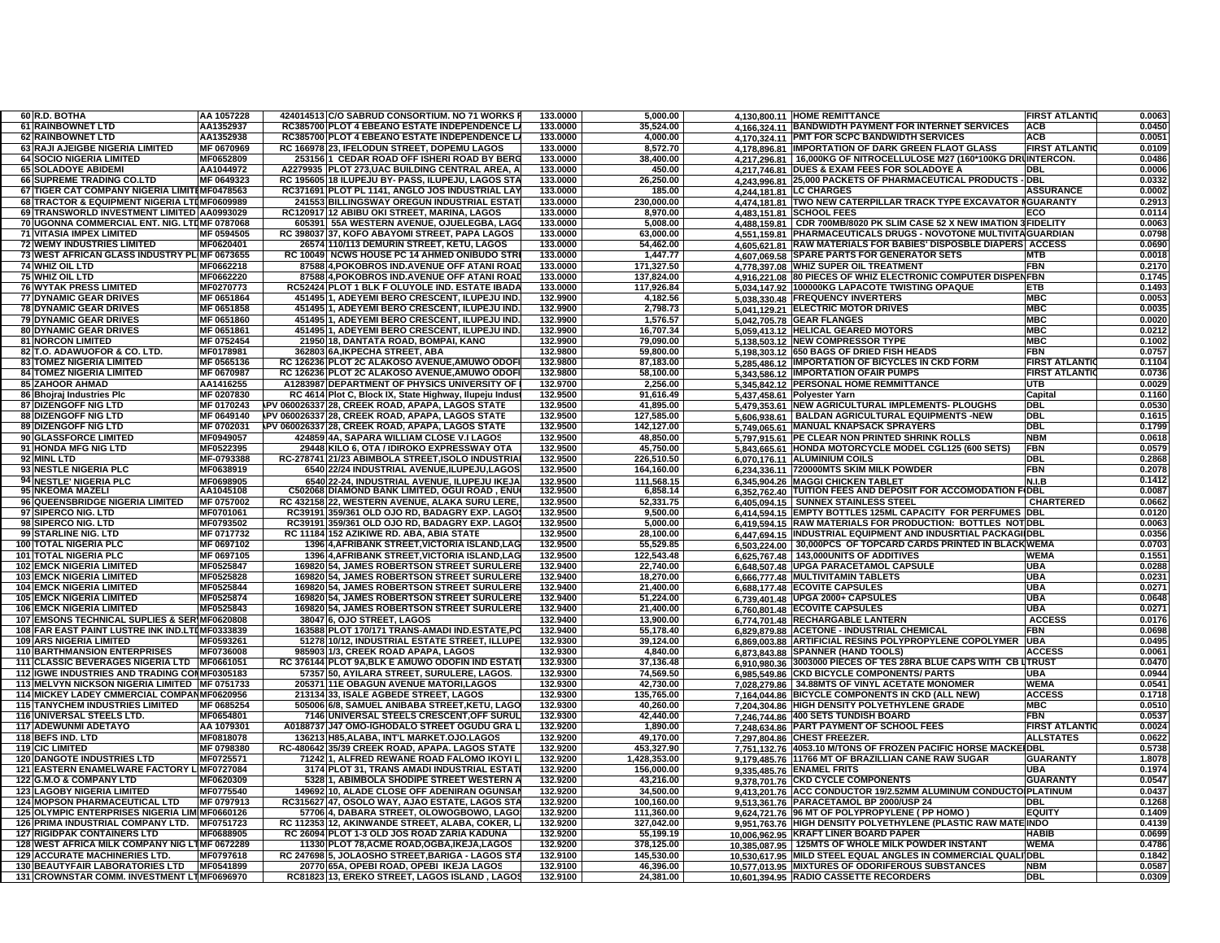| | | | | | | | | | | |
|---|---|---|---|---|---|---|---|---|---|---|
| 60 | R.D. BOTHA | AA 1057228 | 424014513 | C/O SABRUD CONSORTIUM. NO 71 WORKS F | 133.0000 | 5,000.00 | 4,130,800.11 | HOME REMITTANCE | FIRST ATLANTIC | 0.0063 |
| 61 | RAINBOWNET LTD | AA1352937 | RC385700 | PLOT 4 EBEANO ESTATE INDEPENDENCE L | 133.0000 | 35,524.00 | 4,166,324.11 | BANDWIDTH PAYMENT FOR INTERNET SERVICES | ACB | 0.0450 |
| 62 | RAINBOWNET LTD | AA1352938 | RC385700 | PLOT 4 EBEANO ESTATE INDEPENDENCE L | 133.0000 | 4,000.00 | 4,170,324.11 | PMT FOR SCPC BANDWIDTH SERVICES | ACB | 0.0051 |
| 63 | RAJI AJEIGBE NIGERIA LIMITED | MF 0670969 | RC 166978 | 23, IFELODUN STREET, DOPEMU LAGOS | 133.0000 | 8,572.70 | 4,178,896.81 | IMPORTATION OF DARK GREEN FLAOT GLASS | FIRST ATLANTIC | 0.0109 |
| 64 | SOCIO NIGERIA LIMITED | MF0652809 | 253156 | 1 CEDAR ROAD OFF ISHERI ROAD BY BERG | 133.0000 | 38,400.00 | 4,217,296.81 | 16,000KG OF NITROCELLULOSE M27 (160*100KG DRU | INTERCON. | 0.0486 |
| 65 | SOLADOYE ABIDEMI | AA1044972 | A2279935 | PLOT 273,UAC BUILDING CENTRAL AREA, A | 133.0000 | 450.00 | 4,217,746.81 | DUES & EXAM FEES FOR SOLADOYE A | DBL | 0.0006 |
| 66 | SUPREME TRADING CO.LTD | MF 0649323 | RC 195605 | 18 ILUPEJU BY- PASS, ILUPEJU, LAGOS STA | 133.0000 | 26,250.00 | 4,243,996.81 | 25,000 PACKETS OF PHARMACEUTICAL PRODUCTS - | DBL | 0.0332 |
| 67 | TIGER CAT COMPANY NIGERIA LIMITE | MF0478563 | RC371691 | PLOT PL 1141, ANGLO JOS INDUSTRIAL LAY | 133.0000 | 185.00 | 4,244,181.81 | LC CHARGES | ASSURANCE | 0.0002 |
| 68 | TRACTOR & EQUIPMENT NIGERIA LTD | MF0609989 | 241553 | BILLINGSWAY OREGUN INDUSTRIAL ESTAT | 133.0000 | 230,000.00 | 4,474,181.81 | TWO NEW CATERPILLAR TRACK TYPE EXCAVATOR M | GUARANTY | 0.2913 |
| 69 | TRANSWORLD INVESTMENT LIMITED | AA0993029 | RC120917 | 12 ABIBU OKI STREET, MARINA, LAGOS | 133.0000 | 8,970.00 | 4,483,151.81 | SCHOOL FEES | ECO | 0.0114 |
| 70 | UGONNA COMMERCIAL ENT. NIG. LTD | MF 0787068 | 605391 | 55A WESTERN AVENUE, OJUELEGBA, LAGO | 133.0000 | 5,008.00 | 4,488,159.81 | CDR 700MB/8020 PK SLIM CASE 52 X NEW IMATION 3 | FIDELITY | 0.0063 |
| 71 | VITASIA IMPEX LIMITED | MF 0594505 | RC 398037 | 37, KOFO ABAYOMI STREET, PAPA LAGOS | 133.0000 | 63,000.00 | 4,551,159.81 | PHARMACEUTICALS DRUGS - NOVOTONE MULTIVITA | GUARDIAN | 0.0798 |
| 72 | WEMY INDUSTRIES LIMITED | MF0620401 | 26574 | 110/113 DEMURIN STREET, KETU, LAGOS | 133.0000 | 54,462.00 | 4,605,621.81 | RAW MATERIALS FOR BABIES' DISPOSBLE DIAPERS | ACCESS | 0.0690 |
| 73 | WEST AFRICAN GLASS INDUSTRY PL | MF 0673655 | RC 10049 | NCWS HOUSE PC 14 AHMED ONIBUDO STRE | 133.0000 | 1,447.77 | 4,607,069.58 | SPARE PARTS FOR GENERATOR SETS | MTB | 0.0018 |
| 74 | WHIZ OIL LTD | MF0662218 | 87588 | 4,POKOBROS IND.AVENUE OFF ATANI ROAD | 133.0000 | 171,327.50 | 4,778,397.08 | WHIZ SUPER OIL TREATMENT | FBN | 0.2170 |
| 75 | WHIZ OIL LTD | MF0662220 | 87588 | 4,POKOBROS IND.AVENUE OFF ATANI ROAD | 133.0000 | 137,824.00 | 4,916,221.08 | 80 PIECES OF WHIZ ELECTRONIC COMPUTER DISPEN | FBN | 0.1745 |
| 76 | WYTAK PRESS LIMITED | MF0270773 | RC52424 | PLOT 1 BLK F OLUYOLE IND. ESTATE IBADA | 133.0000 | 117,926.84 | 5,034,147.92 | 100000KG LAPACOTE TWISTING OPAQUE | ETB | 0.1493 |
| 77 | DYNAMIC GEAR DRIVES | MF 0651864 | 451495 | 1, ADEYEMI BERO CRESCENT, ILUPEJU IND. | 132.9900 | 4,182.56 | 5,038,330.48 | FREQUENCY INVERTERS | MBC | 0.0053 |
| 78 | DYNAMIC GEAR DRIVES | MF 0651858 | 451495 | 1, ADEYEMI BERO CRESCENT, ILUPEJU IND. | 132.9900 | 2,798.73 | 5,041,129.21 | ELECTRIC MOTOR DRIVES | MBC | 0.0035 |
| 79 | DYNAMIC GEAR DRIVES | MF 0651860 | 451495 | 1, ADEYEMI BERO CRESCENT, ILUPEJU IND. | 132.9900 | 1,576.57 | 5,042,705.78 | GEAR FLANGES | MBC | 0.0020 |
| 80 | DYNAMIC GEAR DRIVES | MF 0651861 | 451495 | 1, ADEYEMI BERO CRESCENT, ILUPEJU IND. | 132.9900 | 16,707.34 | 5,059,413.12 | HELICAL GEARED MOTORS | MBC | 0.0212 |
| 81 | NORCON LIMITED | MF 0752454 | 21950 | 18, DANTATA ROAD, BOMPAI, KANO | 132.9900 | 79,090.00 | 5,138,503.12 | NEW COMPRESSOR TYPE | MBC | 0.1002 |
| 82 | T.O. ADAWUOFOR & CO. LTD. | MF0178981 | 362803 | 6A,IKPECHA STREET, ABA | 132.9800 | 59,800.00 | 5,198,303.12 | 650 BAGS OF DRIED FISH HEADS | FBN | 0.0757 |
| 83 | TOMEZ NIGERIA LIMITED | MF 0565136 | RC 126236 | PLOT 2C ALAKOSO AVENUE,AMUWO ODOFI | 132.9800 | 87,183.00 | 5,285,486.12 | IMPORTATION OF BICYCLES IN CKD FORM | FIRST ATLANTIC | 0.1104 |
| 84 | TOMEZ NIGERIA LIMITED | MF 0670987 | RC 126236 | PLOT 2C ALAKOSO AVENUE,AMUWO ODOFI | 132.9800 | 58,100.00 | 5,343,586.12 | IMPORTATION OFAIR PUMPS | FIRST ATLANTIC | 0.0736 |
| 85 | ZAHOOR AHMAD | AA1416255 | A1283987 | DEPARTMENT OF PHYSICS UNIVERSITY OF | 132.9700 | 2,256.00 | 5,345,842.12 | PERSONAL HOME REMMITTANCE | UTB | 0.0029 |
| 86 | Bhojraj Industries Plc | MF 0207830 | RC 4614 | Plot C, Block IX, State Highway, Ilupeju Indust | 132.9500 | 91,616.49 | 5,437,458.61 | Polyester Yarn | Capital | 0.1160 |
| 87 | DIZENGOFF NIG LTD | MF 0170243 | APV 060026337 | 28, CREEK ROAD, APAPA, LAGOS STATE | 132.9500 | 41,895.00 | 5,479,353.61 | NEW AGRICULTURAL IMPLEMENTS- PLOUGHS | DBL | 0.0530 |
| 88 | DIZENGOFF NIG LTD | MF 0649140 | APV 060026337 | 28, CREEK ROAD, APAPA, LAGOS STATE | 132.9500 | 127,585.00 | 5,606,938.61 | BALDAN AGRICULTURAL EQUIPMENTS -NEW | DBL | 0.1615 |
| 89 | DIZENGOFF NIG LTD | MF 0702031 | APV 060026337 | 28, CREEK ROAD, APAPA, LAGOS STATE | 132.9500 | 142,127.00 | 5,749,065.61 | MANUAL KNAPSACK SPRAYERS | DBL | 0.1799 |
| 90 | GLASSFORCE LIMITED | MF0949057 | 424859 | 4A, SAPARA WILLIAM CLOSE V.I LAGOS | 132.9500 | 48,850.00 | 5,797,915.61 | PE CLEAR NON PRINTED SHRINK ROLLS | NBM | 0.0618 |
| 91 | HONDA MFG NIG LTD | MF0522395 | 29448 | KILO 6, OTA / IDIROKO EXPRESSWAY OTA | 132.9500 | 45,750.00 | 5,843,665.61 | HONDA MOTORCYCLE MODEL CGL125 (600 SETS) | FBN | 0.0579 |
| 92 | MINL LTD | MF-0793388 | RC-278741 | 21/23 ABIMBOLA STREET,ISOLO INDUSTRIAL | 132.9500 | 226,510.50 | 6,070,176.11 | ALUMINIUM COILS | DBL | 0.2868 |
| 93 | NESTLE NIGERIA PLC | MF0638919 | 6540 | 22/24 INDUSTRIAL AVENUE,ILUPEJU,LAGOS | 132.9500 | 164,160.00 | 6,234,336.11 | 720000MTS SKIM MILK POWDER | FBN | 0.2078 |
| 94 | NESTLE' NIGERIA PLC | MF0698905 | 6540 | 22-24, INDUSTRIAL AVENUE, ILUPEJU IKEJA | 132.9500 | 111,568.15 | 6,345,904.26 | MAGGI CHICKEN TABLET | N.I.B | 0.1412 |
| 95 | NKEOMA MAZELI | AA1045108 | C502068 | DIAMOND BANK LIMITED, OGUI ROAD , ENU | 132.9500 | 6,858.14 | 6,352,762.40 | TUITION FEES AND DEPOSIT FOR ACCOMODATION F | DBL | 0.0087 |
| 96 | QUEENSBRIDGE NIGERIA LIMITED | MF 0757002 | RC 432158 | 22, WESTERN AVENUE, ALAKA SURU LERE, | 132.9500 | 52,331.75 | 6,405,094.15 | SUNNEX STAINLESS STEEL | CHARTERED | 0.0662 |
| 97 | SIPERCO NIG. LTD | MF0701061 | RC39191 | 359/361 OLD OJO RD, BADAGRY EXP. LAGOS | 132.9500 | 9,500.00 | 6,414,594.15 | EMPTY BOTTLES 125ML CAPACITY FOR PERFUMES | DBL | 0.0120 |
| 98 | SIPERCO NIG. LTD | MF0793502 | RC39191 | 359/361 OLD OJO RD, BADAGRY EXP. LAGOS | 132.9500 | 5,000.00 | 6,419,594.15 | RAW MATERIALS FOR PRODUCTION: BOTTLES NOT | DBL | 0.0063 |
| 99 | STARLINE NIG. LTD | MF 0717732 | RC 11184 | 152 AZIKIWE RD. ABA, ABIA STATE | 132.9500 | 28,100.00 | 6,447,694.15 | INDUSTRIAL EQUIPMENT AND INDUSRTIAL PACKAGI | DBL | 0.0356 |
| 100 | TOTAL NIGERIA PLC | MF 0697102 | 1396 | 4,AFRIBANK STREET,VICTORIA ISLAND,LAG | 132.9500 | 55,529.85 | 6,503,224.00 | 30,000PCS OF TOPCARD CARDS PRINTED IN BLACK | WEMA | 0.0703 |
| 101 | TOTAL NIGERIA PLC | MF 0697105 | 1396 | 4,AFRIBANK STREET,VICTORIA ISLAND,LAG | 132.9500 | 122,543.48 | 6,625,767.48 | 143,000UNITS OF ADDITIVES | WEMA | 0.1551 |
| 102 | EMCK NIGERIA LIMITED | MF0525847 | 169820 | 54, JAMES ROBERTSON STREET SURULERE | 132.9400 | 22,740.00 | 6,648,507.48 | UPGA PARACETAMOL CAPSULE | UBA | 0.0288 |
| 103 | EMCK NIGERIA LIMITED | MF0525828 | 169820 | 54, JAMES ROBERTSON STREET SURULERE | 132.9400 | 18,270.00 | 6,666,777.48 | MULTIVITAMIN TABLETS | UBA | 0.0231 |
| 104 | EMCK NIGERIA LIMITED | MF0525844 | 169820 | 54, JAMES ROBERTSON STREET SURULERE | 132.9400 | 21,400.00 | 6,688,177.48 | ECOVITE CAPSULES | UBA | 0.0271 |
| 105 | EMCK NIGERIA LIMITED | MF0525874 | 169820 | 54, JAMES ROBERTSON STREET SURULERE | 132.9400 | 51,224.00 | 6,739,401.48 | UPGA 2000+ CAPSULES | UBA | 0.0648 |
| 106 | EMCK NIGERIA LIMITED | MF0525843 | 169820 | 54, JAMES ROBERTSON STREET SURULERE | 132.9400 | 21,400.00 | 6,760,801.48 | ECOVITE CAPSULES | UBA | 0.0271 |
| 107 | EMSONS TECHNICAL SUPLIES & SER | MF0620808 | 38047 | 6, OJO STREET, LAGOS | 132.9400 | 13,900.00 | 6,774,701.48 | RECHARGABLE LANTERN | ACCESS | 0.0176 |
| 108 | FAR EAST PAINT LUSTRE INK IND.LTD | MF0333839 | 163588 | PLOT 170/171 TRANS-AMADI IND.ESTATE,PO | 132.9400 | 55,178.40 | 6,829,879.88 | ACETONE - INDUSTRIAL CHEMICAL | FBN | 0.0698 |
| 109 | ARS NIGERIA LIMITED | MF0593261 | 51278 | 10/12, INDUSTRIAL ESTATE STREET, ILLUPE | 132.9300 | 39,124.00 | 6,869,003.88 | ARTIFICIAL RESINS POLYPROPYLENE COPOLYMER | UBA | 0.0495 |
| 110 | BARTHMANSION ENTERPRISES | MF0736008 | 985903 | 1/3, CREEK ROAD APAPA, LAGOS | 132.9300 | 4,840.00 | 6,873,843.88 | SPANNER (HAND TOOLS) | ACCESS | 0.0061 |
| 111 | CLASSIC BEVERAGES NIGERIA LTD | MF0661051 | RC 376144 | PLOT 9A,BLK E AMUWO ODOFIN IND ESTATE | 132.9300 | 37,136.48 | 6,910,980.36 | 3003000 PIECES OF TES 28RA BLUE CAPS WITH CB L | TRUST | 0.0470 |
| 112 | IGWE INDUSTRIES AND TRADING CO | MF0305183 | 57357 | 50, AYILARA STREET, SURULERE, LAGOS. | 132.9300 | 74,569.50 | 6,985,549.86 | CKD BICYCLE COMPONENTS/ PARTS | UBA | 0.0944 |
| 113 | MELVYN NICKSON NIGERIA LIMITED | MF 0751733 | 205371 | 11E OBAGUN AVENUE MATORI,LAGOS | 132.9300 | 42,730.00 | 7,028,279.86 | 34.88MTS OF VINYL ACETATE MONOMER | WEMA | 0.0541 |
| 114 | MICKEY LADEY CMMERCIAL COMPAN | MF0620956 | 213134 | 33, ISALE AGBEDE STREET, LAGOS | 132.9300 | 135,765.00 | 7,164,044.86 | BICYCLE COMPONENTS IN CKD (ALL NEW) | ACCESS | 0.1718 |
| 115 | TANYCHEM INDUSTRIES LIMITED | MF 0685254 | 505006 | 6/8, SAMUEL ANIBABA STREET,KETU, LAGO | 132.9300 | 40,260.00 | 7,204,304.86 | HIGH DENSITY POLYETHYLENE GRADE | MBC | 0.0510 |
| 116 | UNIVERSAL STEELS LTD. | MF0654801 | 7146 | UNIVERSAL STEELS CRESCENT,OFF SURUL | 132.9300 | 42,440.00 | 7,246,744.86 | 400 SETS TUNDISH BOARD | FBN | 0.0537 |
| 117 | ADEWUNMI ADETAYO | AA 1079301 | A0188737 | J47 OMO-IGHODALO STREET OGUDU GRA L | 132.9200 | 1,890.00 | 7,248,634.86 | PART PAYMENT OF SCHOOL FEES | FIRST ATLANTIC | 0.0024 |
| 118 | BEFS IND. LTD | MF0818078 | 136213 | H85,ALABA, INT'L MARKET.OJO.LAGOS | 132.9200 | 49,170.00 | 7,297,804.86 | CHEST FREEZER. | ALLSTATES | 0.0622 |
| 119 | CIC LIMITED | MF 0798380 | RC-480642 | 35/39 CREEK ROAD, APAPA. LAGOS STATE | 132.9200 | 453,327.90 | 7,751,132.76 | 4053.10 M/TONS OF FROZEN PACIFIC HORSE MACKE | DBL | 0.5738 |
| 120 | DANGOTE INDUSTRIES LTD | MF0725571 | 71242 | 1, ALFRED REWANE ROAD FALOMO IKOYI L | 132.9200 | 1,428,353.00 | 9,179,485.76 | 11766 MT OF BRAZILLIAN CANE RAW SUGAR | GUARANTY | 1.8078 |
| 121 | EASTERN ENAMELWARE FACTORY L | MF0727084 | 3174 | PLOT 31, TRANS AMADI INDUSTRIAL ESTATE | 132.9200 | 156,000.00 | 9,335,485.76 | ENAMEL FRITS | UBA | 0.1974 |
| 122 | G.M.O & COMPANY LTD | MF0620309 | 5328 | 1, ABIMBOLA SHODIPE STREET WESTERN A | 132.9200 | 43,216.00 | 9,378,701.76 | CKD CYCLE COMPONENTS | GUARANTY | 0.0547 |
| 123 | LAGOBY NIGERIA LIMITED | MF0775540 | 149692 | 10, ALADE CLOSE OFF ADENIRAN OGUNSAN | 132.9200 | 34,500.00 | 9,413,201.76 | ACC CONDUCTOR 19/2.52MM ALUMINUM CONDUCTO | PLATINUM | 0.0437 |
| 124 | MOPSON PHARMACEUTICAL LTD | MF 0797913 | RC315627 | 47, OSOLO WAY, AJAO ESTATE, LAGOS STA | 132.9200 | 100,160.00 | 9,513,361.76 | PARACETAMOL BP 2000/USP 24 | DBL | 0.1268 |
| 125 | OLYMPIC ENTERPRISES NIGERIA LIM | MF0660126 | 57706 | 4, DABARA STREET, OLOWOGBOWO, LAGO | 132.9200 | 111,360.00 | 9,624,721.76 | 96 MT OF POLYPROPYLENE ( PP HOMO ) | EQUITY | 0.1409 |
| 126 | PRIMA INDUSTRIAL COMPANY LTD. | MF0751723 | RC 112353 | 12, AKINWANDE STREET, ALABA, COKER, L | 132.9200 | 327,042.00 | 9,951,763.76 | HIGH DENSITY POLYETHYLENE (PLASTIC RAW MATE | INDO | 0.4139 |
| 127 | RIGIDPAK CONTAINERS LTD | MF0688905 | RC 26094 | PLOT 1-3 OLD JOS ROAD ZARIA KADUNA | 132.9200 | 55,199.19 | 10,006,962.95 | KRAFT LINER BOARD PAPER | HABIB | 0.0699 |
| 128 | WEST AFRICA MILK COMPANY NIG LT | MF 0672289 | 11330 | PLOT 78,ACME ROAD,OGBA,IKEJA,LAGOS | 132.9200 | 378,125.00 | 10,385,087.95 | 125MTS OF WHOLE MILK POWDER INSTANT | WEMA | 0.4786 |
| 129 | ACCURATE MACHINERIES LTD. | MF0797618 | RC 247698 | 5, JOLAOSHO STREET,BARIGA - LAGOS STA | 132.9100 | 145,530.00 | 10,530,617.95 | MILD STEEL EQUAL ANGLES IN COMMERCIAL QUALI | DBL | 0.1842 |
| 130 | BEAUTYFAIR LABORATORIES LTD | MF0541899 | 20770 | 65A, OPEBI ROAD, OPEBI IKEJA LAGOS | 132.9100 | 46,396.00 | 10,577,013.95 | MIXTURES OF ODORIFEROUS SUBSTANCES | NBM | 0.0587 |
| 131 | CROWNSTAR COMM. INVESTMENT LT | MF0696970 | RC81823 | 13, EREKO STREET, LAGOS ISLAND , LAGOS | 132.9100 | 24,381.00 | 10,601,394.95 | RADIO CASSETTE RECORDERS | DBL | 0.0309 |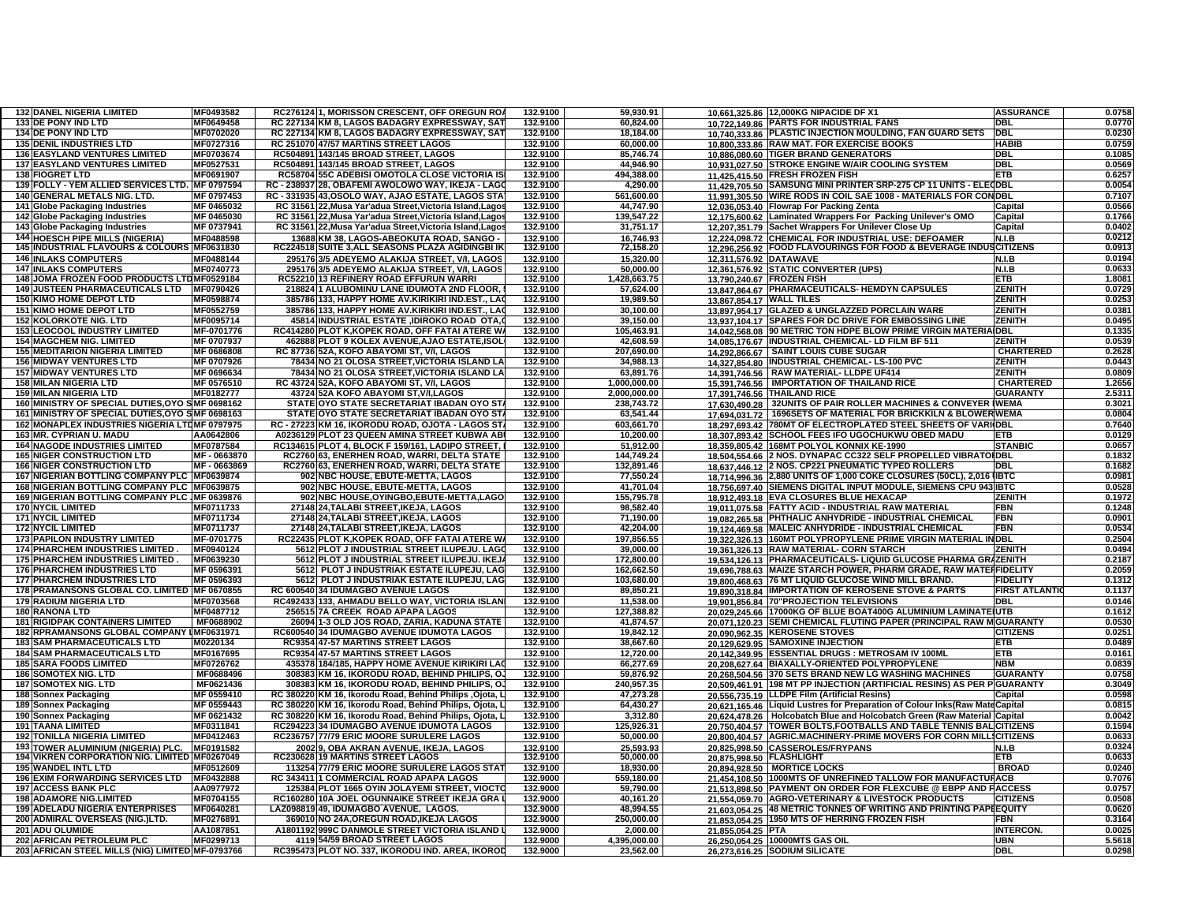| | | | | | | | | | |
|---|---|---|---|---|---|---|---|---|---|
| 132 | DANEL NIGERIA LIMITED | MF0493582 | RC276124 1, MORISSON CRESCENT, OFF OREGUN RO | 132.9100 | 59,930.91 | 10,661,325.86 | 12,000KG NIPACIDE DF X1 | ASSURANCE | 0.0758 |
| 133 | DE PONY IND LTD | MF0649458 | RC 227134 KM 8, LAGOS BADAGRY EXPRESSWAY, SAT | 132.9100 | 60,824.00 | 10,722,149.86 | PARTS FOR INDUSTRIAL FANS | DBL | 0.0770 |
| 134 | DE PONY IND LTD | MF0702020 | RC 227134 KM 8, LAGOS BADAGRY EXPRESSWAY, SAT | 132.9100 | 18,184.00 | 10,740,333.86 | PLASTIC INJECTION MOULDING, FAN GUARD SETS | DBL | 0.0230 |
| 135 | DENIL INDUSTRIES LTD | MF0727316 | RC 251070 47/57 MARTINS STREET LAGOS | 132.9100 | 60,000.00 | 10,800,333.86 | RAW MAT. FOR EXERCISE BOOKS | HABIB | 0.0759 |
| 136 | EASYLAND VENTURES LIMITED | MF0703674 | RC504891 143/145 BROAD STREET, LAGOS | 132.9100 | 85,746.74 | 10,886,080.60 | TIGER BRAND GENERATORS | DBL | 0.1085 |
| 137 | EASYLAND VENTURES LIMITED | MF0527531 | RC504891 143/145 BROAD STREET, LAGOS | 132.9100 | 44,946.90 | 10,931,027.50 | STROKE ENGINE W/AIR COOLING SYSTEM | DBL | 0.0569 |
| 138 | FIOGRET LTD | MF0691907 | RC58704 55C ADEBISI OMOTOLA CLOSE VICTORIA IS | 132.9100 | 494,388.00 | 11,425,415.50 | FRESH FROZEN FISH | ETB | 0.6257 |
| 139 | FOLLY - YEM ALLIED SERVICES LTD. | MF 0797594 | RC - 238937 28, OBAFEMI AWOLOWO WAY, IKEJA - LAGO | 132.9100 | 4,290.00 | 11,429,705.50 | SAMSUNG MINI PRINTER SRP-275 CP 11 UNITS - ELEC | DBL | 0.0054 |
| 140 | GENERAL METALS NIG. LTD. | MF 0797453 | RC - 331935 43,OSOLO WAY, AJAO ESTATE, LAGOS STA | 132.9100 | 561,600.00 | 11,991,305.50 | WIRE RODS IN COIL SAE 1008 - MATERIALS FOR CON | DBL | 0.7107 |
| 141 | Globe Packaging Industries | MF 0465032 | RC 31561 22,Musa Yar'adua Street,Victoria Island,Lagos | 132.9100 | 44,747.90 | 12,036,053.40 | Flowrap For Packing Zenta | Capital | 0.0566 |
| 142 | Globe Packaging Industries | MF 0465030 | RC 31561 22,Musa Yar'adua Street,Victoria Island,Lagos | 132.9100 | 139,547.22 | 12,175,600.62 | Laminated Wrappers For Packing Unilever's OMO | Capital | 0.1766 |
| 143 | Globe Packaging Industries | MF 0737941 | RC 31561 22,Musa Yar'adua Street,Victoria Island,Lagos | 132.9100 | 31,751.17 | 12,207,351.79 | Sachet Wrappers For Unilever Close Up | Capital | 0.0402 |
| 144 | HOESCH PIPE MILLS (NIGERIA) | MF0488598 | 13688 KM 38, LAGOS-ABEOKUTA ROAD, SANGO - | 132.9100 | 16,746.93 | 12,224,098.72 | CHEMICAL FOR INDUSTRIAL USE: DEFOAMER | N.I.B | 0.0212 |
| 145 | INDUSTRIAL FLAVOURS & COLOURS | MF0631830 | RC224518 SUITE 3,ALL SEASONS PLAZA AGIDINGBI IK | 132.9100 | 72,158.20 | 12,296,256.92 | FOOD FLAVOURINGS FOR FOOD & BEVERAGE INDUS | CITIZENS | 0.0913 |
| 146 | INLAKS COMPUTERS | MF0488144 | 295176 3/5 ADEYEMO ALAKIJA STREET, V/I, LAGOS | 132.9100 | 15,320.00 | 12,311,576.92 | DATAWAVE | N.I.B | 0.0194 |
| 147 | INLAKS COMPUTERS | MF0740773 | 295176 3/5 ADEYEMO ALAKIJA STREET, V/I, LAGOS | 132.9100 | 50,000.00 | 12,361,576.92 | STATIC CONVERTER (UPS) | N.I.B | 0.0633 |
| 148 | JOMA FROZEN FOOD PRODUCTS LTD | MF0529184 | RC52210 13 REFINERY ROAD EFFURUN WARRI | 132.9100 | 1,428,663.75 | 13,790,240.67 | FROZEN FISH | ETB | 1.8081 |
| 149 | JUSTEEN PHARMACEUTICALS LTD | MF0790426 | 218824 1 ALUBOMINU LANE IDUMOTA 2ND FLOOR, | 132.9100 | 57,624.00 | 13,847,864.67 | PHARMACEUTICALS- HEMDYN CAPSULES | ZENITH | 0.0729 |
| 150 | KIMO HOME DEPOT LTD | MF0598874 | 385786 133, HAPPY HOME AV.KIRIKIRI IND.EST., LA | 132.9100 | 19,989.50 | 13,867,854.17 | WALL TILES | ZENITH | 0.0253 |
| 151 | KIMO HOME DEPOT LTD | MF0552759 | 385786 133, HAPPY HOME AV.KIRIKIRI IND.EST., LA | 132.9100 | 30,100.00 | 13,897,954.17 | GLAZED & UNGLAZZED PORCLAIN WARE | ZENITH | 0.0381 |
| 152 | KOLORKOTE NIG. LTD | MF0095714 | 45814 INDUSTRIAL ESTATE ,IDIROKO ROAD OTA, | 132.9100 | 39,150.00 | 13,937,104.17 | SPARES FOR DC DRIVE FOR EMBOSSING LINE | ZENITH | 0.0495 |
| 153 | LEOCOOL INDUSTRY LIMITED | MF-0701776 | RC414280 PLOT K,KOPEK ROAD, OFF FATAI ATERE W | 132.9100 | 105,463.91 | 14,042,568.08 | 90 METRIC TON HDPE BLOW PRIME VIRGIN MATERIA | DBL | 0.1335 |
| 154 | MAGCHEM NIG. LIMITED | MF 0707937 | 462888 PLOT 9 KOLEX AVENUE,AJAO ESTATE,ISOL | 132.9100 | 42,608.59 | 14,085,176.67 | INDUSTRIAL CHEMICAL- LD FILM BF 511 | ZENITH | 0.0539 |
| 155 | MEDITARION NIGERIA LIMITED | MF 0686808 | RC 87736 52A, KOFO ABAYOMI ST, V/I, LAGOS | 132.9100 | 207,690.00 | 14,292,866.67 | SAINT LOUIS CUBE SUGAR | CHARTERED | 0.2628 |
| 156 | MIDWAY VENTURES LTD | MF 0707926 | 78434 NO 21 OLOSA STREET,VICTORIA ISLAND LA | 132.9100 | 34,988.13 | 14,327,854.80 | INDUSTRIAL CHEMICAL- LS-100 PVC | ZENITH | 0.0443 |
| 157 | MIDWAY VENTURES LTD | MF 0696634 | 78434 NO 21 OLOSA STREET,VICTORIA ISLAND LA | 132.9100 | 63,891.76 | 14,391,746.56 | RAW MATERIAL- LLDPE UF414 | ZENITH | 0.0809 |
| 158 | MILAN NIGERIA LTD | MF 0576510 | RC 43724 52A, KOFO ABAYOMI ST, V/I, LAGOS | 132.9100 | 1,000,000.00 | 15,391,746.56 | IMPORTATION OF THAILAND RICE | CHARTERED | 1.2656 |
| 159 | MILAN NIGERIA LTD | MF0182777 | 43724 52A KOFO ABAYOMI ST,V/I,LAGOS | 132.9100 | 2,000,000.00 | 17,391,746.56 | THAILAND RICE | GUARANTY | 2.5311 |
| 160 | MINISTRY OF SPECIAL DUTIES,OYO S | MF 0698162 | STATE OYO STATE SECRETARIAT IBADAN OYO ST | 132.9100 | 238,743.72 | 17,630,490.28 | 32UNITS OF PAIR ROLLER MACHINES & CONVEYER | WEMA | 0.3021 |
| 161 | MINISTRY OF SPECIAL DUTIES,OYO S | MF 0698163 | STATE OYO STATE SECRETARIAT IBADAN OYO ST | 132.9100 | 63,541.44 | 17,694,031.72 | 1696SETS OF MATERIAL FOR BRICKKILN & BLOWER | WEMA | 0.0804 |
| 162 | MONAPLEX INDUSTRIES NIGERIA LTD | MF 0797975 | RC - 27223 KM 16, IKORODU ROAD, OJOTA - LAGOS ST | 132.9100 | 603,661.70 | 18,297,693.42 | 780MT OF ELECTROPLATED STEEL SHEETS OF VARI | DBL | 0.7640 |
| 163 | MR. CYPRIAN U. MADU | AA0642806 | A0236129 PLOT 23 QUEEN AMINA STREET KUBWA AB | 132.9100 | 10,200.00 | 18,307,893.42 | SCHOOL FEES IFO UGOCHUKWU OBED MADU | ETB | 0.0129 |
| 164 | NAGODE INDUSTRIES LIMITED | MF0787584 | RC134615 PLOT 4, BLOCK F 159/161, LADIPO STREET, | 132.9100 | 51,912.00 | 18,359,805.42 | 168MT POLYOL KONNIX KE-1990 | STANBIC | 0.0657 |
| 165 | NIGER CONSTRUCTION LTD | MF - 0663870 | RC2760 63, ENERHEN ROAD, WARRI, DELTA STATE | 132.9100 | 144,749.24 | 18,504,554.66 | 2 NOS. DYNAPAC CC322 SELF PROPELLED VIBRATO | DBL | 0.1832 |
| 166 | NIGER CONSTRUCTION LTD | MF - 0663869 | RC2760 63, ENERHEN ROAD, WARRI, DELTA STATE | 132.9100 | 132,891.46 | 18,637,446.12 | 2 NOS. CP221 PNEUMATIC TYPED ROLLERS | DBL | 0.1682 |
| 167 | NIGERIAN BOTTLING COMPANY PLC | MF0639874 | 902 NBC HOUSE, EBUTE-METTA, LAGOS | 132.9100 | 77,550.24 | 18,714,996.36 | 2,880 UNITS OF 1,000 COKE CLOSURES (50CL), 2,016 | IBTC | 0.0981 |
| 168 | NIGERIAN BOTTLING COMPANY PLC | MF0639875 | 902 NBC HOUSE, EBUTE-METTA, LAGOS | 132.9100 | 41,701.04 | 18,756,697.40 | SIEMENS DIGITAL INPUT MODULE, SIEMENS CPU 943 | IBTC | 0.0528 |
| 169 | NIGERIAN BOTTLING COMPANY PLC | MF 0639876 | 902 NBC HOUSE,OYINGBO,EBUTE-METTA,LAGO | 132.9100 | 155,795.78 | 18,912,493.18 | EVA CLOSURES BLUE HEXACAP | ZENITH | 0.1972 |
| 170 | NYCIL LIMITED | MF0711733 | 27148 24,TALABI STREET,IKEJA, LAGOS | 132.9100 | 98,582.40 | 19,011,075.58 | FATTY ACID - INDUSTRIAL RAW MATERIAL | FBN | 0.1248 |
| 171 | NYCIL LIMITED | MF0711734 | 27148 24,TALABI STREET,IKEJA, LAGOS | 132.9100 | 71,190.00 | 19,082,265.58 | PHTHALIC ANHYDRIDE - INDUSTRIAL CHEMICAL | FBN | 0.0901 |
| 172 | NYCIL LIMITED | MF0711737 | 27148 24,TALABI STREET,IKEJA, LAGOS | 132.9100 | 42,204.00 | 19,124,469.58 | MALEIC ANHYDRIDE - INDUSTRIAL CHEMICAL | FBN | 0.0534 |
| 173 | PAPILON INDUSTRY LIMITED | MF-0701775 | RC22435 PLOT K,KOPEK ROAD, OFF FATAI ATERE W | 132.9100 | 197,856.55 | 19,322,326.13 | 160MT POLYPROPYLENE PRIME VIRGIN MATERIAL IN | DBL | 0.2504 |
| 174 | PHARCHEM INDUSTRIES LIMITED . | MF0940124 | 5612 PLOT J INDUSTRIAL STREET ILUPEJU. LAGO | 132.9100 | 39,000.00 | 19,361,326.13 | RAW MATERIAL- CORN STARCH | ZENITH | 0.0494 |
| 175 | PHARCHEM INDUSTRIES LIMITED . | MF0639230 | 5612 PLOT J INDUSTRIAL STREET ILUPEJU. IKEJ | 132.9100 | 172,800.00 | 19,534,126.13 | PHARMACEUTICALS- LIQUID GLUCOSE PHARMA GR | ZENITH | 0.2187 |
| 176 | PHARCHEM INDUSTRIES LTD | MF 0596391 | 5612 PLOT J INDUSTRIAK ESTATE ILUPEJU, LAG | 132.9100 | 162,662.50 | 19,696,788.63 | MAIZE STARCH POWER, PHARM GRADE, RAW MATER | FIDELITY | 0.2059 |
| 177 | PHARCHEM INDUSTRIES LTD | MF 0596393 | 5612 PLOT J INDUSTRIAK ESTATE ILUPEJU, LAG | 132.9100 | 103,680.00 | 19,800,468.63 | 76 MT LIQUID GLUCOSE WIND MILL BRAND. | FIDELITY | 0.1312 |
| 178 | PRAMANSONS GLOBAL CO. LIMITED | MF 0670855 | RC 600540 34 IDUMAGBO AVENUE LAGOS | 132.9100 | 89,850.21 | 19,890,318.84 | IMPORTATION OF KEROSENE STOVE & PARTS | FIRST ATLANTIC | 0.1137 |
| 179 | RADIUM NIGERIA LTD | MF0703568 | RC492433 133, AHMADU BELLO WAY, VICTORIA ISLAN | 132.9100 | 11,538.00 | 19,901,856.84 | 70"PROJECTION TELEVISIONS | DBL | 0.0146 |
| 180 | RANONA LTD | MF0487712 | 256515 7A CREEK ROAD APAPA LAGOS | 132.9100 | 127,388.82 | 20,029,245.66 | 17000KG OF BLUE BOAT400G ALUMINIUM LAMINATE | UTB | 0.1612 |
| 181 | RIGIDPAK CONTAINERS LIMITED | MF0688902 | 26094 1-3 OLD JOS ROAD, ZARIA, KADUNA STATE | 132.9100 | 41,874.57 | 20,071,120.23 | SEMI CHEMICAL FLUTING PAPER (PRINCIPAL RAW M | GUARANTY | 0.0530 |
| 182 | RPRAMANSONS GLOBAL COMPANY L | MF0631971 | RC600540 34 IDUMAGBO AVENUE IDUMOTA LAGOS | 132.9100 | 19,842.12 | 20,090,962.35 | KEROSENE STOVES | CITIZENS | 0.0251 |
| 183 | SAM PHARMACEUTICALS LTD | M0220134 | RC9354 47-57 MARTINS STREET LAGOS | 132.9100 | 38,667.60 | 20,129,629.95 | SAMOXINE INJECTION | ETB | 0.0489 |
| 184 | SAM PHARMACEUTICALS LTD | MF0167695 | RC9354 47-57 MARTINS STREET LAGOS | 132.9100 | 12,720.00 | 20,142,349.95 | ESSENTIAL DRUGS : METROSAM IV 100ML | ETB | 0.0161 |
| 185 | SARA FOODS LIMITED | MF0726762 | 435378 184/185, HAPPY HOME AVENUE KIRIKIRI LA | 132.9100 | 66,277.69 | 20,208,627.64 | BIAXALLY-ORIENTED POLYPROPYLENE | NBM | 0.0839 |
| 186 | SOMOTEX NIG. LTD | MF0688496 | 308383 KM 16, IKORODU ROAD, BEHIND PHILIPS, O | 132.9100 | 59,876.92 | 20,268,504.56 | 370 SETS BRAND NEW LG WASHING MACHINES | GUARANTY | 0.0758 |
| 187 | SOMOTEX NIG. LTD | MF0621436 | 308383 KM 16, IKORODU ROAD, BEHIND PHILIPS, O | 132.9100 | 240,957.35 | 20,509,461.91 | 198 MT PP INJECTION (ARTIFICIAL RESINS) AS PER P | GUARANTY | 0.3049 |
| 188 | Sonnex Packaging | MF 0559410 | RC 380220 KM 16, Ikorodu Road, Behind Philips ,Ojota, L | 132.9100 | 47,273.28 | 20,556,735.19 | LLDPE Film (Artificial Resins) | Capital | 0.0598 |
| 189 | Sonnex Packaging | MF 0559443 | RC 380220 KM 16, Ikorodu Road, Behind Philips, Ojota, L | 132.9100 | 64,430.27 | 20,621,165.46 | Liquid Lustres for Preparation of Colour Inks(Raw Mate | Capital | 0.0815 |
| 190 | Sonnex Packaging | MF 0621432 | RC 308220 KM 16, Ikorodu Road, Behind Philips, Ojota, L | 132.9100 | 3,312.80 | 20,624,478.26 | Holcobatch Blue and Holcobatch Green (Raw Material | Capital | 0.0042 |
| 191 | TAANA LIMITED | MF0311841 | RC294223 34 IDUMAGBO AVENUE IDUMOTA LAGOS | 132.9100 | 125,926.31 | 20,750,404.57 | TOWER BOLTS,FOOTBALLS AND TABLE TENNIS BAL | CITIZENS | 0.1594 |
| 192 | TONILLA NIGERIA LIMITED | MF0412463 | RC236757 77/79 ERIC MOORE SURULERE LAGOS | 132.9100 | 50,000.00 | 20,800,404.57 | AGRIC.MACHINERY-PRIME MOVERS FOR CORN MILL | CITIZENS | 0.0633 |
| 193 | TOWER ALUMINIUM (NIGERIA) PLC. | MF0191582 | 2002 9, OBA AKRAN AVENUE, IKEJA, LAGOS | 132.9100 | 25,593.93 | 20,825,998.50 | CASSEROLES/FRYPANS | N.I.B | 0.0324 |
| 194 | VIKREN CORPORATION NIG. LIMITED | MF0267049 | RC230628 19 MARTINS STREET LAGOS | 132.9100 | 50,000.00 | 20,875,998.50 | FLASHLIGHT | ETB | 0.0633 |
| 195 | WANDEL INTL LTD | MF0512609 | 113254 77/79 ERIC MOORE SURULERE LAGOS STAT | 132.9100 | 18,930.00 | 20,894,928.50 | MORTICE LOCKS | BROAD | 0.0240 |
| 196 | EXIM FORWARDING SERVICES LTD | MF0432888 | RC 343411 1 COMMERCIAL ROAD APAPA LAGOS | 132.9000 | 559,180.00 | 21,454,108.50 | 1000MTS OF UNREFINED TALLOW FOR MANUFACTUR | ACB | 0.7076 |
| 197 | ACCESS BANK PLC | AA0977972 | 125384 PLOT 1665 OYIN JOLAYEMI STREET, VIOCTO | 132.9000 | 59,790.00 | 21,513,898.50 | PAYMENT ON ORDER FOR FLEXCUBE @ EBPP AND F | ACCESS | 0.0757 |
| 198 | ADAMORE NIG.LIMITED | MF0704155 | RC160280 10A JOEL OGUNNAIKE STREET IKEJA GRA | 132.9000 | 40,161.20 | 21,554,059.70 | AGRO-VETERINARY & LIVESTOCK PRODUCTS | CITIZENS | 0.0508 |
| 199 | ADELADU NIGERIA ENTERPRISES | MF0640281 | LAZ098819 49, IDUMAGBO AVENUE, LAGOS. | 132.9000 | 48,994.55 | 21,603,054.25 | 48 METRIC TONNES OF WRITING AND PRINTING PAPE | EQUITY | 0.0620 |
| 200 | ADMIRAL OVERSEAS (NIG.)LTD. | MF0276891 | 369010 NO 24A,OREGUN ROAD,IKEJA LAGOS | 132.9000 | 250,000.00 | 21,853,054.25 | 1950 MTS OF HERRING FROZEN FISH | FBN | 0.3164 |
| 201 | ADU OLUMIDE | AA1087851 | A1801192 999C DANMOLE STREET VICTORIA ISLAND | 132.9000 | 2,000.00 | 21,855,054.25 | PTA | INTERCON. | 0.0025 |
| 202 | AFRICAN PETROLEUM PLC | MF0299713 | 4119 54/59 BROAD STREET LAGOS | 132.9000 | 4,395,000.00 | 26,250,054.25 | 10000MTS GAS OIL | UBN | 5.5618 |
| 203 | AFRICAN STEEL MILLS (NIG) LIMITED | MF-0793766 | RC395473 PLOT NO. 337, IKORODU IND. AREA, IKOROD | 132.9000 | 23,562.00 | 26,273,616.25 | SODIUM SILICATE | DBL | 0.0298 |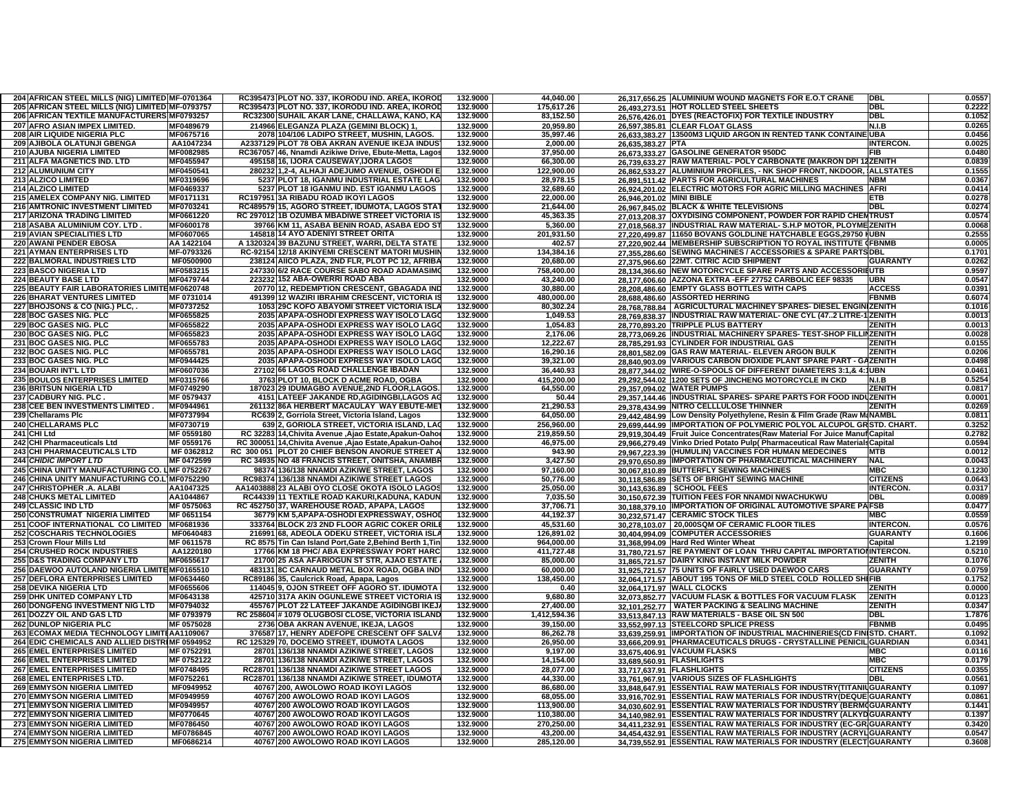| 204 | AFRICAN STEEL MILLS (NIG) LIMITED | MF-0701364 | RC395473 | PLOT NO. 337, IKORODU IND. AREA, IKOROD | 132.9000 | 44,040.00 | 26,317,656.25 | ALUMINIUM WOUND MAGNETS FOR E.O.T CRANE | DBL | 0.0557 |
|---|---|---|---|---|---|---|---|---|---|---|
| 205 | AFRICAN STEEL MILLS (NIG) LIMITED | MF-0793757 | RC395473 | PLOT NO. 337, IKORODU IND. AREA, IKOROD | 132.9000 | 175,617.26 | 26,493,273.51 | HOT ROLLED STEEL SHEETS | DBL | 0.2222 |
| 206 | AFRICAN TEXTILE MANUFACTURERS | MF0793257 | RC32300 | SUHAIL AKAR LANE, CHALLAWA, KANO, KA | 132.9000 | 83,152.50 | 26,576,426.01 | DYES (REACTOFIX) FOR TEXTILE INDUSTRY | DBL | 0.1052 |
| 207 | AFRO ASIAN IMPEX LIMITED. | MF0489679 | 214966 | ELEGANZA PLAZA (GEMINI BLOCK) 1, | 132.9000 | 20,959.80 | 26,597,385.81 | CLEAR FLOAT GLASS | N.I.B | 0.0265 |
| 208 | AIR LIQUIDE NIGERIA PLC | MF0675716 | 2078 | 104/106 LADIPO STREET, MUSHIN, LAGOS. | 132.9000 | 35,997.46 | 26,633,383.27 | 13500M3 LIQUID ARGON IN RENTED TANK CONTAINE | UBA | 0.0456 |
| 209 | AJIBOLA OLATUNJI GBENGA | AA1047234 | A2337129 | PLOT 78 OBA AKRAN AVENUE IKEJA INDUS | 132.9000 | 2,000.00 | 26,635,383.27 | PTA | INTERCON. | 0.0025 |
| 210 | AJUBA NIGERIA LIMITED | MF0082985 | RC367057 | 46, Nnamdi Azikiwe Drive, Ebute-Metta, Lagos | 132.9000 | 37,950.00 | 26,673,333.27 | GASOLINE GENERATOR 950DC | FIB | 0.0480 |
| 211 | ALFA MAGNETICS IND. LTD | MF0455947 | 495158 | 16, IJORA CAUSEWAY,IJORA LAGOS | 132.9000 | 66,300.00 | 26,739,633.27 | RAW MATERIAL- POLY CARBONATE (MAKRON DPI 12 | ZENITH | 0.0839 |
| 212 | ALUMUNIUM CITY | MF0450541 | 280232 | 1,2-4, ALHAJI ADEJUMO AVENUE, OSHODI E | 132.9000 | 122,900.00 | 26,862,533.27 | ALUMINIUM PROFILES, - NK SHOP FRONT, NKDOOR, | ALLSTATES | 0.1555 |
| 213 | ALZICO LIMITED | MF0319696 | 5237 | PLOT 18, IGANMU INDUSTRIAL ESTATE LAG | 132.9000 | 28,978.15 | 26,891,511.42 | PARTS FOR AGRICULTURAL MACHINES | NBM | 0.0367 |
| 214 | ALZICO LIMITED | MF0469337 | 5237 | PLOT 18 IGANMU IND. EST IGANMU LAGOS | 132.9000 | 32,689.60 | 26,924,201.02 | ELECTRIC MOTORS FOR AGRIC MILLING MACHINES | AFRI | 0.0414 |
| 215 | AMELEX COMPANY NIG. LIMITED | MF0171131 | RC197951 | 3A RIBADU ROAD IKOYI LAGOS | 132.9000 | 22,000.00 | 26,946,201.02 | MINI BIBLE | ETB | 0.0278 |
| 216 | AMTRONIC INVESTMENT LIMITED | MF0703241 | RC489579 | 15, AGORO STREET, IDUMOTA, LAGOS STA | 132.9000 | 21,644.00 | 26,967,845.02 | BLACK & WHITE TELEVISIONS | DBL | 0.0274 |
| 217 | ARIZONA TRADING LIMITED | MF0661220 | RC 297012 | 1B OZUMBA MBADIWE STREET VICTORIA IS | 132.9000 | 45,363.35 | 27,013,208.37 | OXYDISING COMPONENT, POWDER FOR RAPID CHEM | TRUST | 0.0574 |
| 218 | ASABA ALUMINIUM COY. LTD . | MF0600178 | 39766 | KM 11, ASABA BENIN ROAD, ASABA EDO ST | 132.9000 | 5,360.00 | 27,018,568.37 | INDUSTRIAL RAW MATERIAL- S.H.P MOTOR, POLYME | ZENITH | 0.0068 |
| 219 | AVIAN SPECIALITIES LTD | MF0607065 | 145818 | 14 AYO ADENIYI STREET ORITA | 132.9000 | 201,931.50 | 27,220,499.87 | 11650 BOVANS GOLDLINE HATCHABLE EGGS,29750 I | UBN | 0.2555 |
| 220 | AWANI PENDER EBOSA | AA 1422104 | A 1320324 | 39 BAZUNU STREET, WARRI, DELTA STATE | 132.9000 | 402.57 | 27,220,902.44 | MEMBERSHIP SUBSCRIPTION TO ROYAL INSTITUTE ( | FBNMB | 0.0005 |
| 221 | AYMAN ENTERPRISES LTD | MF-0793326 | RC-92154 | 12/18 AKINYEMI CRESCENT MATORI MUSHIN | 132.9000 | 134,384.16 | 27,355,286.60 | SEWING MACHINES / ACCESSORIES & SPARE PARTS | DBL | 0.1701 |
| 222 | BALMORAL INDUSTRIES LTD | MF0500900 | 238124 | AIICO PLAZA, 2ND FLR, PLOT PC 12, AFRIBA | 132.9000 | 20,680.00 | 27,375,966.60 | 22MT. CITRIC ACID SHIPMENT | GUARANTY | 0.0262 |
| 223 | BASCO NIGERIA LTD | MF0583215 | 247330 | 6/2 RACE COURSE SABO ROAD ADAMASIM | 132.9000 | 758,400.00 | 28,134,366.60 | NEW MOTORCYCLE SPARE PARTS AND ACCESSORIE | UTB | 0.9597 |
| 224 | BEAUTY BASE LTD | MF0479744 | 223232 | 152 ABA-OWERRI ROAD ABA | 132.9000 | 43,240.00 | 28,177,606.60 | AZZONA EXTRA -EFF 27752 CARBOLIC EEF 98335 | UBN | 0.0547 |
| 225 | BEAUTY FAIR LABORATORIES LIMITE | MF0620748 | 20770 | 12, REDEMPTION CRESCENT, GBAGADA IND | 132.9000 | 30,880.00 | 28,208,486.60 | EMPTY GLASS BOTTLES WITH CAPS | ACCESS | 0.0391 |
| 226 | BHARAT VENTURES LIMITED | MF 0731014 | 491399 | 12 WAZIRI IBRAHIM CRESCENT, VICTORIA IS | 132.9000 | 480,000.00 | 28,688,486.60 | ASSORTED HERRING | FBNMB | 0.6074 |
| 227 | BHOJSONS & CO (NIG.) PLC, . | MF0737252 | 1053 | 29C KOFO ABAYOMI STREET VICTORIA ISLA | 132.9000 | 80,302.24 | 28,768,788.84 | AGRICULTURAL MACHINEY SPARES- DIESEL ENGIN | ZENITH | 0.1016 |
| 228 | BOC GASES NIG. PLC | MF0655825 | 2035 | APAPA-OSHODI EXPRESS WAY ISOLO LAGO | 132.9000 | 1,049.53 | 28,769,838.37 | INDUSTRIAL RAW MATERIAL- ONE CYL (47..2 LITRE-1 | ZENITH | 0.0013 |
| 229 | BOC GASES NIG. PLC | MF0655822 | 2035 | APAPA-OSHODI EXPRESS WAY ISOLO LAGO | 132.9000 | 1,054.83 | 28,770,893.20 | TRIPPLE PLUS BATTERY | ZENITH | 0.0013 |
| 230 | BOC GASES NIG. PLC | MF0655823 | 2035 | APAPA-OSHODI EXPRESS WAY ISOLO LAGO | 132.9000 | 2,176.06 | 28,773,069.26 | INDUSTRIAL MACHINERY SPARES- TEST-SHOP FILLI | ZENITH | 0.0028 |
| 231 | BOC GASES NIG. PLC | MF0655783 | 2035 | APAPA-OSHODI EXPRESS WAY ISOLO LAGO | 132.9000 | 12,222.67 | 28,785,291.93 | CYLINDER FOR INDUSTRIAL GAS | ZENITH | 0.0155 |
| 232 | BOC GASES NIG. PLC | MF0655781 | 2035 | APAPA-OSHODI EXPRESS WAY ISOLO LAGO | 132.9000 | 16,290.16 | 28,801,582.09 | GAS RAW MATERIAL- ELEVEN ARGON BULK | ZENITH | 0.0206 |
| 233 | BOC GASES NIG. PLC | MF0944425 | 2035 | APAPA-OSHODI EXPRESS WAY ISOLO LAGO | 132.9000 | 39,321.00 | 28,840,903.09 | VARIOUS CARBON DIOXIDE PLANT SPARE PART - G | ZENITH | 0.0498 |
| 234 | BOUARI INT'L LTD | MF0607036 | 27102 | 66 LAGOS ROAD CHALLENGE IBADAN | 132.9000 | 36,440.93 | 28,877,344.02 | WIRE-O-SPOOLS OF DIFFERENT DIAMETERS 3:1,& 4:1 | UBN | 0.0461 |
| 235 | BOULOS ENTERPRISES LIMITED | MF0315766 | 3763 | PLOT 10, BLOCK D ACME ROAD, OGBA | 132.9000 | 415,200.00 | 29,292,544.02 | 1200 SETS OF JINCHENG MOTORCYCLE IN CKD | N.I.B | 0.5254 |
| 236 | BRITSUN NIGERIA LTD | MF0749290 | 187023 | 29 IDUMAGBO AVENUE,2ND FLOOR,LAGOS. | 132.9000 | 64,550.00 | 29,357,094.02 | WATER PUMPS | ZENITH | 0.0817 |
| 237 | CADBURY NIG. PLC . | MF 0579437 | 4151 | LATEEF JAKANDE RD,AGIDINGBI,LAGOS AG | 132.9000 | 50.44 | 29,357,144.46 | INDUSTRIAL SPARES- SPARE PARTS FOR FOOD INDU | ZENITH | 0.0001 |
| 238 | CEE BEN INVESTMENTS LIMITED . | MF0944961 | 261132 | 86A HERBERT MACAULAY WAY EBUTE-ME | 132.9000 | 21,290.53 | 29,378,434.99 | NITRO CELLLULOSE THINNER | ZENITH | 0.0269 |
| 239 | Chellarams Plc | MF0737994 | RC639 | 2, Gorriola Street, Victoria Island, Lagos | 132.9000 | 64,050.00 | 29,442,484.99 | Low Density Polyethylene, Resin & Film Grade (Raw M | NAMBL | 0.0811 |
| 240 | CHELLARAMS PLC | MF0730719 | 639 | 2, GORIOLA STREET, VICTORIA ISLAND, LA | 132.9000 | 256,960.00 | 29,699,444.99 | IMPORTATION OF POLYMERIC POLYOL ALCUPOL GR | STD. CHART. | 0.3252 |
| 241 | CHI Ltd | MF 0559180 | RC 32283 | 14,Chivita Avenue ,Ajao Estate,Apakun-Oaho | 132.9000 | 219,859.50 | 29,919,304.49 | Fruit Juice Concentrates(Raw Material For Juice Manuf | Capital | 0.2782 |
| 242 | CHI Pharmaceuticals Ltd | MF 0559176 | RC 300051 | 14,Chivita Avenue ,Ajao Estate,Apakun-Oaho | 132.9000 | 46,975.00 | 29,966,279.49 | Vinko Dried Potato Pulp( Pharmaceutical Raw Materials | Capital | 0.0594 |
| 243 | CHI PHARMACEUTICALS LTD | MF 0362812 | RC 300 051 | PLOT 20 CHIEF BENSON ANORUE STREET A | 132.9000 | 943.90 | 29,967,223.39 | (HUMULIN) VACCINES FOR HUMAN MEDECINES | MTB | 0.0012 |
| 244 | *CHIDIC IMPORT LTD* | MF 0472599 | RC 34935 | NO 48 FRANCIS STREET, ONITSHA, ANAMBR | 132.9000 | 3,427.50 | 29,970,650.89 | IMPORTATION OF PHARMACEUTICAL MACHINERY | NAL | 0.0043 |
| 245 | CHINA UNITY MANUFACTURING CO. L | MF 0752267 | 98374 | 136/138 NNAMDI AZIKIWE STREET, LAGOS | 132.9000 | 97,160.00 | 30,067,810.89 | BUTTERFLY SEWING MACHINES | MBC | 0.1230 |
| 246 | CHINA UNITY MANUFACTURING CO.L | MF0752290 | RC98374 | 136/138 NNAMDI AZIKIWE STREET LAGOS | 132.9000 | 50,776.00 | 30,118,586.89 | SETS OF BRIGHT SEWING MACHINE | CITIZENS | 0.0643 |
| 247 | CHRISTOPHER .A. ALABI | AA1047325 | AA1403888 | 23 ALABI OYO CLOSE OKOTA ISOLO LAGOS | 132.9000 | 25,050.00 | 30,143,636.89 | SCHOOL FEES | INTERCON. | 0.0317 |
| 248 | CHUKS METAL LIMITED | AA1044867 | RC44339 | 11 TEXTILE ROAD KAKURI,KADUNA, KADUN | 132.9000 | 7,035.50 | 30,150,672.39 | TUITION FEES FOR NNAMDI NWACHUKWU | DBL | 0.0089 |
| 249 | CLASSIC IND LTD | MF 0575063 | RC 452750 | 37, WAREHOUSE ROAD, APAPA, LAGOS | 132.9000 | 37,706.71 | 30,188,379.10 | IMPORTATION OF ORIGINAL AUTOMOTIVE SPARE PA | FSB | 0.0477 |
| 250 | CONSTRUMAT NIGERIA LIMITED | MF 0651154 | 36779 | KM 5,APAPA-OSHODI EXPRESSWAY, OSHOD | 132.9000 | 44,192.37 | 30,232,571.47 | CERAMIC STOCK TILES | MBC | 0.0559 |
| 251 | COOF INTERNATIONAL CO LIMITED | MF0681936 | 333764 | BLOCK 2/3 2ND FLOOR AGRIC COKER ORIL | 132.9000 | 45,531.60 | 30,278,103.07 | 20,000SQM OF CERAMIC FLOOR TILES | INTERCON. | 0.0576 |
| 252 | COSCHARIS TECHNOLOGIES | MF0640483 | 216991 | 68, ADEOLA ODEKU STREET, VICTORIA ISL | 132.9000 | 126,891.02 | 30,404,994.09 | COMPUTER ACCESSORIES | GUARANTY | 0.1606 |
| 253 | Crown Flour Mills Ltd | MF 0611578 | RC 8575 | Tin Can Island Port,Gate 2,Behind Berth 1,Tin | 132.9000 | 964,000.00 | 31,368,994.09 | Hard Red Winter Wheat | Capital | 1.2199 |
| 254 | CRUSHED ROCK INDUSTRIES | AA1220180 | 17766 | KM 18 PHC/ ABA EXPRESSWAY PORT HARC | 132.9000 | 411,727.48 | 31,780,721.57 | RE PAYMENT OF LOAN THRU CAPITAL IMPORTATIO | INTERCON. | 0.5210 |
| 255 | D&S TRADING COMPANY LTD | MF0655617 | 21700 | 25 ASA AFARIOGUN ST STR, AJAO ESTATE | 132.9000 | 85,000.00 | 31,865,721.57 | DAIRY KING INSTANT MILK POWDER | ZENITH | 0.1076 |
| 256 | DAEWOO AUTOLAND NIGERIA LIMITE | MF0165510 | 483131 | 8C CARNAUD METAL BOX ROAD, OGBA IND | 132.9000 | 60,000.00 | 31,925,721.57 | 75 UNITS OF FAIRLY USED DAEWOO CARS | GUARANTY | 0.0759 |
| 257 | DEFLORA ENTERPRISES LIMITED | MF0634460 | RC89186 | 35, Caulcrick Road, Apapa, Lagos | 132.9000 | 138,450.00 | 32,064,171.57 | ABOUT 195 TONS OF MILD STEEL COLD ROLLED SH | FIB | 0.1752 |
| 258 | DEVIKA NIGERIA LTD | MF0655606 | 114045 | 9, OJON STREET OFF AGORO ST. IDUMOTA | 132.9000 | 0.40 | 32,064,171.97 | WALL CLOCKS | ZENITH | 0.0000 |
| 259 | DHK UNITED COMPANY LTD | MF0643138 | 425710 | 317A AKIN OGUNLEWE STREET VICTORIA IS | 132.9000 | 9,680.80 | 32,073,852.77 | VACUUM FLASK & BOTTLES FOR VACUUM FLASK | ZENITH | 0.0123 |
| 260 | DONGFENG INVESTMENT NIG LTD | MF0794032 | 455767 | PLOT 22 LATEEF JAKANDE AGIDINGBI IKEJ | 132.9000 | 27,400.00 | 32,101,252.77 | WATER PACKING & SEALING MACHINE | ZENITH | 0.0347 |
| 261 | DOZZY OIL AND GAS LTD | MF 0793979 | RC 258604 | # 1079 OLUGBOSI CLOSE, VICTORIA ISLAND | 132.9000 | 1,412,594.36 | 33,513,847.13 | RAW MATERIALS - BASE OIL SN 500 | DBL | 1.7876 |
| 262 | DUNLOP NIGERIA PLC | MF 0575028 | 2736 | OBA AKRAN AVENUE, IKEJA, LAGOS | 132.9000 | 39,150.00 | 33,552,997.13 | STEELCORD SPLICE PRESS | FBNMB | 0.0495 |
| 263 | ECOMAX MEDIA TECHNOLOGY LIMIT | AA1109067 | 376587 | 17, HENRY ADEFOPE CRESCENT OFF SALV | 132.9000 | 86,262.78 | 33,639,259.91 | IMPORTATION OF INDUSTRIAL MACHINERIES(CD FIN | STD. CHART. | 0.1092 |
| 264 | EDIC CHEMICALS AND ALLIED DISTRI | MF 0594952 | RC 125329 | 70, DOCEMO STREET, IDUMOTA LAGOS | 132.9000 | 26,950.00 | 33,666,209.91 | PHARMACEUTICALS DRUGS - CRYSTALLINE PENICIL | GUARDIAN | 0.0341 |
| 265 | EMEL ENTERPRISES LIMITED | MF 0752291 | 28701 | 136/138 NNAMDI AZIKIWE STREET, LAGOS | 132.9000 | 9,197.00 | 33,675,406.91 | VACUUM FLASKS | MBC | 0.0116 |
| 266 | EMEL ENTERPRISES LIMITED | MF 0752122 | 28701 | 136/138 NNAMDI AZIKIWE STREET, LAGOS | 132.9000 | 14,154.00 | 33,689,560.91 | FLASHLIGHTS | MBC | 0.0179 |
| 267 | EMEL ENTERPRISES LIMITED | MF0748495 | RC28701 | 136/138 NNAMDI AZIKIWE STREET LAGOS | 132.9000 | 28,077.00 | 33,717,637.91 | FLASHLIGHTS | CITIZENS | 0.0355 |
| 268 | EMEL ENTERPRISES LTD. | MF0752261 | RC28701 | 136/138 NNAMDI AZIKIWE STREET, IDUMOTA | 132.9000 | 44,330.00 | 33,761,967.91 | VARIOUS SIZES OF FLASHLIGHTS | DBL | 0.0561 |
| 269 | EMMYSON NIGERIA LIMITED | MF0949952 | 40767 | 200, AWOLOWO ROAD IKOYI LAGOS | 132.9000 | 86,680.00 | 33,848,647.91 | ESSENTIAL RAW MATERIALS FOR INDUSTRY(TITANI | GUARANTY | 0.1097 |
| 270 | EMMYSON NIGERIA LIMITED | MF0949959 | 40767 | 200 AWOLOWO ROAD IKOYI LAGOS | 132.9000 | 68,055.00 | 33,916,702.91 | ESSENTIAL RAW MATERIALS FOR INDUSTRY(DEQUE | GUARANTY | 0.0861 |
| 271 | EMMYSON NIGERIA LIMITED | MF0949957 | 40767 | 200 AWOLOWO ROAD IKOYI LAGOS | 132.9000 | 113,900.00 | 34,030,602.91 | ESSENTIAL RAW MATERIALS FOR INDUSTRY (BERMO | GUARANTY | 0.1441 |
| 272 | EMMYSON NIGERIA LIMITED | MF0770645 | 40767 | 200 AWOLOWO ROAD IKOYI LAGOS | 132.9000 | 110,380.00 | 34,140,982.91 | ESSENTIAL RAW MATERIALS FOR INDUSTRY (ALKYD | GUARANTY | 0.1397 |
| 273 | EMMYSON NIGERIA LIMITED | MF0786450 | 40767 | 200 AWOLOWO ROAD IKOYI LAGOS | 132.9000 | 270,250.00 | 34,411,232.91 | ESSENTIAL RAW MATERIALS FOR INDUSTRY (EC-GR | GUARANTY | 0.3420 |
| 274 | EMMYSON NIGERIA LIMITED | MF0786845 | 40767 | 200 AWOLOWO ROAD IKOYI LAGOS | 132.9000 | 43,200.00 | 34,454,432.91 | ESSENTIAL RAW MATERIALS FOR INDUSTRY (ACRYL | GUARANTY | 0.0547 |
| 275 | EMMYSON NIGERIA LIMITED | MF0686214 | 40767 | 200 AWOLOWO ROAD IKOYI LAGOS | 132.9000 | 285,120.00 | 34,739,552.91 | ESSENTIAL RAW MATERIALS FOR INDUSTRY (ELECT | GUARANTY | 0.3608 |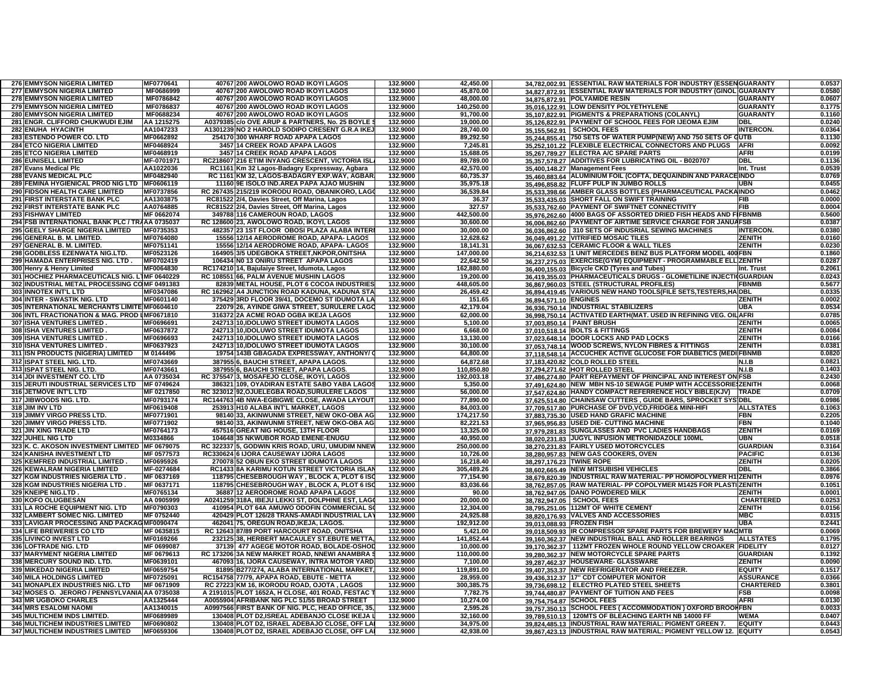| | | | | | | | | | |
|---|---|---|---|---|---|---|---|---|---|
| 276 | EMMYSON NIGERIA LIMITED | MF0770641 | 40767 | 200 AWOLOWO ROAD IKOYI LAGOS | 132.9000 | 42,450.00 | 34,782,002.91 | ESSENTIAL RAW MATERIALS FOR INDUSTRY (ESSEN | GUARANTY | 0.0537 |
| 277 | EMMYSON NIGERIA LIMITED | MF0686999 | 40767 | 200 AWOLOWO ROAD IKOYI LAGOS | 132.9000 | 45,870.00 | 34,827,872.91 | ESSENTIAL RAW MATERIALS FOR INDUSTRY (GINOL | GUARANTY | 0.0580 |
| 278 | EMMYSON NIGERIA LIMITED | MF0786842 | 40767 | 200 AWOLOWO ROAD IKOYI LAGOS | 132.9000 | 48,000.00 | 34,875,872.91 | POLYAMIDE RESIN | GUARANTY | 0.0607 |
| 279 | EMMYSON NIGERIA LIMITED | MF0786837 | 40767 | 200 AWOLOWO ROAD IKOYI LAGOS | 132.9000 | 140,250.00 | 35,016,122.91 | LOW DENSITY POLYETHYLENE | GUARANTY | 0.1775 |
| 280 | EMMYSON NIGERIA LIMITED | MF0688234 | 40767 | 200 AWOLOWO ROAD IKOYI LAGOS | 132.9000 | 91,700.00 | 35,107,822.91 | PIGMENTS & PREPARATIONS (COLANYL) | GUARANTY | 0.1160 |
| 281 | ENGR. CLIFFORD CHUKWUDI EJIM | AA 1215275 | A0379385 | c/o OVE ARUP & PARTNERS, No. 25 BOYLE S | 132.9000 | 19,000.00 | 35,126,822.91 | PAYMENT OF SCHOOL FEES FOR IJEOMA EJIM | DBL | 0.0240 |
| 282 | ENUHA HYACINTH | AA1047233 | A1301239 | NO 2 HAROLD SODIPO CRESENT G.R.A IKEJ | 132.9000 | 28,740.00 | 35,155,562.91 | SCHOOL FEES | INTERCON. | 0.0364 |
| 283 | ESTENDO POWER CO. LTD | MF0662892 | 254170 | 300 WHARF ROAD APAPA LAGOS | 132.9000 | 89,292.50 | 35,244,855.41 | 750 SETS OF WATER PUMP(NEW) AND 750 SETS OF G | UTB | 0.1130 |
| 284 | ETCO NIGERIA LIMITED | MF0468924 | 3457 | 14 CREEK ROAD APAPA LAGOS | 132.9000 | 7,245.81 | 35,252,101.22 | FLEXIBLE ELECTRICAL CONNECTORS AND PLUGS | AFRI | 0.0092 |
| 285 | ETCO NIGERIA LIMITED | MF0468919 | 3457 | 14 CREEK ROAD APAPA LAGOS | 132.9000 | 15,688.05 | 35,267,789.27 | ELECTRA A/C SPARE PARTS | AFRI | 0.0199 |
| 286 | EUNISELL LIMITED | MF-0701971 | RC218607 | 216 ETIM INYANG CRESCENT, VICTORIA ISL | 132.9000 | 89,789.00 | 35,357,578.27 | ADDITIVES FOR LUBRICATING OIL - B020707 | DBL | 0.1136 |
| 287 | Evans Medical Plc | AA1022036 | RC1161 | Km 32 Lagos-Badagry Expressway, Agbara | 132.9000 | 42,570.00 | 35,400,148.27 | Management Fees | Int. Trust | 0.0539 |
| 288 | EVANS MEDICAL PLC | MF0482940 | RC 1161 | KM 32, LAGOS-BADAGRY EXP.WAY, AGBAR | 132.9000 | 60,735.37 | 35,460,883.64 | ALUMINIUM FOIL (COFTA, DEQUAINDIN AND PARACE | INDO | 0.0769 |
| 289 | FEMINA HYGIENICAL PROD NIG LTD | MF0606119 | 11160 | 9E ISOLO IND.AREA PAPA AJAO MUSHIN | 132.9000 | 35,975.18 | 35,496,858.82 | FLUFF PULP IN JUMBO ROLLS | UBN | 0.0455 |
| 290 | FIDSON HEALTH CARE LIMITED | MF0737856 | RC 267435 | 215/219 IKORODU ROAD, OBANIKORO, LAGO | 132.9000 | 36,539.84 | 35,533,398.66 | AMBER GLASS BOTTLES (PHARMACEUTICAL PACKA | INDO | 0.0462 |
| 291 | FIRST INTERSTATE BANK PLC | AA1303875 | RC81522 | 2/4, Davies Street, Off Marina, Lagos | 132.9000 | 36.37 | 35,533,435.03 | SHORT FALL ON SWIFT TRAINING | FIB | 0.0000 |
| 292 | FIRST INTERSTATE BANK PLC | AA0764885 | RC81522 | 2/4, Davies Street, Off Marina, Lagos | 132.9000 | 327.57 | 35,533,762.60 | PAYMENT OF SWIFTNET CONNECTIVITY | FIB | 0.0004 |
| 293 | FISHWAY LIMITED | MF 0662074 | 349788 | 116 CAMEROUN ROAD, LAGOS | 132.9000 | 442,500.00 | 35,976,262.60 | 4000 BAGS OF ASSORTED DRIED FISH HEADS AND F | FBNMB | 0.5600 |
| 294 | FSB INTERNATIONAL BANK PLC / TR | AA 0735037 | RC 128600 | 23, AWOLOWO ROAD, IKOYI, LAGOS | 132.9000 | 30,600.00 | 36,006,862.60 | PAYMENT OF AIRTIME SERVICE CHARGE FOR JANUA | FSB | 0.0387 |
| 295 | GEELY SHARGE NIGERIA LIMITED | MF0735353 | 482357 | 23 1ST FLOOR OBOSI PLAZA ALABA INTER | 132.9000 | 30,000.00 | 36,036,862.60 | 310 SETS OF INDUSRIAL SEWING MACHINES | INTERCON. | 0.0380 |
| 296 | GENERAL B. M. LIMITED. | MF0764080 | 15556 | 12/14 AERODROME ROAD, APAPA- LAGOS | 132.9000 | 12,628.62 | 36,049,491.22 | VITRIFIED MOSAIC TILES | ZENITH | 0.0160 |
| 297 | GENERAL B. M. LIMITED. | MF0751141 | 15556 | 12/14 AERODROME ROAD, APAPA- LAGOS | 132.9000 | 18,141.31 | 36,067,632.53 | CERAMIC FLOOR & WALL TILES | ZENITH | 0.0230 |
| 298 | GODBLESS EZENWATA NIG.LTD. | MF0523126 | 164905 | 3/5 UDEGBOKA STREET,NKPOR,ONITSHA | 132.9000 | 147,000.00 | 36,214,632.53 | 1 UNIT MERCEDES BENZ BUS PLATFORM MODEL 400 | FBN | 0.1860 |
| 299 | HAMADA ENTERPRISES NIG. LTD . | MF0702419 | 106434 | N0 13 ONIRU STREET APAPA LAGOS | 132.9000 | 22,642.50 | 36,237,275.03 | EXERCISE(GYM) EQUIPMENT - PROGRAMMABLE ELL | ZENITH | 0.0287 |
| 300 | Henry & Henry Limited | MF0064830 | RC174210 | 14, Bajulaiye Street, Idumota, Lagos | 132.9000 | 162,880.00 | 36,400,155.03 | Bicycle CKD (Tyres and Tubes) | Int. Trust | 0.2061 |
| 301 | HOCHIEZ PHARMACEUTICALS NIG. LT | MF 0640229 | RC 108551 | 66, PALM AVENUE MUSHIN LAGOS | 132.9000 | 19,200.00 | 36,419,355.03 | PHARMACEUTICALS DRUGS - GLOMETILINE INJECTI | GUARDIAN | 0.0243 |
| 302 | INDUSTRIAL METAL PROCESSING CO | MF 0491383 | 82839 | METAL HOUSE, PLOT 6 COCOA INDUSTRIES | 132.9000 | 448,605.00 | 36,867,960.03 | STEEL (STRUCTURAL PROFILES) | FBNMB | 0.5677 |
| 303 | INNOTEX INT'L LTD | MF0347086 | RC 162962 | A4 JUNCTION ROAD KADUNA, KADUNA STA | 132.9000 | 26,459.42 | 36,894,419.45 | VARIOUS NEW HAND TOOLS(FILE SETS,TESTERS,HA | DBL | 0.0335 |
| 304 | INTER - SWASTIK NIG. LTD | MF0601140 | 375429 | 3RD FLOOR 39/41, DOCEMO ST IDUMOTA LA | 132.9000 | 151.65 | 36,894,571.10 | ENGINES | ZENITH | 0.0002 |
| 305 | INTERNATIONAL MERCHANTS LIMITE | MF0604610 | 22079 | 26, AYINDE GIWA STREET, SURULERE LAGO | 132.9000 | 42,179.04 | 36,936,750.14 | INDUSTRIAL STABILIZERS | UBA | 0.0534 |
| 306 | INTL FRACTIONATION & MAG. PROD I | MF0671810 | 316372 | 2A ACME ROAD OGBA IKEJA LAGOS | 132.9000 | 62,000.00 | 36,998,750.14 | ACTIVATED EARTH(MAT. USED IN REFINING VEG. OIL | AFRI | 0.0785 |
| 307 | ISHA VENTURES LIMITED . | MF0696691 | 242713 | 10,IDOLUWO STREET IDUMOTA LAGOS | 132.9000 | 5,100.00 | 37,003,850.14 | PAINT BRUSH | ZENITH | 0.0065 |
| 308 | ISHA VENTURES LIMITED . | MF0637872 | 242713 | 10,IDOLUWO STREET IDUMOTA LAGOS | 132.9000 | 6,668.00 | 37,010,518.14 | BOLTS & FITTINGS | ZENITH | 0.0084 |
| 309 | ISHA VENTURES LIMITED . | MF0696693 | 242713 | 10,IDOLUWO STREET IDUMOTA LAGOS | 132.9000 | 13,130.00 | 37,023,648.14 | DOOR LOCKS AND PAD LOCKS | ZENITH | 0.0166 |
| 310 | ISHA VENTURES LIMITED . | MF0637923 | 242713 | 10,IDOLUWO STREET IDUMOTA LAGOS | 132.9000 | 30,100.00 | 37,053,748.14 | WOOD SCREWS, NYLON FIBRES & FITTINGS | ZENITH | 0.0381 |
| 311 | ISN PRODUCTS (NIGERIA) LIMITED | M 0144496 | 19754 | 143B GBAGADA EXPRESSWAY, ANTHONY/ | 132.9000 | 64,800.00 | 37,118,548.14 | ACCUCHEK ACTIVE GLUCOSE FOR DIABETICS (MEDI | FBNMB | 0.0820 |
| 312 | ISPAT STEEL NIG. LTD. | MF0743669 | 387955 | 6, BAUCHI STREET, APAPA LAGOS. | 132.9000 | 64,872.68 | 37,183,420.82 | COLD ROLLED STEEL | N.I.B | 0.0821 |
| 313 | ISPAT STEEL NIG. LTD. | MF0743661 | 387955 | 6, BAUCHI STREET, APAPA LAGOS. | 132.9000 | 110,850.80 | 37,294,271.62 | HOT ROLLED STEEL | N.I.B | 0.1403 |
| 314 | JDI INVESTMENT CO. LTD | AA 0735034 | RC 375547 | 3, MOSAFEJO CLOSE, IKOYI, LAGOS | 132.9000 | 192,003.18 | 37,486,274.80 | PART REPAYMENT OF PRINCIPAL AND INTEREST ON | FSB | 0.2430 |
| 315 | JERUTI INDUSTRIAL SERVICES LTD | MF 0749624 | 386321 | 109, OYADIRAN ESTATE SABO YABA LAGOS | 132.9000 | 5,350.00 | 37,491,624.80 | NEW MBH NS-10 SEWAGE PUMP WITH ACCESSORIES | ZENITH | 0.0068 |
| 316 | JETMOVE INT'L LTD | MF 0217850 | RC 323012 | 92,OJUELEGBA ROAD,SURULERE LAGOS | 132.9000 | 56,000.00 | 37,547,624.80 | HANDY COMPACT REFERRENCE HOLY BIBLE(KJV) | TRADE | 0.0709 |
| 317 | JIBWOODS NIG. LTD. | MF0793174 | RC144763 | 4B NWA-EGBIGWE CLOSE, AWADA LAYOUT | 132.9000 | 77,890.00 | 37,625,514.80 | CHAINSAW CUTTERS , GUIDE BARS, SPROCKET SYS | DBL | 0.0986 |
| 318 | JIM INV LTD | MF0619408 | 253913 | H10 ALABA INT'L MARKET, LAGOS | 132.9000 | 84,003.00 | 37,709,517.80 | PURCHASE OF DVD,VCD,FRIDGE& MINI-HIFI | ALLSTATES | 0.1063 |
| 319 | JIMMY VIRGO PRESS LTD. | MF0771901 | 98140 | 33, AKINWUNMI STREET, NEW OKO-OBA AG | 132.9000 | 174,217.50 | 37,883,735.30 | USED HAND GRAFIC MACHINE | FBN | 0.2205 |
| 320 | JIMMY VIRGO PRESS LTD. | MF0771902 | 98140 | 33, AKINWUNMI STREET, NEW OKO-OBA AG | 132.9000 | 82,221.53 | 37,965,956.83 | USED DIE- CUTTING MACHINE | FBN | 0.1040 |
| 321 | JIN XING TRADE LTD | MF0764173 | 457516 | GREAT NIG HOUSE, 13TH FLOOR | 132.9000 | 13,325.00 | 37,979,281.83 | SUNGLASSES AND PVC LADIES HANDBAGS | ZENITH | 0.0169 |
| 322 | JUHEL NIG LTD | M0334866 | 104648 | 35 NKWUBOR ROAD EMENE-ENUGU | 132.9000 | 40,950.00 | 38,020,231.83 | JUGYL INFUSION METRONIDAZOLE 100ML | UBN | 0.0518 |
| 323 | K. C. AKOSON INVESTMENT LIMITED | MF 0679075 | RC 322337 | 5, GODWIN KRIS ROAD, URU, UMUDIM NNEW | 132.9000 | 250,000.00 | 38,270,231.83 | FAIRLY USED MOTORCYCLES | GUARDIAN | 0.3164 |
| 324 | KANISHA INVESTMENT LTD | MF 0577573 | RC330624 | 6 IJORA CAUSEWAY IJORA LAGOS | 132.9000 | 10,726.00 | 38,280,957.83 | NEW GAS COOKERS, OVEN | PACIFIC | 0.0136 |
| 325 | KEMFRED INDUSTRIAL LIMITED . | MF0695926 | 270078 | 52 OBUN EKO STREET IDUMOTA LAGOS | 132.9000 | 16,218.40 | 38,297,176.23 | TWINE ROPE | ZENITH | 0.0205 |
| 326 | KEWALRAM NIGERIA LIMITED | MF-0274684 | RC1433 | 8A KARIMU KOTUN STREET VICTORIA ISLAN | 132.9000 | 305,489.26 | 38,602,665.49 | NEW MITSUBISHI VEHICLES | DBL | 0.3866 |
| 327 | KGM INDUSTRIES NIGERIA LTD . | MF 0637169 | 118795 | CHESEBROUGH WAY , BLOCK A, PLOT 6 ISO | 132.9000 | 77,154.90 | 38,679,820.39 | INDUSTRIAL RAW MATERIAL- PP HOMOPOLYMER H1 | ZENITH | 0.0976 |
| 328 | KGM INDUSTRIES NIGERIA LTD . | MF 0637171 | 118795 | CHESEBROUGH WAY , BLOCK A, PLOT 6 ISO | 132.9000 | 83,036.66 | 38,762,857.05 | RAW MATERIAL- PP COPOLYMER M1425 FOR PLASTI | ZENITH | 0.1051 |
| 329 | KNEIPE NIG.LTD . | MF0765134 | 36887 | 12 AERODROME ROAD APAPA LAGOS | 132.9000 | 90.00 | 38,762,947.05 | DANO POWDERED MILK | ZENITH | 0.0001 |
| 330 | KOFO OLUGBESAN | AA 0905999 | A0241259 | 318A, IBEJU LEKKI ST, DOLPHINE EST, LAGO | 132.9000 | 20,000.00 | 38,782,947.05 | SCHOOL FEES | CHARTERED | 0.0253 |
| 331 | LA ROCHE EQUIPMENT NIG. LTD | MF0790303 | 410954 | PLOT 64A AMUWO ODOFIN COMMERCIAL SC | 132.9000 | 12,304.00 | 38,795,251.05 | 112MT OF WHITE CEMENT | ZENITH | 0.0156 |
| 332 | LAMBERT SOMEC NIG. LIMITED | MF 0752440 | 420429 | PLOT 126/28 TRANS-AMADI INDUSTRIAL LAY | 132.9000 | 24,925.88 | 38,820,176.93 | VALVES AND ACCESSORIES | MBC | 0.0315 |
| 333 | LAVIGAR PROCESSING AND PACKAG | MF0090474 | 462041 | 75, OREGUN ROAD,IKEJA, LAGOS. | 132.9000 | 192,912.00 | 39,013,088.93 | FROZEN FISH | UBA | 0.2441 |
| 334 | LIFE BREWERIES CO LTD | MF 0635815 | RC 12643 | 87/89 PORT HARCOURT ROAD, ONITSHA | 132.9000 | 5,421.00 | 39,018,509.93 | IR COMPRESSOR SPARE PARTS FOR BREWERY MAC | MTB | 0.0069 |
| 335 | LIVINCO INVEST LTD | MF0169266 | 232125 | 38, HERBERT MACAULEY ST.EBUTE METTA, | 132.9000 | 141,852.44 | 39,160,362.37 | NEW INDUSTRIAL BALL AND ROLLER BEARINGS | ALLSTATES | 0.1795 |
| 336 | LOFTRADE NIG. LTD | MF 0699087 | 37139 | 477 AGEGE MOTOR ROAD, BOLADE-OSHOD | 132.9000 | 10,000.00 | 39,170,362.37 | 112MT FROZEN WHOLE ROUND YELLOW CROAKER | FIDELITY | 0.0127 |
| 337 | MARYMENT NIGERIA LIMITED | MF 0679613 | RC 173206 | 3A NEW MARKET ROAD, NNEWI ANAMBRA S | 132.9000 | 110,000.00 | 39,280,362.37 | NEW MOTORCYCLE SPARE PARTS | GUARDIAN | 0.1392 |
| 338 | MERCURY SOUND IND. LTD. | MF0639101 | 467093 | 16, IJORA CAUSEWAY, INTRA MOTOR YARD | 132.9000 | 7,100.00 | 39,287,462.37 | HOUSEWARE- GLASSWARE | ZENITH | 0.0090 |
| 339 | MIKEDAD NIGERIA LIMITED | MF0659754 | 81895 | B277/274, ALABA INTERNATIONAL MARKET, | 132.9000 | 119,891.00 | 39,407,353.37 | NEW REFRIGERATOR AND FREEZER. | EQUITY | 0.1517 |
| 340 | MILA HOLDINGS LIMITED | MF0725091 | RC154758 | 77/79, APAPA ROAD, EBUTE - METTA | 132.9000 | 28,959.00 | 39,436,312.37 | 17" CDT COMPUTER MONITOR | ASSURANCE | 0.0366 |
| 341 | MONAPLEX INDUSTRIES NIG. LTD | MF 0671909 | RC 27223 | KM 16, IKORODU ROAD, OJOTA , LAGOS | 132.9000 | 300,385.75 | 39,736,698.12 | ELECTRO PLATED STEEL SHEETS | CHARTERED | 0.3801 |
| 342 | MOSES O. JERORO / PENNSYLVANIA | AA 0735038 | A 2191015 | PLOT 1652A, H CLOSE, 401 ROAD, FESTAC T | 132.9000 | 7,782.75 | 39,744,480.87 | PAYMENT OF TUITION AND FEES | FSB | 0.0098 |
| 343 | MR UGBOKO CHARLES | AA1325444 | A0055904 | AFRIBANK NIG PLC 51/55 BROAD STREET | 132.9000 | 10,274.00 | 39,754,754.87 | SCHOOL FEES | AFRI | 0.0130 |
| 344 | MRS ESALOMI NAOMI | AA1340015 | A0997566 | FIRST BANK OF NIG. PLC, HEAD OFFICE, 35, | 132.9000 | 2,595.26 | 39,757,350.13 | SCHOOL FEES ( ACCOMMODATION ) OXFORD BROOK | FBN | 0.0033 |
| 345 | MULTICHEM INDS LIMITED. | MF0689989 | 130408 | PLOT D2,ISREAL ADEBANJO CLOSE IKEJA L | 132.9000 | 32,160.00 | 39,789,510.13 | 120MTS OF BLEACHING EARTH NB 14000 FF | WEMA | 0.0407 |
| 346 | MULTICHEM INDUSTRIES LIMITED | MF0690802 | 130408 | PLOT D2, ISRAEL ADEBAJO CLOSE, OFF LA | 132.9000 | 34,975.00 | 39,824,485.13 | INDUSTRIAL RAW MATERIAL: PIGMENT GREEN 7. | EQUITY | 0.0443 |
| 347 | MULTICHEM INDUSTRIES LIMITED | MF0659306 | 130408 | PLOT D2, ISRAEL ADEBAJO CLOSE, OFF LA | 132.9000 | 42,938.00 | 39,867,423.13 | INDUSTRIAL RAW MATERIAL: PIGMENT YELLOW 12. | EQUITY | 0.0543 |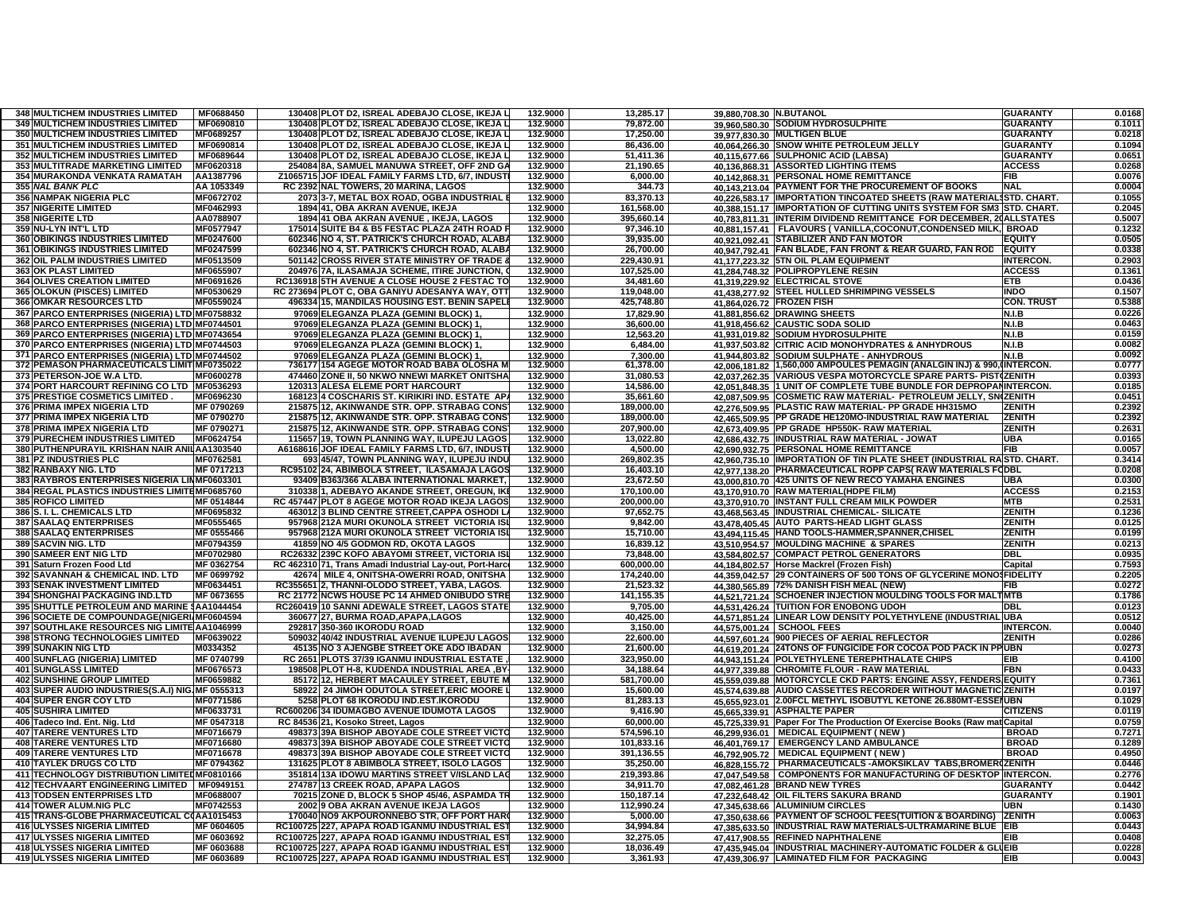| | | | | | | | | | |
|---|---|---|---|---|---|---|---|---|---|
| 348 | MULTICHEM INDUSTRIES LIMITED | MF0688450 | 130408 PLOT D2, ISREAL ADEBAJO CLOSE, IKEJA L | 132.9000 | 13,285.17 | 39,880,708.30 | N.BUTANOL | GUARANTY | 0.0168 |
| 349 | MULTICHEM INDUSTRIES LIMITED | MF0690810 | 130408 PLOT D2, ISREAL ADEBAJO CLOSE, IKEJA L | 132.9000 | 79,872.00 | 39,960,580.30 | SODIUM HYDROSULPHITE | GUARANTY | 0.1011 |
| 350 | MULTICHEM INDUSTRIES LIMITED | MF0689257 | 130408 PLOT D2, ISREAL ADEBAJO CLOSE, IKEJA L | 132.9000 | 17,250.00 | 39,977,830.30 | MULTIGEN BLUE | GUARANTY | 0.0218 |
| 351 | MULTICHEM INDUSTRIES LIMITED | MF0690814 | 130408 PLOT D2, ISREAL ADEBAJO CLOSE, IKEJA L | 132.9000 | 86,436.00 | 40,064,266.30 | SNOW WHITE PETROLEUM JELLY | GUARANTY | 0.1094 |
| 352 | MULTICHEM INDUSTRIES LIMITED | MF0689644 | 130408 PLOT D2, ISREAL ADEBAJO CLOSE, IKEJA L | 132.9000 | 51,411.36 | 40,115,677.66 | SULPHONIC ACID (LABSA) | GUARANTY | 0.0651 |
| 353 | MULTITRADE MARKETING LIMITED | MF0620318 | 254084 8A, SAMUEL MANUWA STREET, OFF 2ND GA | 132.9000 | 21,190.65 | 40,136,868.31 | ASSORTED LIGHTING ITEMS | ACCESS | 0.0268 |
| 354 | MURAKONDA VENKATA RAMATAH | AA1387796 | Z1065715 JOF IDEAL FAMILY FARMS LTD, 6/7, INDUSTI | 132.9000 | 6,000.00 | 40,142,868.31 | PERSONAL HOME REMITTANCE | FIB | 0.0076 |
| 355 | *NAL BANK PLC* | AA 1053349 | RC 2392 NAL TOWERS, 20 MARINA, LAGOS | 132.9000 | 344.73 | 40,143,213.04 | PAYMENT FOR THE PROCUREMENT OF BOOKS | NAL | 0.0004 |
| 356 | NAMPAK NIGERIA PLC | MF0672702 | 2073 3-7, METAL BOX ROAD, OGBA INDUSTRIAL E | 132.9000 | 83,370.13 | 40,226,583.17 | IMPORTATION TINCOATED SHEETS (RAW MATERIALS | STD. CHART. | 0.1055 |
| 357 | NIGERITE LIMITED | MF0462993 | 1894 41, OBA AKRAN AVENUE, IKEJA | 132.9000 | 161,568.00 | 40,388,151.17 | IMPORTATION OF CUTTING UNITS SYSTEM FOR SM3 | STD. CHART. | 0.2045 |
| 358 | NIGERITE LTD | AA0788907 | 1894 41 OBA AKRAN AVENUE , IKEJA, LAGOS | 132.9000 | 395,660.14 | 40,783,811.31 | INTERIM DIVIDEND REMITTANCE FOR DECEMBER, 20 | ALLSTATES | 0.5007 |
| 359 | NU-LYN INT'L LTD | MF0577947 | 175014 SUITE B4 & B5 FESTAC PLAZA 24TH ROAD F | 132.9000 | 97,346.10 | 40,881,157.41 | FLAVOURS ( VANILLA,COCONUT,CONDENSED MILK, | BROAD | 0.1232 |
| 360 | OBIKINGS INDUSTRIES LIMITED | MF0247600 | 602346 NO 4, ST. PATRICK'S CHURCH ROAD, ALABA | 132.9000 | 39,935.00 | 40,921,092.41 | STABILIZER AND FAN MOTOR | EQUITY | 0.0505 |
| 361 | OBIKINGS INDUSTRIES LIMITED | MF0247599 | 602346 NO 4, ST. PATRICK'S CHURCH ROAD, ALABA | 132.9000 | 26,700.00 | 40,947,792.41 | FAN BLADE, FAN FRONT & REAR GUARD, FAN ROD | EQUITY | 0.0338 |
| 362 | OIL PALM INDUSTRIES LIMITED | MF0513509 | 501142 CROSS RIVER STATE MINISTRY OF TRADE & | 132.9000 | 229,430.91 | 41,177,223.32 | 5TN OIL PLAM EQUIPMENT | INTERCON. | 0.2903 |
| 363 | OK PLAST LIMITED | MF0655907 | 204976 7A, ILASAMAJA SCHEME, ITIRE JUNCTION, ( | 132.9000 | 107,525.00 | 41,284,748.32 | POLIPROPYLENE RESIN | ACCESS | 0.1361 |
| 364 | OLIVES CREATION LIMITED | MF0691626 | RC136918 5TH AVENUE A CLOSE HOUSE 2 FESTAC TO | 132.9000 | 34,481.60 | 41,319,229.92 | ELECTRICAL STOVE | ETB | 0.0436 |
| 365 | OLOKUN (PISCES) LIMITED | MF0530629 | RC 273694 PLOT C, OBA GANIYU ADESANYA WAY, OTT | 132.9000 | 119,048.00 | 41,438,277.92 | STEEL HULLED SHRIMPING VESSELS | INDO | 0.1507 |
| 366 | OMKAR RESOURCES LTD | MF0559024 | 496334 15, MANDILAS HOUSING EST. BENIN SAPELE | 132.9000 | 425,748.80 | 41,864,026.72 | FROZEN FISH | CON. TRUST | 0.5388 |
| 367 | PARCO ENTERPRISES (NIGERIA) LTD | MF0758832 | 97069 ELEGANZA PLAZA (GEMINI BLOCK) 1, | 132.9000 | 17,829.90 | 41,881,856.62 | DRAWING SHEETS | N.I.B | 0.0226 |
| 368 | PARCO ENTERPRISES (NIGERIA) LTD | MF0744501 | 97069 ELEGANZA PLAZA (GEMINI BLOCK) 1, | 132.9000 | 36,600.00 | 41,918,456.62 | CAUSTIC SODA SOLID | N.I.B | 0.0463 |
| 369 | PARCO ENTERPRISES (NIGERIA) LTD | MF0743654 | 97069 ELEGANZA PLAZA (GEMINI BLOCK) 1, | 132.9000 | 12,563.20 | 41,931,019.82 | SODIUM HYDROSULPHITE | N.I.B | 0.0159 |
| 370 | PARCO ENTERPRISES (NIGERIA) LTD | MF0744503 | 97069 ELEGANZA PLAZA (GEMINI BLOCK) 1, | 132.9000 | 6,484.00 | 41,937,503.82 | CITRIC ACID MONOHYDRATES & ANHYDROUS | N.I.B | 0.0082 |
| 371 | PARCO ENTERPRISES (NIGERIA) LTD | MF0744502 | 97069 ELEGANZA PLAZA (GEMINI BLOCK) 1, | 132.9000 | 7,300.00 | 41,944,803.82 | SODIUM SULPHATE - ANHYDROUS | N.I.B | 0.0092 |
| 372 | PEMASON PHARMACEUTICALS LIMIT | MF0735022 | 736177 154 AGEGE MOTOR ROAD BABA OLOSHA M | 132.9000 | 61,378.00 | 42,006,181.82 | 1,560,000 AMPOULES PEMAGIN (ANALGIN INJ) & 990,0 | INTERCON. | 0.0777 |
| 373 | PETERSON-JOE W.A LTD. | MF0600278 | 474460 ZONE II, 50 NKWO NNEWI MARKET ONITSHA | 132.9000 | 31,080.53 | 42,037,262.35 | VARIOUS VESPA MOTORCYCLE SPARE PARTS- PIST | ZENITH | 0.0393 |
| 374 | PORT HARCOURT REFINING CO LTD | MF0536293 | 120313 ALESA ELEME PORT HARCOURT | 132.9000 | 14,586.00 | 42,051,848.35 | 1 UNIT OF COMPLETE TUBE BUNDLE FOR DEPROPAN | INTERCON. | 0.0185 |
| 375 | PRESTIGE COSMETICS LIMITED . | MF0696230 | 168123 4 COSCHARIS ST. KIRIKIRI IND. ESTATE AP | 132.9000 | 35,661.60 | 42,087,509.95 | COSMETIC RAW MATERIAL- PETROLEUM JELLY, SN | ZENITH | 0.0451 |
| 376 | PRIMA IMPEX NIGERIA LTD | MF 0790269 | 215875 12, AKINWANDE STR. OPP. STRABAG CONS | 132.9000 | 189,000.00 | 42,276,509.95 | PLASTIC RAW MATERIAL- PP GRADE HH315MO | ZENITH | 0.2392 |
| 377 | PRIMA IMPEX NIGERIA LTD | MF 0790270 | 215875 12, AKINWANDE STR. OPP. STRABAG CONS | 132.9000 | 189,000.00 | 42,465,509.95 | PP GRADE HE120MO-INDUSTRIAL RAW MATERIAL | ZENITH | 0.2392 |
| 378 | PRIMA IMPEX NIGERIA LTD | MF 0790271 | 215875 12, AKINWANDE STR. OPP. STRABAG CONS | 132.9000 | 207,900.00 | 42,673,409.95 | PP GRADE HP550K- RAW MATERIAL | ZENITH | 0.2631 |
| 379 | PURECHEM INDUSTRIES LIMITED | MF0624754 | 115657 19, TOWN PLANNING WAY, ILUPEJU LAGOS | 132.9000 | 13,022.80 | 42,686,432.75 | INDUSTRIAL RAW MATERIAL - JOWAT | UBA | 0.0165 |
| 380 | PUTHENPURAYIL KRISHAN NAIR ANIL | AA1303540 | A6168616 JOF IDEAL FAMILY FARMS LTD, 6/7, INDUSTI | 132.9000 | 4,500.00 | 42,690,932.75 | PERSONAL HOME REMITTANCE | FIB | 0.0057 |
| 381 | PZ INDUSTRIES PLC | MF0762581 | 693 45/47, TOWN PLANNING WAY, ILUPEJU INDU | 132.9000 | 269,802.35 | 42,960,735.10 | IMPORTATION OF TIN PLATE SHEET (INDUSTRIAL RA | STD. CHART. | 0.3414 |
| 382 | RANBAXY NIG. LTD | MF 0717213 | RC95102 24, ABIMBOLA STREET, ILASAMAJA LAGOS | 132.9000 | 16,403.10 | 42,977,138.20 | PHARMACEUTICAL ROPP CAPS( RAW MATERIALS FO | DBL | 0.0208 |
| 383 | RAYBROS ENTERPRISES NIGERIA LIM | MF0603301 | 93409 B363/366 ALABA INTERNATIONAL MARKET, | 132.9000 | 23,672.50 | 43,000,810.70 | 425 UNITS OF NEW RECO YAMAHA ENGINES | UBA | 0.0300 |
| 384 | REGAL PLASTICS INDUSTRIES LIMITE | MF0685760 | 310338 1, ADEBAYO AKANDE STREET, OREGUN, IKE | 132.9000 | 170,100.00 | 43,170,910.70 | RAW MATERIAL(HDPE FILM) | ACCESS | 0.2153 |
| 385 | ROFICO LIMITED | MF 0514844 | RC 457447 PLOT 8 AGEGE MOTOR ROAD IKEJA LAGOS | 132.9000 | 200,000.00 | 43,370,910.70 | INSTANT FULL CREAM MILK POWDER | MTB | 0.2531 |
| 386 | S. I. L. CHEMICALS LTD | MF0695832 | 463012 3 BLIND CENTRE STREET,CAPPA OSHODI LA | 132.9000 | 97,652.75 | 43,468,563.45 | INDUSTRIAL CHEMICAL- SILICATE | ZENITH | 0.1236 |
| 387 | SAALAQ ENTERPRISES | MF0555465 | 957968 212A MURI OKUNOLA STREET VICTORIA ISL | 132.9000 | 9,842.00 | 43,478,405.45 | AUTO PARTS-HEAD LIGHT GLASS | ZENITH | 0.0125 |
| 388 | SAALAQ ENTERPRISES | MF 0555466 | 957968 212A MURI OKUNOLA STREET VICTORIA ISL | 132.9000 | 15,710.00 | 43,494,115.45 | HAND TOOLS-HAMMER,SPANNER,CHISEL | ZENITH | 0.0199 |
| 389 | SACVIN NIG. LTD | MF0794359 | 41859 NO 4/5 GODMON RD, OKOTA LAGOS | 132.9000 | 16,839.12 | 43,510,954.57 | MOULDING MACHINE & SPARES | ZENITH | 0.0213 |
| 390 | SAMEER ENT NIG LTD | MF0702980 | RC26332 239C KOFO ABAYOMI STREET, VICTORIA ISL | 132.9000 | 73,848.00 | 43,584,802.57 | COMPACT PETROL GENERATORS | DBL | 0.0935 |
| 391 | Saturn Frozen Food Ltd | MF 0362754 | RC 462310 71, Trans Amadi Industrial Lay-out, Port-Harc | 132.9000 | 600,000.00 | 44,184,802.57 | Horse Mackrel (Frozen Fish) | Capital | 0.7593 |
| 392 | SAVANNAH & CHEMICAL IND. LTD | MF 0699792 | 42674 MILE 4, ONITSHA-OWERRI ROAD, ONITSHA | 132.9000 | 174,240.00 | 44,359,042.57 | 29 CONTAINERS OF 500 TONS OF GLYCERINE MONO | FIDELITY | 0.2205 |
| 393 | SENAK INVESTMENT LIMITED | MF0634451 | RC355651 2, THANNI-OLODO STREET, YABA, LAGOS. | 132.9000 | 21,523.32 | 44,380,565.89 | 72% DANISH FISH MEAL (NEW) | FIB | 0.0272 |
| 394 | SHONGHAI PACKAGING IND.LTD | MF 0673655 | RC 21772 NCWS HOUSE PC 14 AHMED ONIBUDO STRE | 132.9000 | 141,155.35 | 44,521,721.24 | SCHOENER INJECTION MOULDING TOOLS FOR MALT | MTB | 0.1786 |
| 395 | SHUTTLE PETROLEUM AND MARINE S | AA1044454 | RC260419 10 SANNI ADEWALE STREET, LAGOS STATE | 132.9000 | 9,705.00 | 44,531,426.24 | TUITION FOR ENOBONG UDOH | DBL | 0.0123 |
| 396 | SOCIETE DE COMPOUNDAGE(NIGERI | MF0604594 | 360677 27, BURMA ROAD,APAPA,LAGOS | 132.9000 | 40,425.00 | 44,571,851.24 | LINEAR LOW DENSITY POLYETHYLENE (INDUSTRIAL | UBA | 0.0512 |
| 397 | SOUTHLAKE RESOURCES NIG LIMITE | AA1046999 | 292817 350-360 IKORODU ROAD | 132.9000 | 3,150.00 | 44,575,001.24 | SCHOOL FEES | INTERCON. | 0.0040 |
| 398 | STRONG TECHNOLOGIES LIMITED | MF0639022 | 509032 40/42 INDUSTRIAL AVENUE ILUPEJU LAGOS | 132.9000 | 22,600.00 | 44,597,601.24 | 900 PIECES OF AERIAL REFLECTOR | ZENITH | 0.0286 |
| 399 | SUNAKIN NIG LTD | M0334352 | 45135 NO 3 AJENGBE STREET OKE ADO IBADAN | 132.9000 | 21,600.00 | 44,619,201.24 | 24TONS OF FUNGICIDE FOR COCOA POD PACK IN PP | UBN | 0.0273 |
| 400 | SUNFLAG (NIGERIA) LIMITED | MF 0740799 | RC 2651 PLOTS 37/39 IGANMU INDUSTRIAL ESTATE , | 132.9000 | 323,950.00 | 44,943,151.24 | POLYETHYLENE TEREPHTHALATE CHIPS | EIB | 0.4100 |
| 401 | SUNGLASS LIMITED | MF0676573 | 198508 PLOT H-8, KUDENDA INDUSTRIAL AREA ,BY- | 132.9000 | 34,188.64 | 44,977,339.88 | CHROMITE FLOUR - RAW MATERIAL | FBN | 0.0433 |
| 402 | SUNSHINE GROUP LIMITED | MF0659882 | 85172 12, HERBERT MACAULEY STREET, EBUTE M | 132.9000 | 581,700.00 | 45,559,039.88 | MOTORCYCLE CKD PARTS: ENGINE ASSY, FENDERS | EQUITY | 0.7361 |
| 403 | SUPER AUDIO INDUSTRIES(S.A.I) NIG | MF 0555313 | 58922 24 JIMOH ODUTOLA STREET,ERIC MOORE L | 132.9000 | 15,600.00 | 45,574,639.88 | AUDIO CASSETTES RECORDER WITHOUT MAGNETIC | ZENITH | 0.0197 |
| 404 | SUPER ENGR COY LTD | MF0771586 | 5258 PLOT 68 IKORODU IND.EST.IKORODU | 132.9000 | 81,283.13 | 45,655,923.01 | 2.00FCL METHYL ISOBUTYL KETONE 26.880MT-ESSEN | UBN | 0.1029 |
| 405 | SUSHIRA LIMITED | MF0633731 | RC600206 34 IDUMAGBO AVENUE IDUMOTA LAGOS | 132.9000 | 9,416.90 | 45,665,339.91 | ASPHALTE PAPER | CITIZENS | 0.0119 |
| 406 | Tadeco Ind. Ent. Nig. Ltd | MF 0547318 | RC 84536 21, Kosoko Street, Lagos | 132.9000 | 60,000.00 | 45,725,339.91 | Paper For The Production Of Exercise Books (Raw mat | Capital | 0.0759 |
| 407 | TARERE VENTURES LTD | MF0716679 | 498373 39A BISHOP ABOYADE COLE STREET VICTO | 132.9000 | 574,596.10 | 46,299,936.01 | MEDICAL EQUIPMENT ( NEW ) | BROAD | 0.7271 |
| 408 | TARERE VENTURES LTD | MF0716680 | 498373 39A BISHOP ABOYADE COLE STREET VICTO | 132.9000 | 101,833.16 | 46,401,769.17 | EMERGENCY LAND AMBULANCE | BROAD | 0.1289 |
| 409 | TARERE VENTURES LTD | MF0716678 | 498373 39A BISHOP ABOYADE COLE STREET VICTO | 132.9000 | 391,136.55 | 46,792,905.72 | MEDICAL EQUIPMENT ( NEW ) | BROAD | 0.4950 |
| 410 | TAYLEK DRUGS CO LTD | MF 0794362 | 131625 PLOT 8 ABIMBOLA STREET, ISOLO LAGOS | 132.9000 | 35,250.00 | 46,828,155.72 | PHARMACEUTICALS -AMOKSIKLAV TABS,BROMER | ZENITH | 0.0446 |
| 411 | TECHNOLOGY DISTRIBUTION LIMITED | MF0810166 | 351814 13A IDOWU MARTINS STREET V/ISLAND LAG | 132.9000 | 219,393.86 | 47,047,549.58 | COMPONENTS FOR MANUFACTURING OF DESKTOP | INTERCON. | 0.2776 |
| 412 | TECHVAART ENGINEERING LIMITED | MF0949151 | 274787 13 CREEK ROAD, APAPA LAGOS | 132.9000 | 34,911.70 | 47,082,461.28 | BRAND NEW TYRES | GUARANTY | 0.0442 |
| 413 | TODSEN ENTERPRISES LTD | MF0688007 | 70215 ZONE D, BLOCK 5 SHOP 45/46, ASPAMDA TR | 132.9000 | 150,187.14 | 47,232,648.42 | OIL FILTERS SAKURA BRAND | GUARANTY | 0.1901 |
| 414 | TOWER ALUM.NIG PLC | MF0742553 | 2002 9 OBA AKRAN AVENUE IKEJA LAGOS | 132.9000 | 112,990.24 | 47,345,638.66 | ALUMINIUM CIRCLES | UBN | 0.1430 |
| 415 | TRANS-GLOBE PHARMACEUTICAL CO | AA1015453 | 170040 NO9 AKPOURONNEBO STR, OFF PORT HAR | 132.9000 | 5,000.00 | 47,350,638.66 | PAYMENT OF SCHOOL FEES(TUITION & BOARDING) | ZENITH | 0.0063 |
| 416 | ULYSSES NIGERIA LIMITED | MF 0604605 | RC100725 227, APAPA ROAD IGANMU INDUSTRIAL EST | 132.9000 | 34,994.84 | 47,385,633.50 | INDUSTRIAL RAW MATERIALS-ULTRAMARINE BLUE | EIB | 0.0443 |
| 417 | ULYSSES NIGERIA LIMITED | MF 0603692 | RC100725 227, APAPA ROAD IGANMU INDUSTRIAL EST | 132.9000 | 32,275.05 | 47,417,908.55 | REFINED NAPHTHALENE | EIB | 0.0408 |
| 418 | ULYSSES NIGERIA LIMITED | MF 0603688 | RC100725 227, APAPA ROAD IGANMU INDUSTRIAL EST | 132.9000 | 18,036.49 | 47,435,945.04 | INDUSTRIAL MACHINERY-AUTOMATIC FOLDER & GLU | EIB | 0.0228 |
| 419 | ULYSSES NIGERIA LIMITED | MF 0603689 | RC100725 227, APAPA ROAD IGANMU INDUSTRIAL EST | 132.9000 | 3,361.93 | 47,439,306.97 | LAMINATED FILM FOR PACKAGING | EIB | 0.0043 |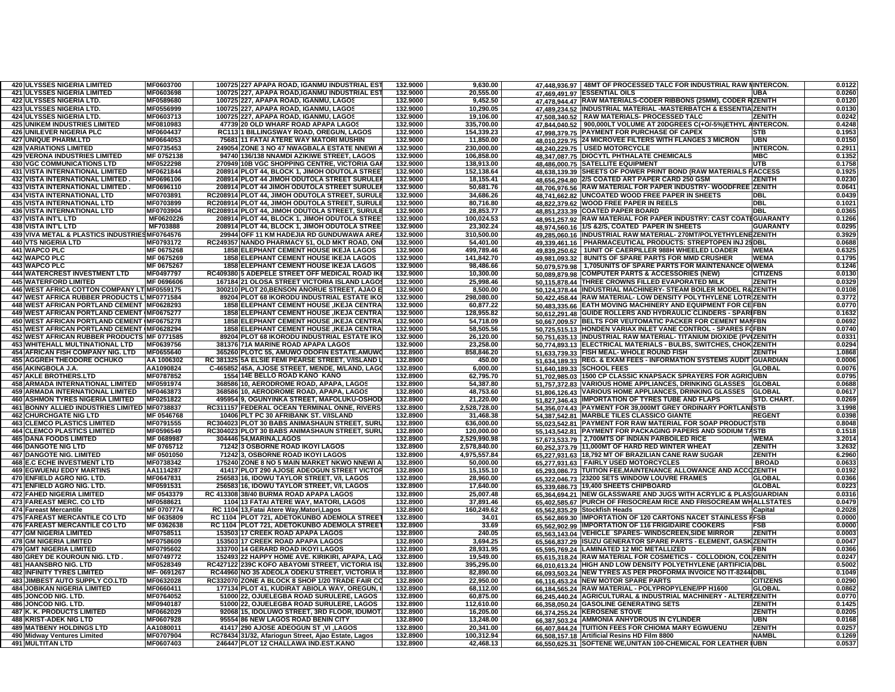| | | | | | | | | | |
|---|---|---|---|---|---|---|---|---|---|
| 420 | ULYSSES NIGERIA LIMITED | MF0603700 | 100725 227 APAPA ROAD, IGANMU INDUSTRIAL EST | 132.9000 | 9,630.00 | 47,448,936.97 | 48MT OF PROCESSED TALC FOR INDUSTRIAL RAW M | INTERCON. | 0.0122 |
| 421 | ULYSSES NIGERIA LIMITED | MF0603698 | 100725 227, APAPA ROAD,IGANMU INDUSTRIAL EST | 132.9000 | 20,555.00 | 47,469,491.97 | ESSENTIAL OILS | UBA | 0.0260 |
| 422 | ULYSSES NIGERIA LTD. | MF0589680 | 100725 227, APAPA ROAD, IGANMU, LAGOS | 132.9000 | 9,452.50 | 47,478,944.47 | RAW MATERIALS-CODER RIBBONS (25MM), CODER R | ZENITH | 0.0120 |
| 423 | ULYSSES NIGERIA LTD. | MF0556999 | 100725 227, APAPA ROAD, IGANMU, LAGOS | 132.9000 | 10,290.05 | 47,489,234.52 | INDUSTRIAL MATERIAL -MASTERBATCH & ESSENTIA | ZENITH | 0.0130 |
| 424 | ULYSSES NIGERIA LTD. | MF0603713 | 100725 227, APAPA ROAD, IGANMU, LAGOS | 132.9000 | 19,106.00 | 47,508,340.52 | RAW MATERIALS- PROCESSED TALC | ZENITH | 0.0242 |
| 425 | UNIKEM INDUSTRIES LIMITED | MF0810983 | 47739 20 OLD WHARF ROAD APAPA LAGOS | 132.9000 | 335,700.00 | 47,844,040.52 | 900,000LT VOLUME AT 20DGREES C(+O/-5%)ETHYL A | INTERCON. | 0.4248 |
| 426 | UNILEVER NIGERIA PLC | MF0604437 | RC113 1 BILLINGSWAY ROAD, OREGUN, LAGOS | 132.9000 | 154,339.23 | 47,998,379.75 | PAYMENT FOR PURCHASE OF CAPEX | STB | 0.1953 |
| 427 | UNIQUE PHARM.LTD | MF0664053 | 75681 11 FATAI ATERE WAY MATORI MUSHIN | 132.9000 | 11,850.00 | 48,010,229.75 | 24 MICROVEE FILTERS WITH FLANGES 3 MICRON | UBN | 0.0150 |
| 428 | VARIATIONS LIMITED | MF0735453 | 249054 ZONE 3 NO 47 NWAGBALA ESTATE NNEWI A | 132.9000 | 230,000.00 | 48,240,229.75 | USED MOTORCYCLE | INTERCON. | 0.2911 |
| 429 | VERONA INDUSTRIES LIMITED | MF 0752138 | 94740 136/138 NNAMDI AZIKIWE STREET, LAGOS | 132.9000 | 106,858.00 | 48,347,087.75 | DIOCYTL PHTHALATE CHEMICALS | MBC | 0.1352 |
| 430 | VGC COMMUNICATIONS LTD | MF0522298 | 270949 10B VGC SHOPPING CENTRE, VICTORIA GAR | 132.9000 | 138,913.00 | 48,486,000.75 | SATELLITE EQUIPMENT | UTB | 0.1758 |
| 431 | VISTA INTERNATIONAL LIMITED | MF0621844 | 208914 PLOT 44, BLOCK 1, JIMOH ODUTOLA STREET | 132.9000 | 152,138.64 | 48,638,139.39 | SHEETS OF POWER PRINT BOND (RAW MATERIALS F | ACCESS | 0.1925 |
| 432 | VISTA INTERNATIONAL LIMITED . | MF0696106 | 208914 PLOT 44 JIMOH ODUTOLA STREET SURULER | 132.9000 | 18,155.41 | 48,656,294.80 | 2/S COATED ART PAPER CARD 250 GSM | ZENITH | 0.0230 |
| 433 | VISTA INTERNATIONAL LIMITED . | MF0696110 | 208914 PLOT 44 JIMOH ODUTOLA STREET SURULER | 132.9000 | 50,681.76 | 48,706,976.56 | RAW MATERIAL FOR PAPER INDUSTRY- WOODFREE | ZENITH | 0.0641 |
| 434 | VISTA INTERNATIONAL LTD | MF0703891 | RC208914 PLOT 44, JIMOH ODUTOLA STREET, SURULE | 132.9000 | 34,686.26 | 48,741,662.82 | UNCOATED WOOD FREE PAPER IN SHEETS | DBL | 0.0439 |
| 435 | VISTA INTERNATIONAL LTD | MF0703899 | RC208914 PLOT 44, JIMOH ODUTOLA STREET, SURULE | 132.9000 | 80,716.80 | 48,822,379.62 | WOOD FREE PAPER IN REELS | DBL | 0.1021 |
| 436 | VISTA INTERNATIONAL LTD | MF0703904 | RC208914 PLOT 44, JIMOH ODUTOLA STREET, SURULE | 132.9000 | 28,853.77 | 48,851,233.39 | COATED PAPER BOARD | DBL | 0.0365 |
| 437 | VISTA INT'L LTD | MF0620226 | 208914 PLOT 44, BLOCK 1, JIMOH ODUTOLA STREET | 132.9000 | 100,024.53 | 48,951,257.92 | RAW MATERIAL FOR PAPER INDUSTRY: CAST COATE | GUARANTY | 0.1266 |
| 438 | VISTA INT'L LTD | MF703888 | 208914 PLOT 44, BLOCK 1, JIMOH ODUTOLA STREET | 132.9000 | 23,302.24 | 48,974,560.16 | 1/S &2/S, COATED PAPER IN SHEETS | GUARANTY | 0.0295 |
| 439 | VIVA METAL & PLASTICS INDUSTRIES | MF0764576 | 29944 OFF 11 KM HADEJIA RD GUNDUWAWA AREA | 132.9000 | 310,500.00 | 49,285,060.16 | INDUSTRIAL RAW MATERIAL- 270MT/POLYETHYLENE | ZENITH | 0.3929 |
| 440 | VTS NIGERIA LTD | MF0793172 | RC249357 NANDO PHARMACY 51, OLD MKT ROAD, ONI | 132.9000 | 54,401.00 | 49,339,461.16 | PHARMACEUTICAL PRODUCTS: STREPTOPEN INJ 25 | DBL | 0.0688 |
| 441 | WAPCO PLC | MF 0675268 | 1858 ELEPHANT CEMENT HOUSE IKEJA LAGOS | 132.9000 | 499,789.46 | 49,839,250.62 | 1UNIT OF CAERPILLER 988H WHEELED LOADER | WEMA | 0.6325 |
| 442 | WAPCO PLC | MF 0675269 | 1858 ELEPHANT CEMENT HOUSE IKEJA LAGOS | 132.9000 | 141,842.70 | 49,981,093.32 | 8UNITS OF SPARE PARTS FOR MMD CRUSHER | WEMA | 0.1795 |
| 443 | WAPCO PLC | MF 0675267 | 1858 ELEPHANT CEMENT HOUSE IKEJA LAGOS | 132.9000 | 98,486.66 | 50,079,579.98 | 1,705UNITS OF SPARE PARTS FOR MAINTENANCE O | WEMA | 0.1246 |
| 444 | WATERCREST INVESTMENT LTD | MF0497797 | RC409380 5 ADEPELE STREET OFF MEDICAL ROAD IKE | 132.9000 | 10,300.00 | 50,089,879.98 | COMPUTER PARTS & ACCESSORIES (NEW) | CITIZENS | 0.0130 |
| 445 | WATERFORD LIMITED | MF 0696606 | 167184 21 OLOSA STREET VICTORIA ISLAND LAGOS | 132.9000 | 25,998.46 | 50,115,878.44 | THREE CROWNS FILLED EVAPORATED MILK | ZENITH | 0.0329 |
| 446 | WEST AFRICA COTTON COMPANY LT | MF0559175 | 300210 PLOT 20,BENSON ANORUE STREET, AJAO E | 132.9000 | 8,500.00 | 50,124,378.44 | INDUSTRIAL MACHINERY- STEAM BOILER MODEL R& | ZENITH | 0.0108 |
| 447 | WEST AFRICA RUBBER PRODUCTS L | MF0771584 | 89204 PLOT 68 IKORODU INDUSTRIAL ESTATE IKO | 132.9000 | 298,080.00 | 50,422,458.44 | RAW MATERIAL- LOW DENSITY POLYTHYLENE LOTR | ZENITH | 0.3772 |
| 448 | WEST AFRICAN PORTLAND CEMENT | MF0628293 | 1858 ELEPHANT CEMENT HOUSE ,IKEJA CENTRA | 132.9000 | 60,877.22 | 50,483,335.66 | EATH MOVING MACHINERY AND EQUIPMENT FOR CE | FBN | 0.0770 |
| 449 | WEST AFRICAN PORTLAND CEMENT ( | MF0675277 | 1858 ELEPHANT CEMENT HOUSE ,IKEJA CENTRA | 132.9000 | 128,955.82 | 50,612,291.48 | GUIDE ROLLERS AND HYDRAULIC CLINDERS - SPARE | FBN | 0.1632 |
| 450 | WEST AFRICAN PORTLAND CEMENT ( | MF0675278 | 1858 ELEPHANT CEMENT HOUSE ,IKEJA CENTRA | 132.9000 | 54,718.09 | 50,667,009.57 | BELTS FOR VEUTOMATIC PACKER FOR CEMENT MAN | FBN | 0.0692 |
| 451 | WEST AFRICAN PORTLAND CEMENT ( | MF0628294 | 1858 ELEPHANT CEMENT HOUSE ,IKEJA CENTRA | 132.9000 | 58,505.56 | 50,725,515.13 | HONDEN VARIAX INLET VANE CONTROL - SPARES FO | FBN | 0.0740 |
| 452 | WEST AFRICAN RUBBER PRODUCTS | MF 0771585 | 89204 PLOT 68 IKORODU INDUSTRIAL ESTATE IKO | 132.9000 | 26,120.00 | 50,751,635.13 | INDUSTRIAL RAW MATERIAL- TITANIUM DIOXIDE (PV( | ZENITH | 0.0331 |
| 453 | WHITEHALL MULTINATIONAL LTD | MF0639756 | 381376 71A MARINE ROAD APAPA LAGOS | 132.9000 | 23,258.00 | 50,774,893.13 | ELECTRICAL MATERIALS - BULBS, SWITCHES, CHOK | ZENITH | 0.0294 |
| 454 | AFRICAN FISH COMPANY NIG. LTD | MF0655640 | 365260 PLOTC 55, AMUWO ODOFIN ESTATE.AMUWO | 132.8900 | 858,846.20 | 51,633,739.33 | FISH MEAL- WHOLE ROUND FISH | ZENITH | 1.0868 |
| 455 | AGGREH THEODORE OCHUKO | AA 1006302 | RC 381325 5A ELSIE FEMI PEARSE STREET, V/ISLAND L | 132.8900 | 450.00 | 51,634,189.33 | REG. & EXAM FEES - INFORMATION SYSTEMS AUDIT | GUARDIAN | 0.0006 |
| 456 | AKINGBOLA J.A. | AA1090824 | C-465852 45A, AJOSE STREET, MENDE, M/LAND, LAGO | 132.8900 | 6,000.00 | 51,640,189.33 | SCHOOL FEES | GLOBAL | 0.0076 |
| 457 | AKLE BROTHERS.LTD | MF0787852 | 1554 14E BELLO ROAD KANO KANO | 132.8900 | 62,795.70 | 51,702,985.03 | 1500 CP CLASSIC KNAPSACK SPRAYERS FOR AGRIC | UBN | 0.0795 |
| 458 | ARMADA INTERNATIONAL LIMITED | MF0591974 | 368586 10, AERODROME ROAD, APAPA, LAGOS | 132.8900 | 54,387.80 | 51,757,372.83 | VARIOUS HOME APPLIANCES, DRINKING GLASSES | GLOBAL | 0.0688 |
| 459 | ARMADA INTERNATIONAL LIMITED | MF0463873 | 368586 10, AERODROME ROAD, APAPA, LAGOS | 132.8900 | 48,753.60 | 51,806,126.43 | VARIOUS HOME APPLIANCES, DRINKING GLASSES | GLOBAL | 0.0617 |
| 460 | ASHMON TYRES NIGERIA LIMITED | MF0251822 | 495954 9, OGUNYINKA STREET, MAFOLUKU-OSHOD | 132.8900 | 21,220.00 | 51,827,346.43 | IMPORTATION OF TYRES TUBE AND FLAPS | STD. CHART. | 0.0269 |
| 461 | BONNY ALLIED INDUSTRIES LIMITED | MF0738837 | RC311157 FEDERAL OCEAN TERMINAL ONNE, RIVERS | 132.8900 | 2,528,728.00 | 54,356,074.43 | PAYMENT FOR 39,000MT GREY ORDINARY PORTLAN | STB | 3.1998 |
| 462 | CHURCHGATE NIG LTD | MF 0546768 | 10406 PLT PC 30 AFRIBANK ST. V/ISLAND | 132.8900 | 31,468.38 | 54,387,542.81 | MARBLE TILES CLASSICO GIANTE | REGENT | 0.0398 |
| 463 | CLEMCO PLASTICS LIMITED | MF0791555 | RC304023 PLOT 30 BABS ANIMASHAUN STREET, SURU | 132.8900 | 636,000.00 | 55,023,542.81 | PAYMENT FOR RAW MATERIAL FOR SOAP PRODUCT | STB | 0.8048 |
| 464 | CLEMCO PLASTICS LIMITED | MF0596549 | RC304023 PLOT 30 BABS ANIMASHAUN STREET, SURU | 132.8900 | 120,000.00 | 55,143,542.81 | PAYMENT FOR PACKAGING PAPERS AND SODIUM TA | STB | 0.1518 |
| 465 | DANA FOODS LIMITED | MF 0689987 | 304446 54,MARINA,LAGOS | 132.8900 | 2,529,990.98 | 57,673,533.79 | 2,700MTS OF INDIAN PARBOILED RICE | WEMA | 3.2014 |
| 466 | DANGOTE NIG LTD | MF 0765712 | 71242 3 OSBORNE ROAD IKOYI LAGOS | 132.8900 | 2,578,840.00 | 60,252,373.79 | 11,000MT OF HARD RED WINTER WHEAT | ZENITH | 3.2632 |
| 467 | DANGOTE NIG. LIMITED | MF 0501050 | 71242 3, OSBORNE ROAD IKOYI LAGOS | 132.8900 | 4,975,557.84 | 65,227,931.63 | 18,792 MT OF BRAZILIAN CANE RAW SUGAR | ZENITH | 6.2960 |
| 468 | E.C ECHE INVESTMENT LTD | MF0738342 | 175240 ZONE 8 NO 5 MAIN MARKET NKWO NNEWI A | 132.8900 | 50,000.00 | 65,277,931.63 | FAIRLY USED MOTORCYCLES | BROAD | 0.0633 |
| 469 | EGWUENU EDDY MARTINS | AA1114287 | 41417 PLOT 290 AJOSE ADEOGUN STREET VICTOR | 132.8900 | 15,155.10 | 65,293,086.73 | TUITION FEE,MAINTENANCE ALLOWANCE AND ACCO | ZENITH | 0.0192 |
| 470 | ENFIELD AGRO NIG. LTD. | MF0647831 | 256583 16, IDOWU TAYLOR STREET, V/I, LAGOS | 132.8900 | 28,960.00 | 65,322,046.73 | 23200 SETS WINDOW LOUVRE FRAMES | GLOBAL | 0.0366 |
| 471 | ENFIELD AGRO NIG. LTD. | MF0591531 | 256583 16, IDOWU TAYLOR STREET, V/I, LAGOS | 132.8900 | 17,640.00 | 65,339,686.73 | 19,400 SHEETS CHIPBOARD | GLOBAL | 0.0223 |
| 472 | FAHED NIGERIA LIMITED | MF 0543379 | RC 413308 38/40 BURMA ROAD APAPA LAGOS | 132.8900 | 25,007.48 | 65,364,694.21 | NEW GLASSWARE AND JUGS WITH ACRYLIC & PLAS | GUARDIAN | 0.0316 |
| 473 | FAREAST MERC. CO LTD | MF0588621 | 1104 13 FATAI ATERE WAY, MATORI, LAGOS | 132.8900 | 37,891.46 | 65,402,585.67 | PURCH OF FRISOCREAM RICE AND FRISOCREAM WH | ALLSTATES | 0.0479 |
| 474 | Fareast Mercantile | MF 0707774 | RC 1104 13,Fatai Atere Way,Matori,Lagos | 132.8900 | 160,249.62 | 65,562,835.29 | Stockfish Heads | Capital | 0.2028 |
| 475 | FAREAST MERCANTILE CO LTD | MF 0635809 | RC 1104 PLOT 721, ADETOKUNBO ADEMOLA STREET | 132.8900 | 34.01 | 65,562,869.30 | IMPORTATION OF 120 CARTONS NACET STAINLESS F | FSB | 0.0000 |
| 476 | FAREAST MERCANTILE CO LTD | MF 0362638 | RC 1104 PLOT 721, ADETOKUNBO ADEMOLA STREET | 132.8900 | 33.69 | 65,562,902.99 | IMPORTATION OF 116 FRIGIDAIRE COOKERS | FSB | 0.0000 |
| 477 | GM NIGERIA LIMITED | MF0758511 | 153503 17 CREEK ROAD APAPA LAGOS | 132.8900 | 240.05 | 65,563,143.04 | VEHICLE SPARES- WINDSCREEN,SIDE MIRROR | ZENITH | 0.0003 |
| 478 | GM NIGERIA LIMITED | MF0758609 | 153503 17 CREEK ROAD APAPA LAGOS | 132.8900 | 3,694.25 | 65,566,837.29 | ISUZU GENERATOR SPARE PARTS - ELEMENT, GASK | ZENITH | 0.0047 |
| 479 | GMT NIGERIA LIMITED | MF0795602 | 333700 14 GERARD ROAD IKOYI LAGOS | 132.8900 | 28,931.95 | 65,595,769.24 | LAMINATED 12 MIC METALLIZED | FBN | 0.0366 |
| 480 | GREY DE KOUROUN NIG. LTD . | MF0749772 | 152493 22 HAPPY HOME AVE. KIRIKIRI, APAPA, LAG | 132.8900 | 19,549.00 | 65,615,318.24 | RAW MATERIAL FOR COSMETICS - COLLODION, COL | ZENITH | 0.0247 |
| 481 | HAANSBRO NIG. LTD | MF0528349 | RC427122 239C KOFO ABAYOMI STREET, VICTORIA ISL | 132.8900 | 395,295.00 | 66,010,613.24 | HIGH AND LOW DENSITY POLYETHYLENE (ARTIFICIA | DBL | 0.5002 |
| 482 | INFINITY TYRES LIMITED | MF- 0691267 | RC44960 NO 35 ADEOLA ODEKU STREET, VICTORIA IS | 132.8900 | 82,890.00 | 66,093,503.24 | NEW TYRES AS PER PROFORMA INVOICE NO IT-8244 | DBL | 0.1049 |
| 483 | JIMBEST AUTO SUPPLY CO.LTD | MF0632028 | RC332070 ZONE A BLOCK 8 SHOP 1/20 TRADE FAIR CO | 132.8900 | 22,950.00 | 66,116,453.24 | NEW MOTOR SPARE PARTS | CITIZENS | 0.0290 |
| 484 | JOBIKAN NIGERIA LIMITED | MF0660411 | 177134 PLOT 41, KUDIRAT ABIOLA WAY, OREGUN, I | 132.8900 | 68,112.00 | 66,184,565.24 | RAW MATERIAL - POLYPROPYLENE/PP H1600 | GLOBAL | 0.0862 |
| 485 | JONCOD NIG. LTD. | MF0764052 | 51000 22, OJUELEGBA ROAD SURULERE, LAGOS | 132.8900 | 60,875.00 | 66,245,440.24 | AGRICULTURAL & INDUSTRIAL MACHINERY - ALTERN | ZENITH | 0.0770 |
| 486 | JONCOD NIG. LTD. | MF0940187 | 51000 22, OJUELEGBA ROAD SURULERE, LAGOS | 132.8900 | 112,610.00 | 66,358,050.24 | GASOLINE GENERATING SETS | ZENITH | 0.1425 |
| 487 | K. K. PRODUCTS LIMITED | MF0662029 | 92068 15, IDOLUWO STREET, 3RD FLOOR, IDUMOT | 132.8900 | 16,205.00 | 66,374,255.24 | KEROSENE STOVE | ZENITH | 0.0205 |
| 488 | KRIST-ADEK NIG LTD | MF0607928 | 95554 86 NEW LAGOS ROAD BENIN CITY | 132.8900 | 13,248.00 | 66,387,503.24 | AMMONIA ANHYDROUS IN CYLINDER | UBN | 0.0168 |
| 489 | MATBENY HOLDINGS LTD | AA1080011 | 41417 290 AJOSE ADEOGUN ST ,VI ,LAGOS | 132.8900 | 20,341.00 | 66,407,844.24 | TUITION FEES FOR CHIOMA MARY EGWUENU | ZENITH | 0.0257 |
| 490 | Midway Ventures Limited | MF0707904 | RC78434 31/32, Afariogun Street, Ajao Estate, Lagos | 132.8900 | 100,312.94 | 66,508,157.18 | Artificial Resins HD Film 8800 | NAMBL | 0.1269 |
| 491 | MULTITAN LTD | MF0607403 | 246447 PLOT 12 CHALLAWA IND.EST.KANO | 132.8900 | 42,468.13 | 66,550,625.31 | SOFTENE WE,UNITAN 100-CHEMICAL FOR LEATHER I | UBN | 0.0537 |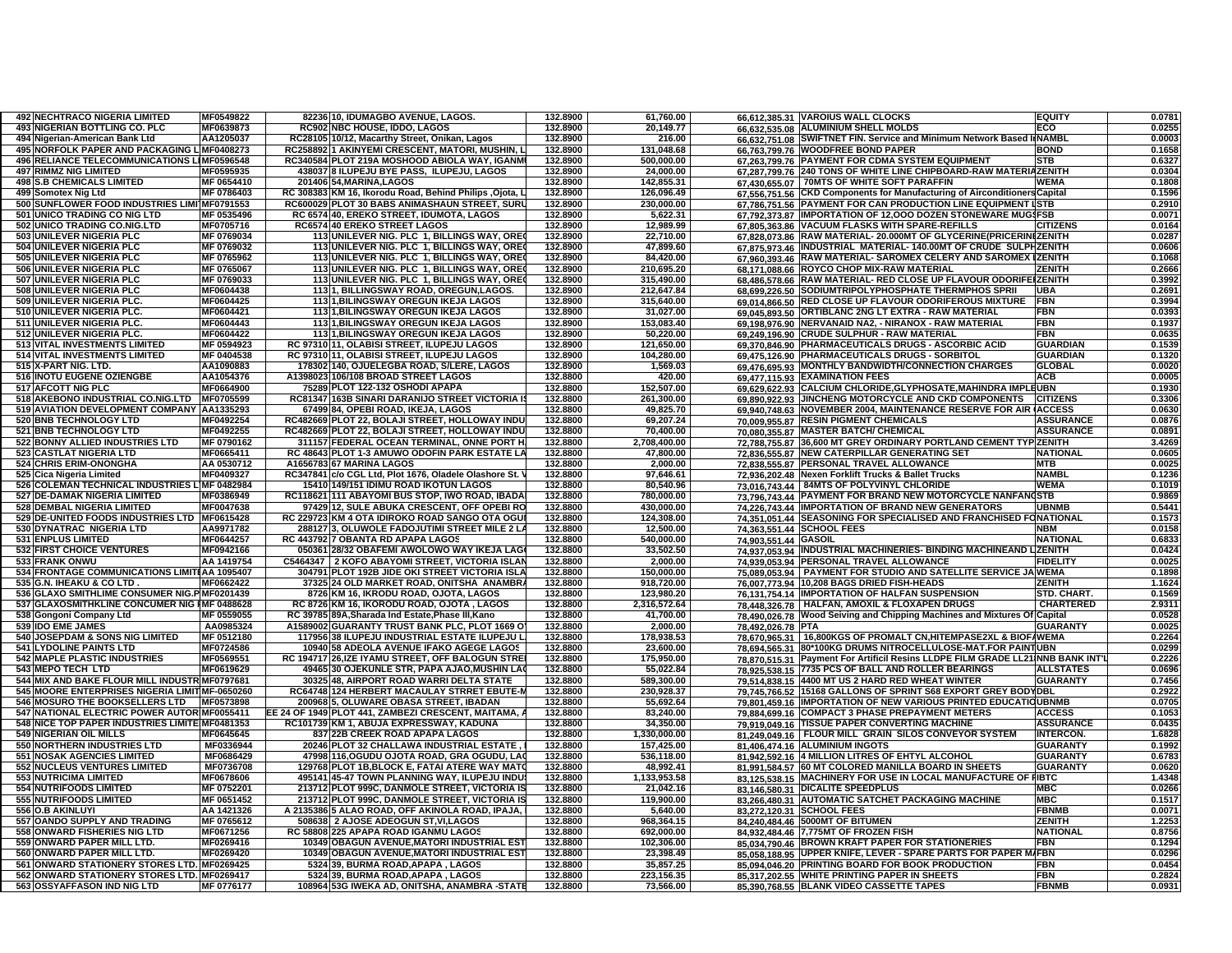| 492 | NECHTRACO NIGERIA LIMITED | MF0549822 | 82236 | 10, IDUMAGBO AVENUE, LAGOS. | 132.8900 | 61,760.00 | 66,612,385.31 | VAROIUS WALL CLOCKS | EQUITY | 0.0781 |
|---|---|---|---|---|---|---|---|---|---|---|
| 493 | NIGERIAN BOTTLING CO. PLC | MF0639873 | RC902 | NBC HOUSE, IDDO, LAGOS | 132.8900 | 20,149.77 | 66,632,535.08 | ALUMINIUM SHELL MOLDS | ECO | 0.0255 |
| 494 | Nigerian-American Bank Ltd | AA1205037 | RC28105 | 10/12, Macarthy Street, Onikan, Lagos | 132.8900 | 216.00 | 66,632,751.08 | SWIFTNET FIN. Service and Minimum Network Based In | NAMBL | 0.0003 |
| 495 | NORFOLK PAPER AND PACKAGING L | MF0408273 | RC258892 | 1 AKINYEMI CRESCENT, MATORI, MUSHIN, L | 132.8900 | 131,048.68 | 66,763,799.76 | WOODFREE BOND PAPER | BOND | 0.1658 |
| 496 | RELIANCE TELECOMMUNICATIONS L | MF0596548 | RC340584 | PLOT 219A MOSHOOD ABIOLA WAY, IGANM | 132.8900 | 500,000.00 | 67,263,799.76 | PAYMENT FOR CDMA SYSTEM EQUIPMENT | STB | 0.6327 |
| 497 | RIMMZ NIG LIMITED | MF0595935 | 438037 | 8 ILUPEJU BYE PASS, ILUPEJU, LAGOS | 132.8900 | 24,000.00 | 67,287,799.76 | 240 TONS OF WHITE LINE CHIPBOARD-RAW MATERIA | ZENITH | 0.0304 |
| 498 | S.B CHEMICALS LIMITED | MF 0654410 | 201406 | 54,MARINA,LAGOS | 132.8900 | 142,855.31 | 67,430,655.07 | 70MTS OF WHITE SOFT PARAFFIN | WEMA | 0.1808 |
| 499 | Somotex Nig Ltd | MF 0786403 | RC 308383 | KM 16, Ikorodu Road, Behind Philips ,Ojota, L | 132.8900 | 126,096.49 | 67,556,751.56 | CKD Components for Manufacturing of Airconditioners | Capital | 0.1596 |
| 500 | SUNFLOWER FOOD INDUSTRIES LIMI | MF0791553 | RC600029 | PLOT 30 BABS ANIMASHAUN STREET, SURU | 132.8900 | 230,000.00 | 67,786,751.56 | PAYMENT FOR CAN PRODUCTION LINE EQUIPMENT L | STB | 0.2910 |
| 501 | UNICO TRADING CO NIG LTD | MF 0535496 | RC 6574 | 40, EREKO STREET, IDUMOTA, LAGOS | 132.8900 | 5,622.31 | 67,792,373.87 | IMPORTATION OF 12,OOO DOZEN STONEWARE MUGS | FSB | 0.0071 |
| 502 | UNICO TRADING CO.NIG.LTD | MF0705716 | RC6574 | 40 EREKO STREET LAGOS | 132.8900 | 12,989.99 | 67,805,363.86 | VACUUM FLASKS WITH SPARE-REFILLS | CITIZENS | 0.0164 |
| 503 | UNILEVER NIGERIA PLC | MF 0769034 | 113 | UNILEVER NIG. PLC 1, BILLINGS WAY, ORE | 132.8900 | 22,710.00 | 67,828,073.86 | RAW MATERIAL- 20.000MT OF GLYCERINE(PRICERINE | ZENITH | 0.0287 |
| 504 | UNILEVER NIGERIA PLC | MF 0769032 | 113 | UNILEVER NIG. PLC 1, BILLINGS WAY, ORE | 132.8900 | 47,899.60 | 67,875,973.46 | INDUSTRIAL MATERIAL- 140.00MT OF CRUDE SULPH | ZENITH | 0.0606 |
| 505 | UNILEVER NIGERIA PLC | MF 0765962 | 113 | UNILEVER NIG. PLC 1, BILLINGS WAY, ORE | 132.8900 | 84,420.00 | 67,960,393.46 | RAW MATERIAL- SAROMEX CELERY AND SAROMEX | ZENITH | 0.1068 |
| 506 | UNILEVER NIGERIA PLC | MF 0765067 | 113 | UNILEVER NIG. PLC 1, BILLINGS WAY, ORE | 132.8900 | 210,695.20 | 68,171,088.66 | ROYCO CHOP MIX-RAW MATERIAL | ZENITH | 0.2666 |
| 507 | UNILEVER NIGERIA PLC | MF 0769033 | 113 | UNILEVER NIG. PLC 1, BILLINGS WAY, ORE | 132.8900 | 315,490.00 | 68,486,578.66 | RAW MATERIAL- RED CLOSE UP FLAVOUR ODORIFE | ZENITH | 0.3992 |
| 508 | UNILEVER NIGERIA PLC | MF0604438 | 113 | 1, BILLINGSWAY ROAD, OREGUN,LAGOS. | 132.8900 | 212,647.84 | 68,699,226.50 | SODIUMTRIPOLYPHOSPHATE THERMPHOS SPRII | UBA | 0.2691 |
| 509 | UNILEVER NIGERIA PLC. | MF0604425 | 113 | 1,BILINGSWAY OREGUN IKEJA LAGOS | 132.8900 | 315,640.00 | 69,014,866.50 | RED CLOSE UP FLAVOUR ODORIFEROUS MIXTURE | FBN | 0.3994 |
| 510 | UNILEVER NIGERIA PLC. | MF0604421 | 113 | 1,BILINGSWAY OREGUN IKEJA LAGOS | 132.8900 | 31,027.00 | 69,045,893.50 | ORTIBLANC 2NG LT EXTRA - RAW MATERIAL | FBN | 0.0393 |
| 511 | UNILEVER NIGERIA PLC. | MF0604443 | 113 | 1,BILINGSWAY OREGUN IKEJA LAGOS | 132.8900 | 153,083.40 | 69,198,976.90 | NERVANAID NA2, - NIRANOX - RAW MATERIAL | FBN | 0.1937 |
| 512 | UNILEVER NIGERIA PLC. | MF0604422 | 113 | 1,BILINGSWAY OREGUN IKEJA LAGOS | 132.8900 | 50,220.00 | 69,249,196.90 | CRUDE SULPHUR - RAW MATERIAL | FBN | 0.0635 |
| 513 | VITAL INVESTMENTS LIMITED | MF 0594923 | RC 97310 | 11, OLABISI STREET, ILUPEJU LAGOS | 132.8900 | 121,650.00 | 69,370,846.90 | PHARMACEUTICALS DRUGS - ASCORBIC ACID | GUARDIAN | 0.1539 |
| 514 | VITAL INVESTMENTS LIMITED | MF 0404538 | RC 97310 | 11, OLABISI STREET, ILUPEJU LAGOS | 132.8900 | 104,280.00 | 69,475,126.90 | PHARMACEUTICALS DRUGS - SORBITOL | GUARDIAN | 0.1320 |
| 515 | X-PART NIG. LTD. | AA1090883 | 178302 | 140, OJUELEGBA ROAD, S/LERE, LAGOS | 132.8900 | 1,569.03 | 69,476,695.93 | MONTHLY BANDWIDTH/CONNECTION CHARGES | GLOBAL | 0.0020 |
| 516 | INOTU EUGENE OZIENGBE | AA1054376 | A1398023 | 106/108 BROAD STREET LAGOS | 132.8800 | 420.00 | 69,477,115.93 | EXAMINATION FEES | ACB | 0.0005 |
| 517 | AFCOTT NIG PLC | MF0664900 | 75289 | PLOT 122-132 OSHODI APAPA | 132.8800 | 152,507.00 | 69,629,622.93 | CALCIUM CHLORIDE,GLYPHOSATE,MAHINDRA IMPLE | UBN | 0.1930 |
| 518 | AKEBONO INDUSTRIAL CO.NIG.LTD | MF0705599 | RC81347 | 163B SINARI DARANIJO STREET VICTORIA I | 132.8800 | 261,300.00 | 69,890,922.93 | JINCHENG MOTORCYCLE AND CKD COMPONENTS | CITIZENS | 0.3306 |
| 519 | AVIATION DEVELOPMENT COMPANY | AA1335293 | 67499 | 84, OPEBI ROAD, IKEJA, LAGOS | 132.8800 | 49,825.70 | 69,940,748.63 | NOVEMBER 2004, MAINTENANCE RESERVE FOR AIR | ACCESS | 0.0630 |
| 520 | BNB TECHNOLOGY LTD | MF0492254 | RC482669 | PLOT 22, BOLAJI STREET, HOLLOWAY INDU | 132.8800 | 69,207.24 | 70,009,955.87 | RESIN PIGMENT CHEMICALS | ASSURANCE | 0.0876 |
| 521 | BNB TECHNOLOGY LTD | MF0492255 | RC482669 | PLOT 22, BOLAJI STREET, HOLLOWAY INDU | 132.8800 | 70,400.00 | 70,080,355.87 | MASTER BATCH/ CHEMICAL | ASSURANCE | 0.0891 |
| 522 | BONNY ALLIED INDUSTRIES LTD | MF 0790162 | 311157 | FEDERAL OCEAN TERMINAL, ONNE PORT H | 132.8800 | 2,708,400.00 | 72,788,755.87 | 36,600 MT GREY ORDINARY PORTLAND CEMENT TYP | ZENITH | 3.4269 |
| 523 | CASTLAT NIGERIA LTD | MF0665411 | RC 48643 | PLOT 1-3 AMUWO ODOFIN PARK ESTATE LA | 132.8800 | 47,800.00 | 72,836,555.87 | NEW CATERPILLAR GENERATING SET | NATIONAL | 0.0605 |
| 524 | CHRIS ERIN-ONONGHA | AA 0530712 | A1656783 | 67 MARINA LAGOS | 132.8800 | 2,000.00 | 72,838,555.87 | PERSONAL TRAVEL ALLOWANCE | MTB | 0.0025 |
| 525 | Cica Nigeria Limited | MF0409327 | RC347841 | c/o CGL Ltd, Plot 1676, Oladele Olashore St. V | 132.8800 | 97,646.61 | 72,936,202.48 | Nexen Forklift Trucks & Ballet Trucks | NAMBL | 0.1236 |
| 526 | COLEMAN TECHNICAL INDUSTRIES L | MF 0482984 | 15410 | 149/151 IDIMU ROAD IKOTUN LAGOS | 132.8800 | 80,540.96 | 73,016,743.44 | 84MTS OF POLYVINYL CHLORIDE | WEMA | 0.1019 |
| 527 | DE-DAMAK NIGERIA LIMITED | MF0386949 | RC118621 | 111 ABAYOMI BUS STOP, IWO ROAD, IBADA | 132.8800 | 780,000.00 | 73,796,743.44 | PAYMENT FOR BRAND NEW MOTORCYCLE NANFANG | STB | 0.9869 |
| 528 | DEMBAL NIGERIA LIMITED | MF0047638 | 97429 | 12, SULE ABUKA CRESCENT, OFF OPEBI RO | 132.8800 | 430,000.00 | 74,226,743.44 | IMPORTATION OF BRAND NEW GENERATORS | UBNMB | 0.5441 |
| 529 | DE-UNITED FOODS INDUSTRIES LTD | MF0615428 | RC 229723 | KM 4 OTA IDIROKO ROAD SANGO OTA OGU | 132.8800 | 124,308.00 | 74,351,051.44 | SEASONING FOR SPECIALISED AND FRANCHISED FO | NATIONAL | 0.1573 |
| 530 | DYNATRAC NIGERIA LTD | AA9971782 | 288127 | 3, OLUWOLE FADOJUTIMI STREET MILE 2 LA | 132.8800 | 12,500.00 | 74,363,551.44 | SCHOOL FEES | NBM | 0.0158 |
| 531 | ENPLUS LIMITED | MF0644257 | RC 443792 | 7 OBANTA RD APAPA LAGOS | 132.8800 | 540,000.00 | 74,903,551.44 | GASOIL | NATIONAL | 0.6833 |
| 532 | FIRST CHOICE VENTURES | MF0942166 | 050361 | 28/32 OBAFEMI AWOLOWO WAY IKEJA LAG | 132.8800 | 33,502.50 | 74,937,053.94 | INDUSTRIAL MACHINERIES- BINDING MACHINEAND L | ZENITH | 0.0424 |
| 533 | FRANK ONWU | AA 1419754 | C5464347 | 2 KOFO ABAYOMI STREET, VICTORIA ISLAN | 132.8800 | 2,000.00 | 74,939,053.94 | PERSONAL TRAVEL ALLOWANCE | FIDELITY | 0.0025 |
| 534 | FRONTAGE COMMUNICATIONS LIMITE | AA 1095407 | 304791 | PLOT 192B JIDE OKI STREET VICTORIA ISLA | 132.8800 | 150,000.00 | 75,089,053.94 | PAYMENT FOR STUDIO AND SATELLITE SERVICE JA | WEMA | 0.1898 |
| 535 | G.N. IHEAKU & CO LTD . | MF0662422 | 37325 | 24 OLD MARKET ROAD, ONITSHA ANAMBRA | 132.8800 | 918,720.00 | 76,007,773.94 | 10,208 BAGS DRIED FISH-HEADS | ZENITH | 1.1624 |
| 536 | GLAXO SMITHLIME CONSUMER NIG.P | MF0201439 | 8726 | KM 16, IKRODU ROAD, OJOTA, LAGOS | 132.8800 | 123,980.20 | 76,131,754.14 | IMPORTATION OF HALFAN SUSPENSION | STD. CHART. | 0.1569 |
| 537 | GLAXOSMITHKLINE CONCUMER NIG P | MF 0488628 | RC 8726 | KM 16, IKORODU ROAD, OJOTA , LAGOS | 132.8800 | 2,316,572.64 | 78,448,326.78 | HALFAN, AMOXIL & FLOXAPEN DRUGS | CHARTERED | 2.9311 |
| 538 | Gongoni Company Ltd | MF 0559055 | RC 39785 | 89A,Sharada Ind Estate,Phase III,Kano | 132.8800 | 41,700.00 | 78,490,026.78 | Wood Seiving and Chipping Machines and Mixtures Of | Capital | 0.0528 |
| 539 | IDO EME JAMES | AA0985324 | A1589002 | GUARANTY TRUST BANK PLC, PLOT 1669 O | 132.8800 | 2,000.00 | 78,492,026.78 | PTA | GUARANTY | 0.0025 |
| 540 | JOSEPDAM & SONS NIG LIMITED | MF 0512180 | 117956 | 38 ILUPEJU INDUSTRIAL ESTATE ILUPEJU L | 132.8800 | 178,938.53 | 78,670,965.31 | 16,800KGS OF PROMALT CN,HITEMPASE2XL & BIOF | WEMA | 0.2264 |
| 541 | LYDOLINE PAINTS LTD | MF0724586 | 10940 | 58 ADEOLA AVENUE IFAKO AGEGE LAGOS | 132.8800 | 23,600.00 | 78,694,565.31 | 80*100KG DRUMS NITROCELLULOSE-MAT.FOR PAINT | UBN | 0.0299 |
| 542 | MAPLE PLASTIC INDUSTRIES | MF0569551 | RC 194717 | 26,IZE IYAMU STREET, OFF BALOGUN STRE | 132.8800 | 175,950.00 | 78,870,515.31 | Payment For Artificil Resins LLDPE FILM GRADE LL21 | NNB BANK INT'L | 0.2226 |
| 543 | MEPO TECH LTD | MF0619629 | 49465 | 30 OJEKUNLE STR, PAPA AJAO,MUSHIN LA | 132.8800 | 55,022.84 | 78,925,538.15 | 7735 PCS OF BALL AND ROLLER BEARINGS | ALLSTATES | 0.0696 |
| 544 | MIX AND BAKE FLOUR MILL INDUSTR | MF0797681 | 30325 | 48, AIRPORT ROAD WARRI DELTA STATE | 132.8800 | 589,300.00 | 79,514,838.15 | 4400 MT US 2 HARD RED WHEAT WINTER | GUARANTY | 0.7456 |
| 545 | MOORE ENTERPRISES NIGERIA LIMIT | MF-0650260 | RC64748 | 124 HERBERT MACAULAY STRRET EBUTE-M | 132.8800 | 230,928.37 | 79,745,766.52 | 15168 GALLONS OF SPRINT S68 EXPORT GREY BODY | DBL | 0.2922 |
| 546 | MOSURO THE BOOKSELLERS LTD | MF0573898 | 200968 | 5, OLUWARE OBASA STREET, IBADAN | 132.8800 | 55,692.64 | 79,801,459.16 | IMPORTATION OF NEW VARIOUS PRINTED EDUCATIO | UBNMB | 0.0705 |
| 547 | NATIONAL ELECTRIC POWER AUTOR | MF0055411 | EE 24 OF 1949 | PLOT 441, ZAMBEZI CRESCENT, MAITAMA, A | 132.8800 | 83,240.00 | 79,884,699.16 | COMPACT 3 PHASE PREPAYMENT METERS | ACCESS | 0.1053 |
| 548 | NICE TOP PAPER INDUSTRIES LIMITE | MF0481353 | RC101739 | KM 1, ABUJA EXPRESSWAY, KADUNA | 132.8800 | 34,350.00 | 79,919,049.16 | TISSUE PAPER CONVERTING MACHINE | ASSURANCE | 0.0435 |
| 549 | NIGERIAN OIL MILLS | MF0645645 | 837 | 22B CREEK ROAD APAPA LAGOS | 132.8800 | 1,330,000.00 | 81,249,049.16 | FLOUR MILL GRAIN SILOS CONVEYOR SYSTEM | INTERCON. | 1.6828 |
| 550 | NORTHERN INDUSTRIES LTD | MF0336944 | 20246 | PLOT 32 CHALLAWA INDUSTRIAL ESTATE , | 132.8800 | 157,425.00 | 81,406,474.16 | ALUMINIUM INGOTS | GUARANTY | 0.1992 |
| 551 | NOSAK AGENCIES LIMITED | MF0686429 | 47998 | 116,OGUDU OJOTA ROAD, GRA OGUDU, LA | 132.8800 | 536,118.00 | 81,942,592.16 | 4 MILLION LITRES OF EHTYL ALCOHOL | GUARANTY | 0.6783 |
| 552 | NUCLEUS VENTURES LIMITED | MF0736708 | 129768 | PLOT 1B,BLOCK E, FATAI ATERE WAY MAT | 132.8800 | 48,992.41 | 81,991,584.57 | 60 MT COLORED MANILLA BOARD IN SHEETS | GUARANTY | 0.0620 |
| 553 | NUTRICIMA LIMITED | MF0678606 | 495141 | 45-47 TOWN PLANNING WAY, ILUPEJU INDU | 132.8800 | 1,133,953.58 | 83,125,538.15 | MACHINERY FOR USE IN LOCAL MANUFACTURE OF F | IBTC | 1.4348 |
| 554 | NUTRIFOODS LIMITED | MF 0752201 | 213712 | PLOT 999C, DANMOLE STREET, VICTORIA IS | 132.8800 | 21,042.16 | 83,146,580.31 | DICALITE SPEEDPLUS | MBC | 0.0266 |
| 555 | NUTRIFOODS LIMITED | MF 0651452 | 213712 | PLOT 999C, DANMOLE STREET, VICTORIA IS | 132.8800 | 119,900.00 | 83,266,480.31 | AUTOMATIC SATCHET PACKAGING MACHINE | MBC | 0.1517 |
| 556 | O.B AKINLUYI | AA 1421326 | A 2135386 | 5 ALAO ROAD, OFF AKINOLA ROAD, IPAJA, | 132.8800 | 5,640.00 | 83,272,120.31 | SCHOOL FEES | FBNMB | 0.0071 |
| 557 | OANDO SUPPLY AND TRADING | MF 0765612 | 508638 | 2 AJOSE ADEOGUN ST,VI,LAGOS | 132.8800 | 968,364.15 | 84,240,484.46 | 5000MT OF BITUMEN | ZENITH | 1.2253 |
| 558 | ONWARD FISHERIES NIG LTD | MF0671256 | RC 58808 | 225 APAPA ROAD IGANMU LAGOS | 132.8800 | 692,000.00 | 84,932,484.46 | 7,775MT OF FROZEN FISH | NATIONAL | 0.8756 |
| 559 | ONWARD PAPER MILL LTD. | MF0269416 | 10349 | OBAGUN AVENUE,MATORI INDUSTRIAL EST | 132.8800 | 102,306.00 | 85,034,790.46 | BROWN KRAFT PAPER FOR STATIONERIES | FBN | 0.1294 |
| 560 | ONWARD PAPER MILL LTD. | MF0269420 | 10349 | OBAGUN AVENUE,MATORI INDUSTRIAL EST | 132.8800 | 23,398.49 | 85,058,188.95 | UPPER KNIFE, LEVER - SPARE PARTS FOR PAPER M | FBN | 0.0296 |
| 561 | ONWARD STATIONERY STORES LTD. | MF0269425 | 5324 | 39, BURMA ROAD,APAPA , LAGOS | 132.8800 | 35,857.25 | 85,094,046.20 | PRINTING BOARD FOR BOOK PRODUCTION | FBN | 0.0454 |
| 562 | ONWARD STATIONERY STORES LTD. | MF0269417 | 5324 | 39, BURMA ROAD,APAPA , LAGOS | 132.8800 | 223,156.35 | 85,317,202.55 | WHITE PRINTING PAPER IN SHEETS | FBN | 0.2824 |
| 563 | OSSYAFFASON IND NIG LTD | MF 0776177 | 108964 | 53G IWEKA AD, ONITSHA, ANAMBRA -STATE | 132.8800 | 73,566.00 | 85,390,768.55 | BLANK VIDEO CASSETTE TAPES | FBNMB | 0.0931 |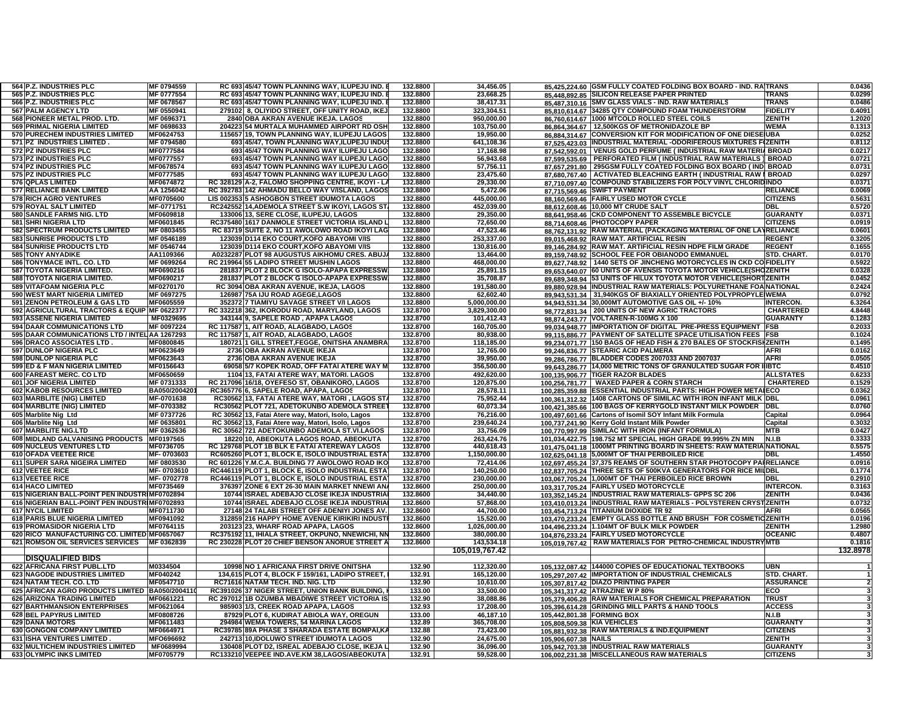| | | | | | | | | | |
|---|---|---|---|---|---|---|---|---|---|
| 564 | P.Z. INDUSTRIES PLC | MF 0794559 | RC 693 45/47 TOWN PLANNING WAY, ILUPEJU IND. E | 132.8800 | 34,456.05 | 85,425,224.60 | GSM FULLY COATED FOLDING BOX BOARD - IND. RA | TRANS | 0.0436 |
| 565 | P.Z. INDUSTRIES PLC | MF 0777554 | RC 693 45/47 TOWN PLANNING WAY, ILUPEJU IND. E | 132.8800 | 23,668.25 | 85,448,892.85 | SILICON RELEASE PAPER PRINTED | TRANS | 0.0299 |
| 566 | P.Z. INDUSTRIES PLC | MF 0678567 | RC 693 45/47 TOWN PLANNING WAY, ILUPEJU IND. E | 132.8800 | 38,417.31 | 85,487,310.16 | SMV GLASS VIALS - IND. RAW MATERIALS | TRANS | 0.0486 |
| 567 | PALM AGENCY LTD | MF 0550941 | 279102 8, OLIYIDO STREET, OFF UNITY ROAD, IKEJ | 132.8800 | 323,304.51 | 85,810,614.67 | 34285 QTY COMPOUND FOAM THUNDERSTORM | FIDELITY | 0.4091 |
| 568 | PIONEER METAL PROD. LTD. | MF 0696371 | 2840 OBA AKRAN AVENUE IKEJA. LAGOS | 132.8800 | 950,000.00 | 86,760,614.67 | 1000 MTCOLD ROLLED STEEL COILS | ZENITH | 1.2020 |
| 569 | PRIMAL NIGERIA LIMITED | MF 0698633 | 204223 54 MURTALA MUHAMMED AIRPORT RD OSH | 132.8800 | 103,750.00 | 86,864,364.67 | 12,500KGS OF METRONIDAZOLE BP | WEMA | 0.1313 |
| 570 | PURECHEM INDUSTRIES LIMITED | MF0624753 | 115657 19, TOWN PLANNING WAY, ILUPEJU LAGOS | 132.8800 | 19,950.00 | 86,884,314.67 | CONVERSION KIT FOR MODIFICATION OF ONE DIESE | UBA | 0.0252 |
| 571 | PZ INDUSTRIES LIMITED . | MF 0794580 | 693 45/47, TOWN PLANNING WAY,ILUPEJU INDUS | 132.8800 | 641,108.36 | 87,525,423.03 | INDUSTRIAL MATERIAL -ODORIFEROUS MIXTURES F | ZENITH | 0.8112 |
| 572 | PZ INDUSTRIES PLC | MF0777584 | 693 45/47 TOWN PLANNING WAY ILUPEJU LAGO | 132.8800 | 17,168.98 | 87,542,592.01 | VENUS GOLD PERFUME ( INDUSTRIAL RAW MATERI | BROAD | 0.0217 |
| 573 | PZ INDUSTRIES PLC | MF0777557 | 693 45/47 TOWN PLANNING WAY ILUPEJU LAGO | 132.8800 | 56,943.68 | 87,599,535.69 | PERFORATED FILM ( INDUSTRIAL RAW MATERIALS ) | BROAD | 0.0721 |
| 574 | PZ INDUSTRIES PLC | MF0678574 | 693 45/47 TOWN PLANNING WAY ILUPEJU LAGO | 132.8800 | 57,756.11 | 87,657,291.80 | 295GSM FULLY COATED FOLDING BOX BOARD ( IND | BROAD | 0.0731 |
| 575 | PZ INDUSTRIES PLC | MF0777585 | 693 45/47 TOWN PLANNING WAY ILUPEJU LAGO | 132.8800 | 23,475.60 | 87,680,767.40 | ACTIVATED BLEACHING EARTH ( INDUSTRIAL RAW I | BROAD | 0.0297 |
| 576 | QPLAS LIMITED | MF0674872 | RC 328129 A-2, FALOMO SHOPPING CENTRE, IKOYI - LA | 132.8800 | 29,330.00 | 87,710,097.40 | COMPOUND STABILIZERS FOR POLY VINYL CHLORID | INDO | 0.0371 |
| 577 | RELIANCE BANK LIMITED | AA 1256042 | RC 392783 142 AHMADU BELLO WAY V/ISLAND, LAGOS | 132.8800 | 5,472.06 | 87,715,569.46 | SWIFT PAYMENT | RELIANCE | 0.0069 |
| 578 | RICH AGRO VENTURES | MF0705600 | LIS 002353 5 ASHOGBON STREET IDUMOTA LAGOS | 132.8800 | 445,000.00 | 88,160,569.46 | FAIRLY USED MOTOR CYCLE | CITIZENS | 0.5631 |
| 579 | ROYAL SALT LIMITED | MF-0771751 | RC242552 14,ADEMOLA STREET S.W IKOYI, LAGOS ST | 132.8800 | 452,039.00 | 88,612,608.46 | 10,000 MT CRUDE SALT | DBL | 0.5720 |
| 580 | SANDLE FARMS NIG. LTD | MF0609818 | 133006 13, SERE CLOSE, ILUPEJU, LAGOS | 132.8800 | 29,350.00 | 88,641,958.46 | CKD COMPONENT TO ASSEMBLE BICYCLE | GUARANTY | 0.0371 |
| 581 | SHRI NIGERIA LTD | MF0601845 | RC375480 1617 DANMOLE STREET VICTORIA ISLAND L | 132.8800 | 72,650.00 | 88,714,608.46 | PHOTOCOPY PAPER | CITIZENS | 0.0919 |
| 582 | SPECTRUM PRODUCTS LIMITED | MF 0803455 | RC 83719 SUITE 2, NO 11 AWOLOWO ROAD IKOYI LAG | 132.8800 | 47,523.46 | 88,762,131.92 | RAW MATERIAL (PACKAGING MATERIAL OF ONE LAY | RELIANCE | 0.0601 |
| 583 | SUNRISE PRODUCTS LTD | MF 0546189 | 123039 D114 EKO COURT,KOFO ABAYOMI V/IS | 132.8800 | 253,337.00 | 89,015,468.92 | RAW MAT. ARTIFICIAL RESIN | REGENT | 0.3205 |
| 584 | SUNRISE PRODUCTS LTD | MF 0546744 | 123039 D114 EKO COURT,KOFO ABAYOMI V/IS | 132.8800 | 130,816.00 | 89,146,284.92 | RAW MAT. ARTIFICIAL RESIN HDPE FILM GRADE | REGENT | 0.1655 |
| 585 | TONY ANYADIKE | AA1109366 | A0232287 PLOT 98 AUGUSTUS AIKHOMU CRES. ABUJA | 132.8800 | 13,464.00 | 89,159,748.92 | SCHOOL FEE FOR OBIANODO EMMANUEL | STD. CHART. | 0.0170 |
| 586 | TONYMACE INTL. CO. LTD | MF 0699264 | RC 219964 55 LADIPO STREET MUSHIN LAGOS | 132.8800 | 468,000.00 | 89,627,748.92 | 1440 SETS OF JINCHENG MOTORCYCLES IN CKD CO | FIDELITY | 0.5922 |
| 587 | TOYOTA NIGERIA LIMITED. | MF0690216 | 281837 PLOT 2 BLOCK G ISOLO-APAPA EXPRESSW | 132.8800 | 25,891.15 | 89,653,640.07 | 60 UNITS OF AVENSIS TOYOTA MOTOR VEHICLE(SHO | ZENITH | 0.0328 |
| 588 | TOYOTA NIGERIA LIMITED. | MF0690217 | 281837 PLOT 2 BLOCK G ISOLO-APAPA EXPRESSW | 132.8800 | 35,708.87 | 89,689,348.94 | 53 UNITS OF HILUX TOYOTA MOTOR VEHICLE(SHORT | ZENITH | 0.0452 |
| 589 | VITAFOAM NIGERIA PLC | MF0270170 | RC 3094 OBA AKRAN AVENUE, IKEJA, LAGOS | 132.8800 | 191,580.00 | 89,880,928.94 | INDUSTRIAL RAW MATERIALS: POLYURETHANE FOA | NATIONAL | 0.2424 |
| 590 | WEST MART NIGERIA LIMITED | MF 0697275 | 126987 75A IJU ROAD AGEGE,LAGOS | 132.8800 | 62,602.40 | 89,943,531.34 | 31,940KGS OF BIAXIALLY ORIENTED POLYPROPYLE | WEMA | 0.0792 |
| 591 | ZENON PETROLEUM & GAS LTD | MF0605559 | 352372 7 TIAMIYU SAVAGE STREET V/I LAGOS | 132.8800 | 5,000,000.00 | 94,943,531.34 | 30,000MT AUTOMOTIVE GAS OIL +/- 10% | INTERCON. | 6.3264 |
| 592 | AGRICULTURAL TRACTORS & EQUIP | MF 0622377 | RC 332218 362, IKORODU ROAD, MARYLAND, LAGOS | 132.8700 | 3,829,300.00 | 98,772,831.34 | 200 UNITS OF NEW AGRIC TRACTORS | CHARTERED | 4.8448 |
| 593 | ASSENE NIGERIA LIMITED | MF0329695 | 343144 9, SAPELE ROAD , APAPA LAGOS | 132.8700 | 101,412.43 | 98,874,243.77 | VOLTAREN-R-100MG X 100 | GUARANTY | 0.1283 |
| 594 | DAAR COMMUNICATIONS LTD | MF 0097224 | RC 117587 1, AIT ROAD, ALAGBADO, LAGOS | 132.8700 | 160,705.00 | 99,034,948.77 | IMPORTATION OF DIGITAL PRE-PRESS EQUIPMENT | FSB | 0.2033 |
| 595 | DAAR COMMUNICATIONS LTD / INTEL | AA 1267293 | RC 117587 1, AIT ROAD, ALAGBADO, LAGOS | 132.8700 | 80,938.00 | 99,115,886.77 | PAYMENT OF SATELLITE SPACE UTILISATION FEES | FSB | 0.1024 |
| 596 | DRACO ASSOCIATES LTD . | MF0800845 | 180721 1 GILL STREET,FEGGE, ONITSHA ANAMBRA | 132.8700 | 118,185.00 | 99,234,071.77 | 150 BAGS OF HEAD FISH & 270 BALES OF STOCKFISH | ZENITH | 0.1495 |
| 597 | DUNLOP NIGERIA PLC | MF0623649 | 2736 OBA AKRAN AVENUE IKEJA | 132.8700 | 12,765.00 | 99,246,836.77 | STEARIC ACID PALMERA | AFRI | 0.0162 |
| 598 | DUNLOP NIGERIA PLC | MF0623643 | 2736 OBA AKRAN AVENUE IKEJA | 132.8700 | 39,950.00 | 99,286,786.77 | BLADDER CODES 2007033 AND 2007037 | AFRI | 0.0505 |
| 599 | ED & F MAN NIGERIA LIMITED | MF0156643 | 69058 5/7 KOPEK ROAD, OFF FATAI ATERE WAY M | 132.8700 | 356,500.00 | 99,643,286.77 | 14,000 METRIC TONS OF GRANULATED SUGAR FOR I | IBTC | 0.4510 |
| 600 | FAREAST MERC. CO LTD | MF0650659 | 1104 13, FATAI ATERE WAY, MATORI. LAGOS | 132.8700 | 492,620.00 | 100,135,906.77 | TIGER RAZOR BLADES | ALLSTATES | 0.6233 |
| 601 | JOF NIGERIA LIMITED | MF 0731333 | RC 217096 16/18, OYEFESO ST, OBANIKORO, LAGOS | 132.8700 | 120,875.00 | 100,256,781.77 | WAXED PAPER & CORN STARCH | CHARTERED | 0.1529 |
| 602 | KABOB RESOURCES LIMITED | BA050/200420 | RC365776 6, SAPELE ROAD, APAPA, LAGOS | 132.8700 | 28,578.11 | 100,285,359.88 | ESSENTIAL INDUSTRIAL PARTS: HIGH POWER METAL | ECO | 0.0362 |
| 603 | MARBLITE (NIG) LIMITED | MF-0701638 | RC30562 13, FATAI ATERE WAY, MATORI , LAGOS ST | 132.8700 | 75,952.44 | 100,361,312.32 | 1408 CARTONS OF SIMILAC WITH IRON INFANT MILK | DBL | 0.0961 |
| 604 | MARBLITE (NIG) LIMITED | MF-0703382 | RC30562 PLOT 721, ADETOKUNBO ADEMOLA STREET | 132.8700 | 60,073.34 | 100,421,385.66 | 100 BAGS OF KERRYGOLD INSTANT MILK POWDER | DBL | 0.0760 |
| 605 | Marblite Nig Ltd | MF 0737726 | RC 30562 13, Fatai Atere way, Matori, Isolo, Lagos | 132.8700 | 76,216.00 | 100,497,601.66 | Cartons of Isomil SOY Infant Milk Formula | Capital | 0.0964 |
| 606 | Marblite Nig Ltd | MF 0635801 | RC 30562 13, Fatai Atere way, Matori, Isolo, Lagos | 132.8700 | 239,640.24 | 100,737,241.90 | Kerry Gold Instant Milk Powder | Capital | 0.3032 |
| 607 | MARBLITE NIG.LTD | MF 0362636 | RC 30562 721 ADETOKUNBO ADEMOLA ST.V.I.LAGOS | 132.8700 | 33,756.09 | 100,770,997.99 | SIMILAC WITH IRON (INFANT FORMULA) | MTB | 0.0427 |
| 608 | MIDLAND GALVANISING PRODUCTS | MF0197565 | 18220 10, ABEOKUTA LAGOS ROAD, ABEOKUTA | 132.8700 | 263,424.76 | 101,034,422.75 | 198.752 MT SPECIAL HIGH GRADE 99.995% ZN MIN | N.I.B | 0.3333 |
| 609 | NUCLEUS VENTURES LTD | MF0736705 | RC 129768 PLOT 1B BLK E FATAI ATEREWAY LAGOS | 132.8700 | 440,618.43 | 101,475,041.18 | 1000MT PRINTING BOARD IN SHEETS: RAW MATERIA | NATIONAL | 0.5575 |
| 610 | OFADA VEETEE RICE | MF- 0703603 | RC605260 PLOT 1, BLOCK E, ISOLO INDUSTRIAL ESTA | 132.8700 | 1,150,000.00 | 102,625,041.18 | 5,000MT OF THAI PERBOILED RICE | DBL | 1.4550 |
| 611 | SUPER SARA NIGEIRA LIMITED | MF 0803530 | RC 601226 Y.M.C.A. BUILDING 77 AWOLOWO ROAD IKO | 132.8700 | 72,414.06 | 102,697,455.24 | 37,375 REAMS OF SOUTHERN STAR PHOTOCOPY PA | RELIANCE | 0.0916 |
| 612 | VEETEE RICE | MF- 0703610 | RC446119 PLOT 1, BLOCK E, ISOLO INDUSTRIAL ESTA | 132.8700 | 140,250.00 | 102,837,705.24 | THREE SETS OF 500KVA GENERATORS FOR RICE MIL | DBL | 0.1774 |
| 613 | VEETEE RICE | MF- 0702778 | RC446119 PLOT 1, BLOCK E, ISOLO INDUSTRIAL ESTA | 132.8700 | 230,000.00 | 103,067,705.24 | 1,000MT OF THAI PERBOILED RICE BROWN | DBL | 0.2910 |
| 614 | HACO LIMITED | MF0735469 | 376397 ZONE 6 EXT 26-30 MAIN MARKET NNEWI AN | 132.8600 | 250,000.00 | 103,317,705.24 | FAIRLY USED MOTORCYCLE | INTERCON. | 0.3163 |
| 615 | NIGERIAN BALL-POINT PEN INDUSTRI | MF0702894 | 10744 ISRAEL ADEBAJO CLOSE IKEJA INDUSTRIAL | 132.8600 | 34,440.00 | 103,352,145.24 | INDUSTRIAL RAW MATERIALS- GPPS SC 206 | ZENITH | 0.0436 |
| 616 | NIGERIAN BALL-POINT PEN INDUSTRI | MF0702893 | 10744 ISRAEL ADEBAJO CLOSE IKEJA INDUSTRIAL | 132.8600 | 57,868.00 | 103,410,013.24 | INDUSTRIAL RAW MATERIALS - POLYSTEREN CRYST | ZENITH | 0.0732 |
| 617 | NYCIL LIMITED | MF0711730 | 27148 24 TALABI STREET OFF ADENIYI JONES AV. | 132.8600 | 44,700.00 | 103,454,713.24 | TITANIUM DIOXIDE TR 92 | AFRI | 0.0565 |
| 618 | PARIS BLUE NIGERIA LIMITED | MF0941092 | 312859 216 HAPPY HOME AVENUE KIRIKIRI INDUST | 132.8600 | 15,520.00 | 103,470,233.24 | EMPTY GLASS BOTTLE AND BRUSH FOR COSMETIC | ZENITH | 0.0196 |
| 619 | PROMASIDOR NIGERIA LTD | MF0764115 | 203123 23, WHARF ROAD APAPA, LAGOS | 132.8600 | 1,026,000.00 | 104,496,233.24 | 1,140MT OF BULK MILK POWDER | ZENITH | 1.2980 |
| 620 | RICO MANUFACTURING CO. LIMITED | MF0657067 | RC375192 11, IHIALA STREET, OKPUNO, NNEWICHI, NN | 132.8600 | 380,000.00 | 104,876,233.24 | FAIRLY USED MOTORCYCLE | OCEANIC | 0.4807 |
| 621 | ROMSON OIL SERVICES SERVICES | MF 0362839 | RC 230228 PLOT 20 CHIEF BENSON ANORUE STREET A | 132.8600 | 143,534.18 | 105,019,767.42 | RAW MATERIALS FOR PETRO-CHEMICAL INDUSTRY | MTB | 0.1816 |
| | | | | | 105,019,767.42 | | | | 132.8978 |
| | **DISQUALIFIED BIDS** | | | | | | | | |
| 622 | AFRICANA FIRST PUBL.LTD | M0334504 | 10998 NO 1 AFRICANA FIRST DRIVE ONITSHA | 132.90 | 112,320.00 | 105,132,087.42 | 144000 COPIES OF EDUCATIONAL TEXTBOOKS | UBN | 1 |
| 623 | NAGODE INDUSTRIES LIMITED | MF040242 | 134,615 PLOT 4, BLOCK F 159/161, LADIPO STREET, | 132.91 | 165,120.00 | 105,297,207.42 | IMPORTATION OF INDUSTRIAL CHEMICALS | STD. CHART. | 1 |
| 624 | NATAM TECH. CO. LTD | MF0547710 | RC71616 NATAM TECH. IND. NIG. LTD | 132.90 | 10,610.00 | 105,307,817.42 | DIAZO PRINTING PAPER | ASSURANCE | 2 |
| 625 | AFRICAN AGRO PRODUCTS LIMITED | BA050/200411 | RC391026 37 NIGER STREET, UNION BANK BUILDING, | 133.00 | 33,500.00 | 105,341,317.42 | ATRAZINE W P 80% | ECO | 3 |
| 626 | ARIZONA TRADING LIMITED | MF0661221 | RC 297012 1B OZUMBA MBADIWE STREET VICTORIA IS | 132.90 | 38,088.86 | 105,379,406.28 | RAW MATERIALS FOR CHEMICAL PREPARATION | TRUST | 3 |
| 627 | BARTHMANSION ENTERPRISES | MF0621064 | 985903 1/3, CREEK ROAD APAPA, LAGOS | 132.93 | 17,208.00 | 105,396,614.28 | GRINDING MILL PARTS & HAND TOOLS | ACCESS | 3 |
| 628 | BEL PAPYRUS LIMITED | MF0808726 | 87929 PLOT 6, KUDIRAT ABIOLA WAY, OREGUN | 133.00 | 46,187.10 | 105,442,801.38 | FORMING BOX | N.I.B | 3 |
| 629 | DANA MOTORS | MF0611483 | 294984 WEMA TOWERS, 54 MARINA LAGOS | 132.89 | 365,708.00 | 105,808,509.38 | KIA VEHICLES | GUARANTY | 3 |
| 630 | GONGONI COMPANY LIMITED | MF0664971 | RC39785 89A PHASE 3 SHARADA ESTATE BOMPAI,KA | 132.88 | 73,423.00 | 105,881,932.38 | RAW MATERIALS & IND.EQUIPMENT | CITIZENS | 3 |
| 631 | ISHA VENTURES LIMITED . | MFO696692 | 242713 10,IDOLUWO STREET IDUMOTA LAGOS | 132.90 | 24,675.00 | 105,906,607.38 | NAILS | ZENITH | 3 |
| 632 | MULTICHEM INDUSTRIES LIMITED | MF0689994 | 130408 PLOT D2, ISREAL ADEBAJO CLOSE, IKEJA L | 132.90 | 36,096.00 | 105,942,703.38 | INDUSTRIAL RAW MATERIALS | GUARANTY | 3 |
| 633 | OLYMPIC INKS LIMITED | MF0705779 | RC133210 VEEPEE IND.AVE.KM 38,LAGOS/ABEOKUTA | 132.91 | 59,528.00 | 106,002,231.38 | MISCELLANEOUS RAW MATERIALS | CITIZENS | 3 |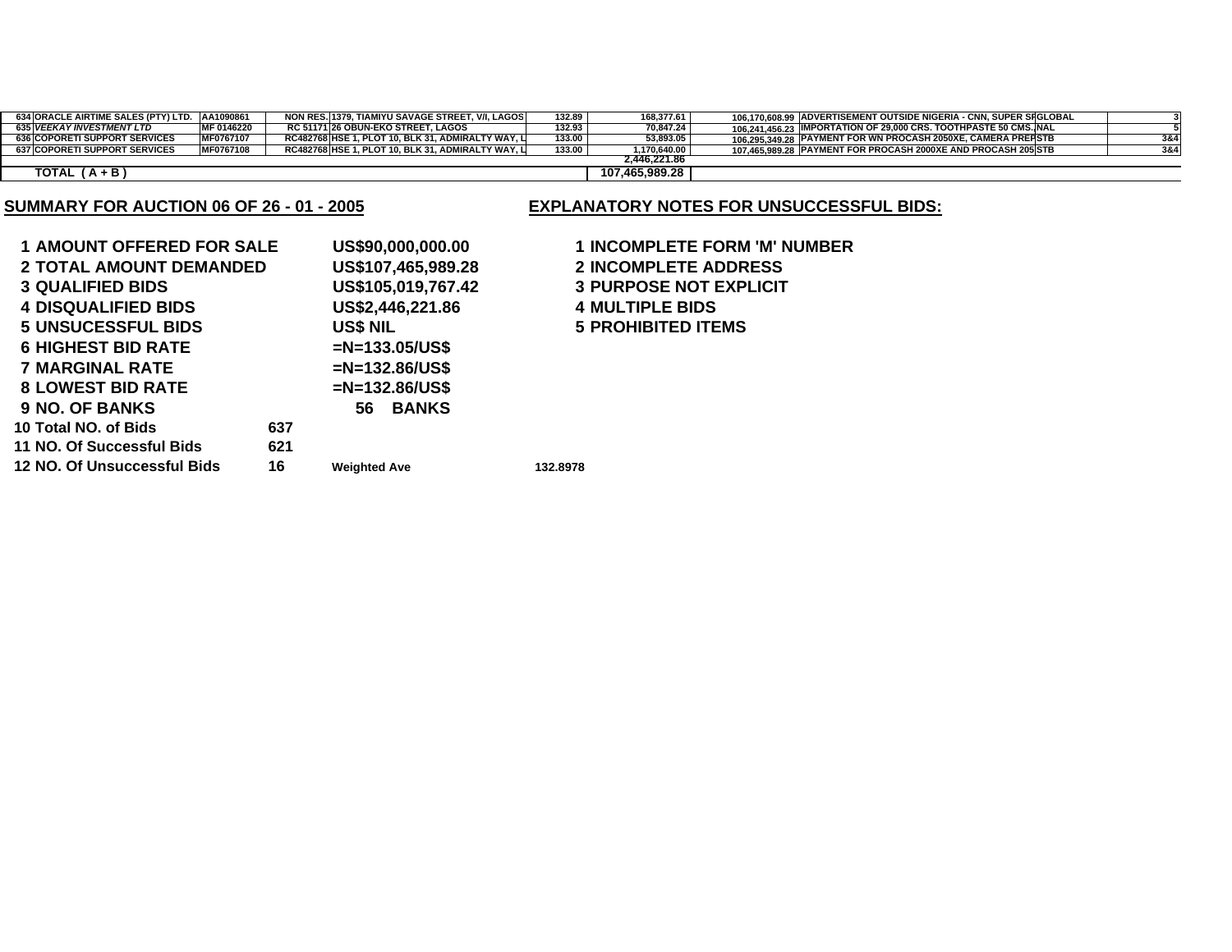| | | | | | | | | | | |
|---|---|---|---|---|---|---|---|---|---|---|
| 634 | ORACLE AIRTIME SALES (PTY) LTD. | AA1090861 | NON RES. | 1379, TIAMIYU SAVAGE STREET, V/I, LAGOS | 132.89 | 168,377.61 | 106,170,608.99 | ADVERTISEMENT OUTSIDE NIGERIA - CNN, SUPER SP | GLOBAL | 3 |
| 635 | *VEEKAY INVESTMENT LTD* | MF 0146220 | RC 51171 | 26 OBUN-EKO STREET, LAGOS | 132.93 | 70,847.24 | 106,241,456.23 | IMPORTATION OF 29,000 CRS. TOOTHPASTE 50 CMS. | NAL | 5 |
| 636 | COPORETI SUPPORT SERVICES | MF0767107 | RC482768 | HSE 1, PLOT 10, BLK 31, ADMIRALTY WAY, L | 133.00 | 53,893.05 | 106,295,349.28 | PAYMENT FOR WN PROCASH 2050XE, CAMERA PREP | STB | 3&4 |
| 637 | COPORETI SUPPORT SERVICES | MF0767108 | RC482768 | HSE 1, PLOT 10, BLK 31, ADMIRALTY WAY, L | 133.00 | 1,170,640.00 | 107,465,989.28 | PAYMENT FOR PROCASH 2000XE AND PROCASH 205 | STB | 3&4 |
| | | | | | | 2,446,221.86 | | | | |
| | TOTAL ( A + B ) | | | | | 107,465,989.28 | | | | |

## SUMMARY FOR AUCTION 06 OF 26 - 01 - 2005

| | | | |
|---|---|---|---|
| 1 AMOUNT OFFERED FOR SALE | | US$90,000,000.00 | |
| 2 TOTAL AMOUNT DEMANDED | | US$107,465,989.28 | |
| 3 QUALIFIED BIDS | | US$105,019,767.42 | |
| 4 DISQUALIFIED BIDS | | US$2,446,221.86 | |
| 5 UNSUCESSFUL BIDS | | US$ NIL | |
| 6 HIGHEST BID RATE | | =N=133.05/US$ | |
| 7 MARGINAL RATE | | =N=132.86/US$ | |
| 8 LOWEST BID RATE | | =N=132.86/US$ | |
| 9 NO. OF BANKS | | 56 BANKS | |
| 10 Total NO. of Bids | 637 | | |
| 11 NO. Of Successful Bids | 621 | | |
| 12 NO. Of Unsuccessful Bids | 16 | Weighted Ave | 132.8978 |

## EXPLANATORY NOTES FOR UNSUCCESSFUL BIDS:

1 INCOMPLETE FORM 'M' NUMBER
2 INCOMPLETE ADDRESS
3 PURPOSE NOT EXPLICIT
4 MULTIPLE BIDS
5 PROHIBITED ITEMS